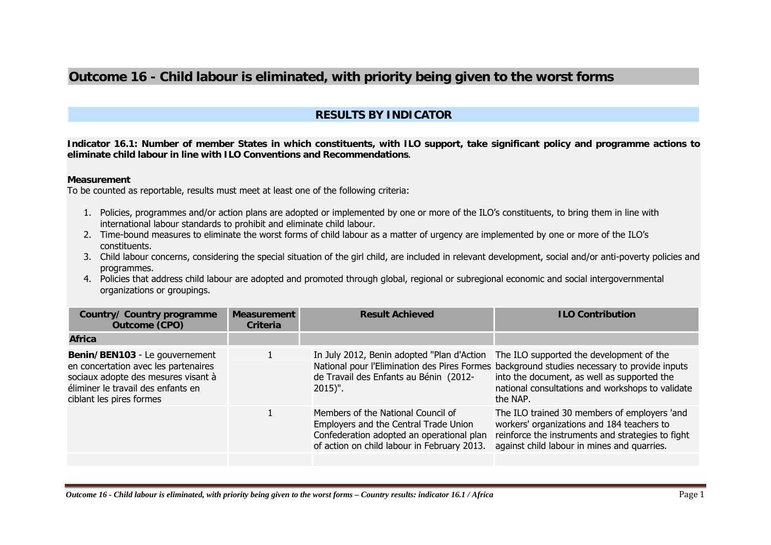# Outcome 16 - Child labour is eliminated, with priority being given to the worst forms

## RESULTS BY INDICATOR

**Indicator 16.1: Number of member States in which constituents, with ILO support, take significant policy and programme actions to eliminate child labour in line with ILO Conventions and Recommendations**.

**Measurement**

To be counted as reportable, results must meet at least one of the following criteria:

1. Policies, programmes and/or action plans are adopted or implemented by one or more of the ILO's constituents, to bring them in line with international labour standards to prohibit and eliminate child labour.
2. Time-bound measures to eliminate the worst forms of child labour as a matter of urgency are implemented by one or more of the ILO's constituents.
3. Child labour concerns, considering the special situation of the girl child, are included in relevant development, social and/or anti-poverty policies and programmes.
4. Policies that address child labour are adopted and promoted through global, regional or subregional economic and social intergovernmental organizations or groupings.

| Country/ Country programme Outcome (CPO) | Measurement Criteria | Result Achieved | ILO Contribution |
|---|---|---|---|
| **Africa** | | | |
| **Benin/BEN103** - Le gouvernement en concertation avec les partenaires sociaux adopte des mesures visant à éliminer le travail des enfants en ciblant les pires formes | 1 | In July 2012, Benin adopted "Plan d'Action National pour l'Elimination des Pires Formes de Travail des Enfants au Bénin (2012-2015)". | The ILO supported the development of the background studies necessary to provide inputs into the document, as well as supported the national consultations and workshops to validate the NAP. |
| | 1 | Members of the National Council of Employers and the Central Trade Union Confederation adopted an operational plan of action on child labour in February 2013. | The ILO trained 30 members of employers 'and workers' organizations and 184 teachers to reinforce the instruments and strategies to fight against child labour in mines and quarries. |
| | | | |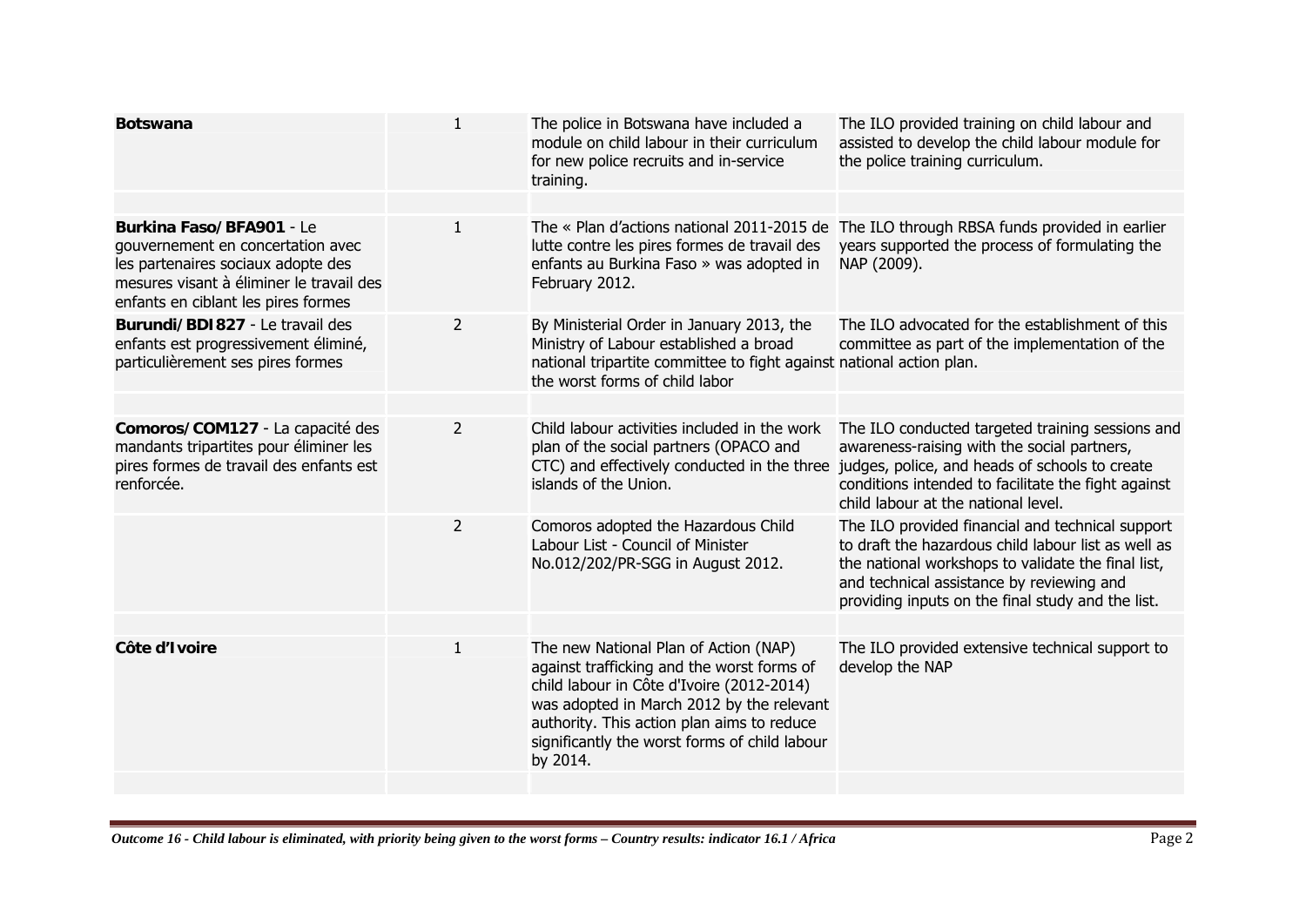| | | | |
|---|---|---|---|
| **Botswana** | 1 | The police in Botswana have included a module on child labour in their curriculum for new police recruits and in-service training. | The ILO provided training on child labour and assisted to develop the child labour module for the police training curriculum. |
| | | | |
| **Burkina Faso/BFA901** - Le gouvernement en concertation avec les partenaires sociaux adopte des mesures visant à éliminer le travail des enfants en ciblant les pires formes | 1 | The « Plan d'actions national 2011-2015 de lutte contre les pires formes de travail des enfants au Burkina Faso » was adopted in February 2012. | The ILO through RBSA funds provided in earlier years supported the process of formulating the NAP (2009). |
| **Burundi/BDI827** - Le travail des enfants est progressivement éliminé, particulièrement ses pires formes | 2 | By Ministerial Order in January 2013, the Ministry of Labour established a broad national tripartite committee to fight against the worst forms of child labor | The ILO advocated for the establishment of this committee as part of the implementation of the national action plan. |
| | | | |
| **Comoros/COM127** - La capacité des mandants tripartites pour éliminer les pires formes de travail des enfants est renforcée. | 2 | Child labour activities included in the work plan of the social partners (OPACO and CTC) and effectively conducted in the three islands of the Union. | The ILO conducted targeted training sessions and awareness-raising with the social partners, judges, police, and heads of schools to create conditions intended to facilitate the fight against child labour at the national level. |
| | 2 | Comoros adopted the Hazardous Child Labour List - Council of Minister No.012/202/PR-SGG in August 2012. | The ILO provided financial and technical support to draft the hazardous child labour list as well as the national workshops to validate the final list, and technical assistance by reviewing and providing inputs on the final study and the list. |
| | | | |
| **Côte d'Ivoire** | 1 | The new National Plan of Action (NAP) against trafficking and the worst forms of child labour in Côte d'Ivoire (2012-2014) was adopted in March 2012 by the relevant authority. This action plan aims to reduce significantly the worst forms of child labour by 2014. | The ILO provided extensive technical support to develop the NAP |
| | | | |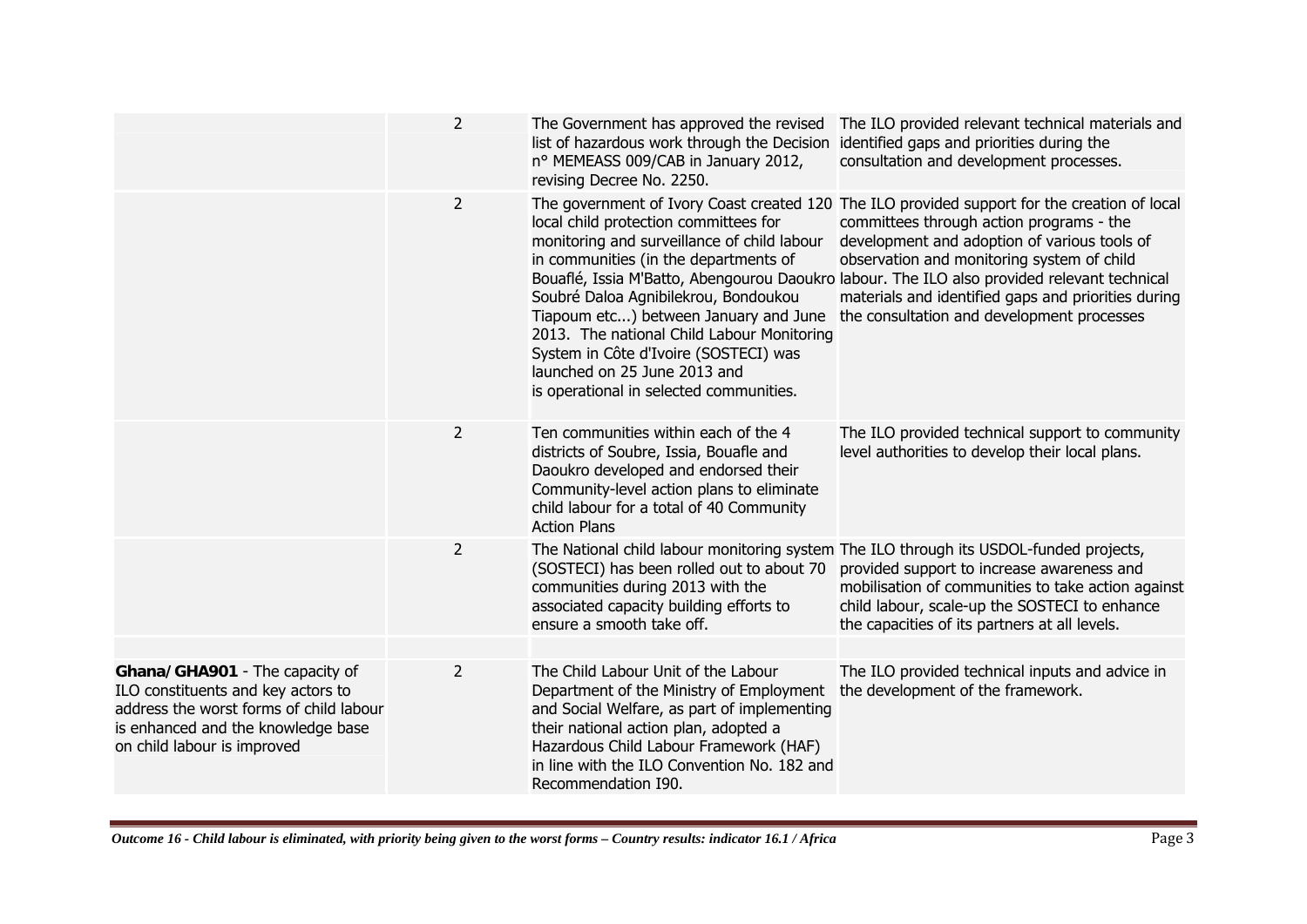| | | | |
|---|---|---|---|
| | 2 | The Government has approved the revised list of hazardous work through the Decision n° MEMEASS 009/CAB in January 2012, revising Decree No. 2250. | The ILO provided relevant technical materials and identified gaps and priorities during the consultation and development processes. |
| | 2 | The government of Ivory Coast created 120 local child protection committees for monitoring and surveillance of child labour in communities (in the departments of Bouaflé, Issia M'Batto, Abengourou Daoukro Soubré Daloa Agnibilekrou, Bondoukou Tiapoum etc...) between January and June 2013. The national Child Labour Monitoring System in Côte d'Ivoire (SOSTECI) was launched on 25 June 2013 and is operational in selected communities. | The ILO provided support for the creation of local committees through action programs - the development and adoption of various tools of observation and monitoring system of child labour. The ILO also provided relevant technical materials and identified gaps and priorities during the consultation and development processes |
| | 2 | Ten communities within each of the 4 districts of Soubre, Issia, Bouafle and Daoukro developed and endorsed their Community-level action plans to eliminate child labour for a total of 40 Community Action Plans | The ILO provided technical support to community level authorities to develop their local plans. |
| | 2 | The National child labour monitoring system (SOSTECI) has been rolled out to about 70 communities during 2013 with the associated capacity building efforts to ensure a smooth take off. | The ILO through its USDOL-funded projects, provided support to increase awareness and mobilisation of communities to take action against child labour, scale-up the SOSTECI to enhance the capacities of its partners at all levels. |
| | | | |
| **Ghana/GHA901** - The capacity of ILO constituents and key actors to address the worst forms of child labour is enhanced and the knowledge base on child labour is improved | 2 | The Child Labour Unit of the Labour Department of the Ministry of Employment and Social Welfare, as part of implementing their national action plan, adopted a Hazardous Child Labour Framework (HAF) in line with the ILO Convention No. 182 and Recommendation I90. | The ILO provided technical inputs and advice in the development of the framework. |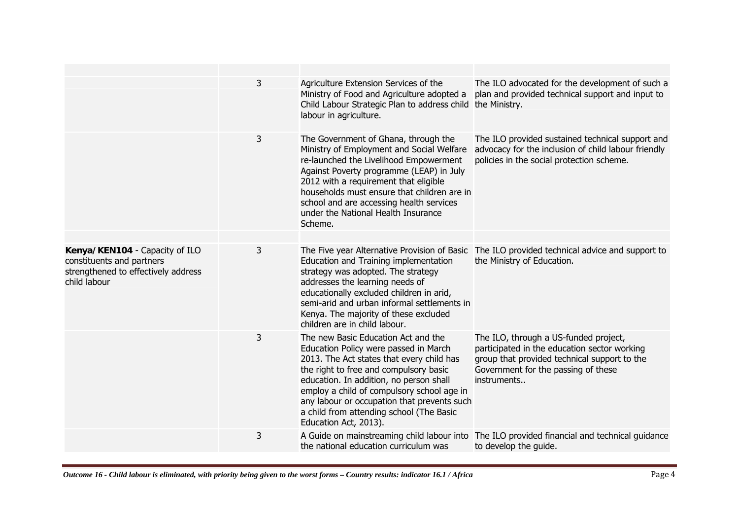| | | | |
|---|---|---|---|
| | 3 | Agriculture Extension Services of the Ministry of Food and Agriculture adopted a Child Labour Strategic Plan to address child labour in agriculture. | The ILO advocated for the development of such a plan and provided technical support and input to the Ministry. |
| | 3 | The Government of Ghana, through the Ministry of Employment and Social Welfare re-launched the Livelihood Empowerment Against Poverty programme (LEAP) in July 2012 with a requirement that eligible households must ensure that children are in school and are accessing health services under the National Health Insurance Scheme. | The ILO provided sustained technical support and advocacy for the inclusion of child labour friendly policies in the social protection scheme. |
| | | | |
| **Kenya/KEN104** - Capacity of ILO constituents and partners strengthened to effectively address child labour | 3 | The Five year Alternative Provision of Basic Education and Training implementation strategy was adopted. The strategy addresses the learning needs of educationally excluded children in arid, semi-arid and urban informal settlements in Kenya. The majority of these excluded children are in child labour. | The ILO provided technical advice and support to the Ministry of Education. |
| | 3 | The new Basic Education Act and the Education Policy were passed in March 2013. The Act states that every child has the right to free and compulsory basic education. In addition, no person shall employ a child of compulsory school age in any labour or occupation that prevents such a child from attending school (The Basic Education Act, 2013). | The ILO, through a US-funded project, participated in the education sector working group that provided technical support to the Government for the passing of these instruments.. |
| | 3 | A Guide on mainstreaming child labour into the national education curriculum was | The ILO provided financial and technical guidance to develop the guide. |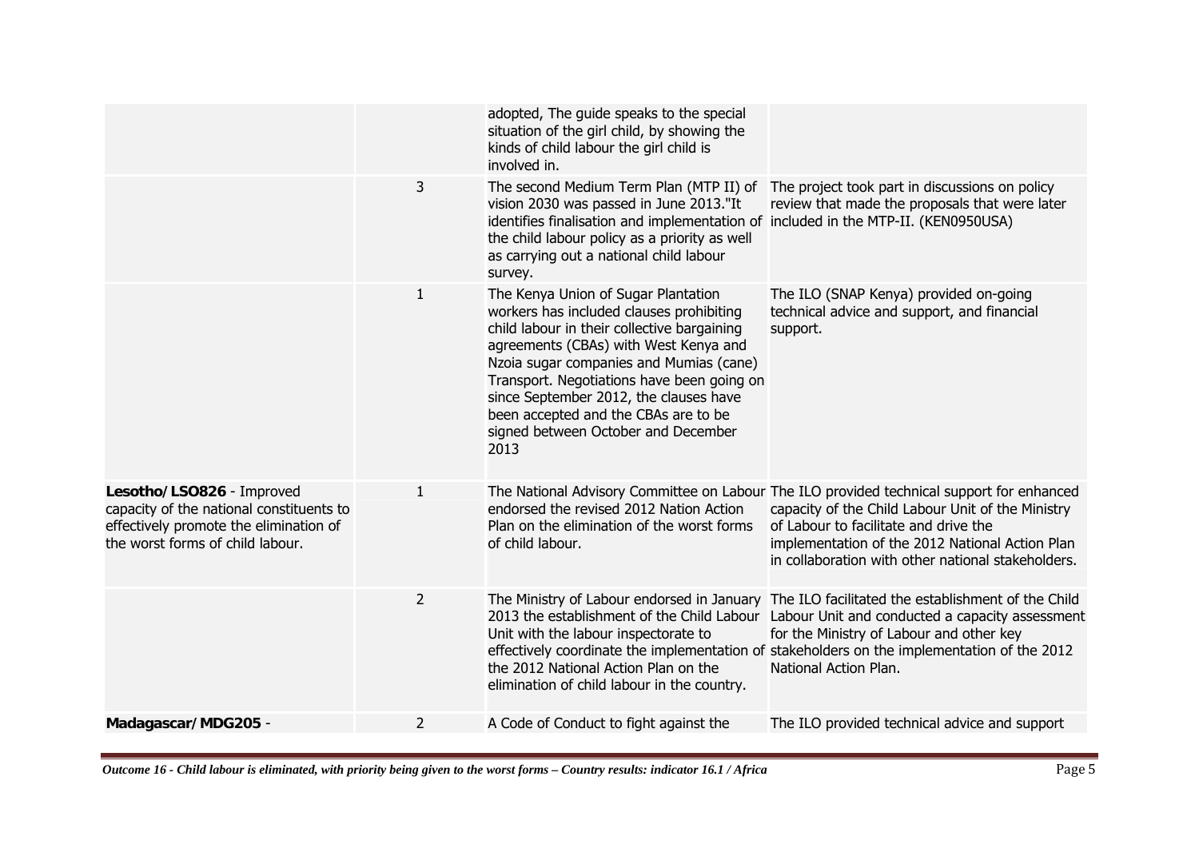| | | | |
|---|---|---|---|
| | | adopted, The guide speaks to the special situation of the girl child, by showing the kinds of child labour the girl child is involved in. | |
| | 3 | The second Medium Term Plan (MTP II) of vision 2030 was passed in June 2013."It identifies finalisation and implementation of the child labour policy as a priority as well as carrying out a national child labour survey. | The project took part in discussions on policy review that made the proposals that were later included in the MTP-II. (KEN0950USA) |
| | 1 | The Kenya Union of Sugar Plantation workers has included clauses prohibiting child labour in their collective bargaining agreements (CBAs) with West Kenya and Nzoia sugar companies and Mumias (cane) Transport. Negotiations have been going on since September 2012, the clauses have been accepted and the CBAs are to be signed between October and December 2013 | The ILO (SNAP Kenya) provided on-going technical advice and support, and financial support. |
| **Lesotho/LSO826** - Improved capacity of the national constituents to effectively promote the elimination of the worst forms of child labour. | 1 | The National Advisory Committee on Labour endorsed the revised 2012 Nation Action Plan on the elimination of the worst forms of child labour. | The ILO provided technical support for enhanced capacity of the Child Labour Unit of the Ministry of Labour to facilitate and drive the implementation of the 2012 National Action Plan in collaboration with other national stakeholders. |
| | 2 | The Ministry of Labour endorsed in January 2013 the establishment of the Child Labour Unit with the labour inspectorate to effectively coordinate the implementation of the 2012 National Action Plan on the elimination of child labour in the country. | The ILO facilitated the establishment of the Child Labour Unit and conducted a capacity assessment for the Ministry of Labour and other key stakeholders on the implementation of the 2012 National Action Plan. |
| **Madagascar/MDG205** - | 2 | A Code of Conduct to fight against the | The ILO provided technical advice and support |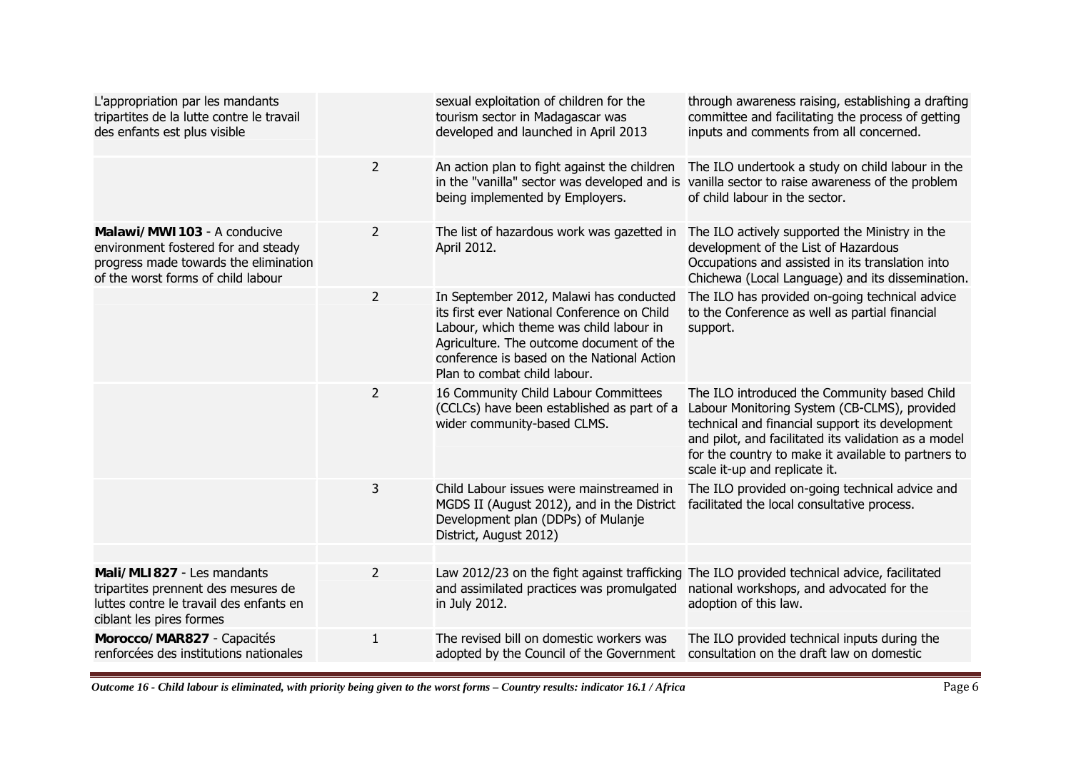| | | | |
|---|---|---|---|
| L'appropriation par les mandants tripartites de la lutte contre le travail des enfants est plus visible | | sexual exploitation of children for the tourism sector in Madagascar was developed and launched in April 2013 | through awareness raising, establishing a drafting committee and facilitating the process of getting inputs and comments from all concerned. |
| | 2 | An action plan to fight against the children in the "vanilla" sector was developed and is being implemented by Employers. | The ILO undertook a study on child labour in the vanilla sector to raise awareness of the problem of child labour in the sector. |
| **Malawi/MWI103** - A conducive environment fostered for and steady progress made towards the elimination of the worst forms of child labour | 2 | The list of hazardous work was gazetted in April 2012. | The ILO actively supported the Ministry in the development of the List of Hazardous Occupations and assisted in its translation into Chichewa (Local Language) and its dissemination. |
| | 2 | In September 2012, Malawi has conducted its first ever National Conference on Child Labour, which theme was child labour in Agriculture. The outcome document of the conference is based on the National Action Plan to combat child labour. | The ILO has provided on-going technical advice to the Conference as well as partial financial support. |
| | 2 | 16 Community Child Labour Committees (CCLCs) have been established as part of a wider community-based CLMS. | The ILO introduced the Community based Child Labour Monitoring System (CB-CLMS), provided technical and financial support its development and pilot, and facilitated its validation as a model for the country to make it available to partners to scale it-up and replicate it. |
| | 3 | Child Labour issues were mainstreamed in MGDS II (August 2012), and in the District Development plan (DDPs) of Mulanje District, August 2012) | The ILO provided on-going technical advice and facilitated the local consultative process. |
| | | | |
| **Mali/MLI827** - Les mandants tripartites prennent des mesures de luttes contre le travail des enfants en ciblant les pires formes | 2 | Law 2012/23 on the fight against trafficking and assimilated practices was promulgated in July 2012. | The ILO provided technical advice, facilitated national workshops, and advocated for the adoption of this law. |
| **Morocco/MAR827** - Capacités renforcées des institutions nationales | 1 | The revised bill on domestic workers was adopted by the Council of the Government | The ILO provided technical inputs during the consultation on the draft law on domestic |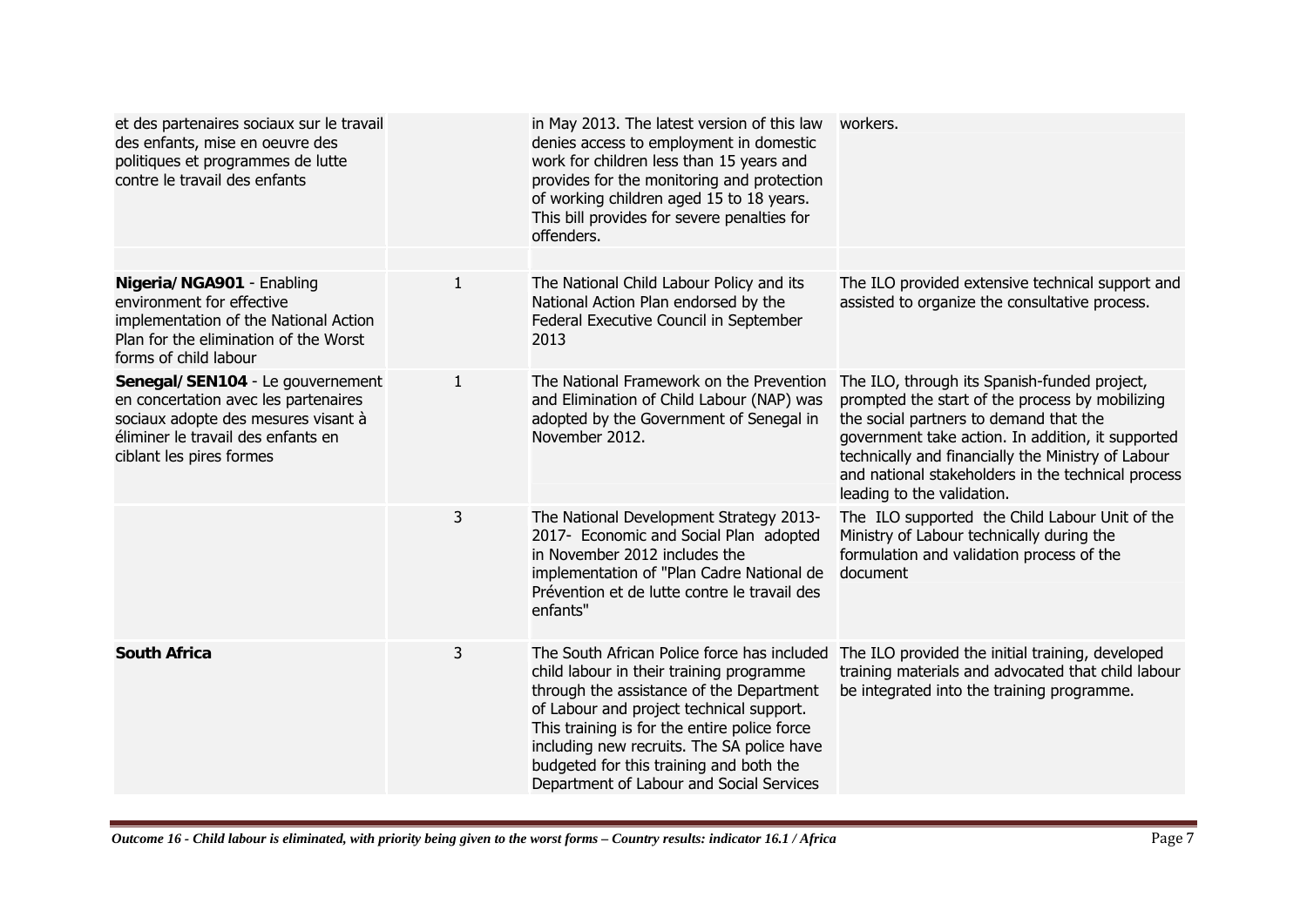| | | | |
|---|---|---|---|
| et des partenaires sociaux sur le travail des enfants, mise en oeuvre des politiques et programmes de lutte contre le travail des enfants | | in May 2013. The latest version of this law denies access to employment in domestic work for children less than 15 years and provides for the monitoring and protection of working children aged 15 to 18 years. This bill provides for severe penalties for offenders. | workers. |
| | | | |
| **Nigeria/NGA901** - Enabling environment for effective implementation of the National Action Plan for the elimination of the Worst forms of child labour | 1 | The National Child Labour Policy and its National Action Plan endorsed by the Federal Executive Council in September 2013 | The ILO provided extensive technical support and assisted to organize the consultative process. |
| **Senegal/SEN104** - Le gouvernement en concertation avec les partenaires sociaux adopte des mesures visant à éliminer le travail des enfants en ciblant les pires formes | 1 | The National Framework on the Prevention and Elimination of Child Labour (NAP) was adopted by the Government of Senegal in November 2012. | The ILO, through its Spanish-funded project, prompted the start of the process by mobilizing the social partners to demand that the government take action. In addition, it supported technically and financially the Ministry of Labour and national stakeholders in the technical process leading to the validation. |
| | 3 | The National Development Strategy 2013-2017- Economic and Social Plan adopted in November 2012 includes the implementation of "Plan Cadre National de Prévention et de lutte contre le travail des enfants" | The ILO supported the Child Labour Unit of the Ministry of Labour technically during the formulation and validation process of the document |
| **South Africa** | 3 | The South African Police force has included child labour in their training programme through the assistance of the Department of Labour and project technical support. This training is for the entire police force including new recruits. The SA police have budgeted for this training and both the Department of Labour and Social Services | The ILO provided the initial training, developed training materials and advocated that child labour be integrated into the training programme. |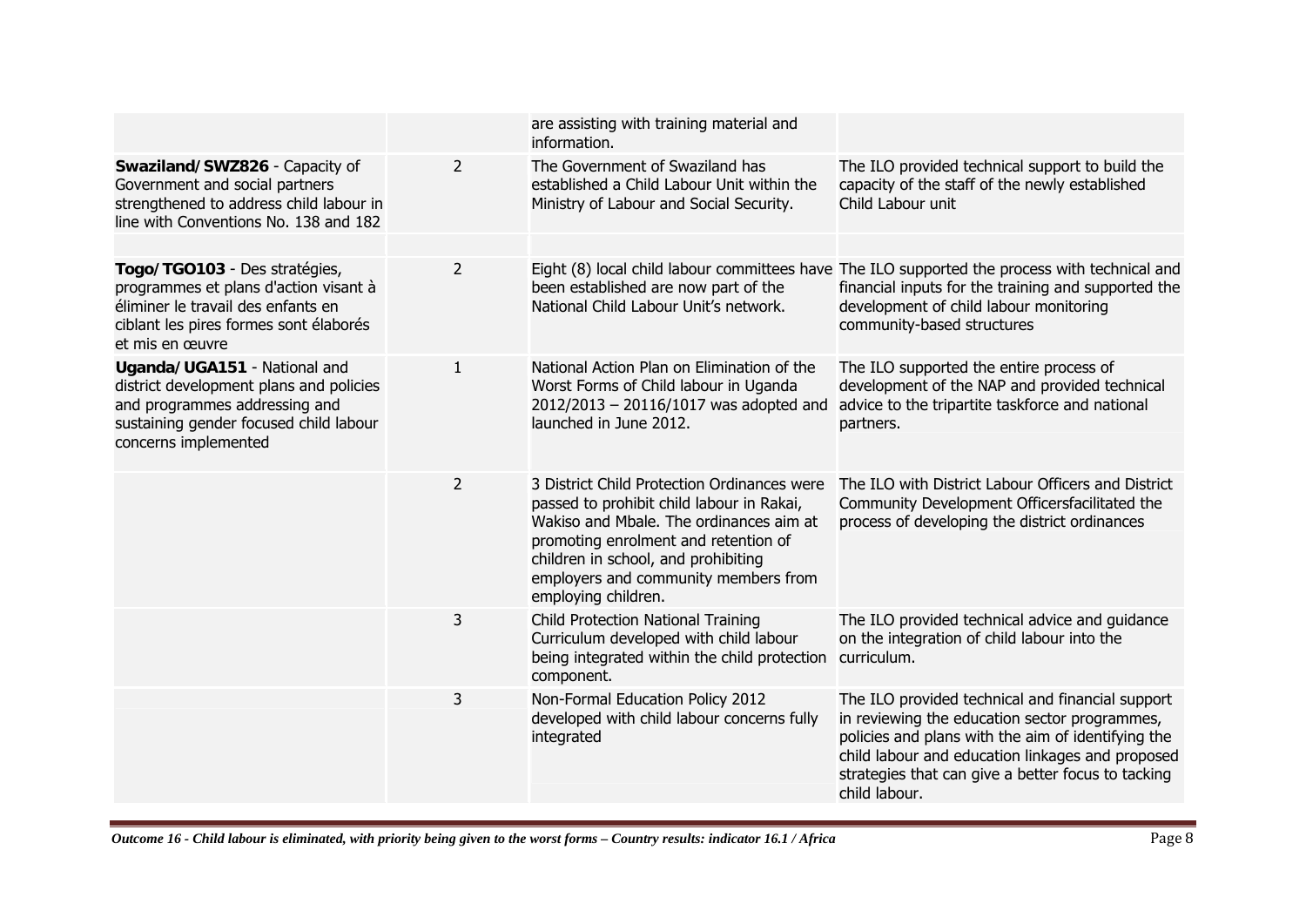| | | | |
|---|---|---|---|
| | | are assisting with training material and information. | |
| **Swaziland/SWZ826** - Capacity of Government and social partners strengthened to address child labour in line with Conventions No. 138 and 182 | 2 | The Government of Swaziland has established a Child Labour Unit within the Ministry of Labour and Social Security. | The ILO provided technical support to build the capacity of the staff of the newly established Child Labour unit |
| | | | |
| **Togo/TGO103** - Des stratégies, programmes et plans d'action visant à éliminer le travail des enfants en ciblant les pires formes sont élaborés et mis en œuvre | 2 | Eight (8) local child labour committees have been established are now part of the National Child Labour Unit's network. | The ILO supported the process with technical and financial inputs for the training and supported the development of child labour monitoring community-based structures |
| **Uganda/UGA151** - National and district development plans and policies and programmes addressing and sustaining gender focused child labour concerns implemented | 1 | National Action Plan on Elimination of the Worst Forms of Child labour in Uganda 2012/2013 – 20116/1017 was adopted and launched in June 2012. | The ILO supported the entire process of development of the NAP and provided technical advice to the tripartite taskforce and national partners. |
| | 2 | 3 District Child Protection Ordinances were passed to prohibit child labour in Rakai, Wakiso and Mbale. The ordinances aim at promoting enrolment and retention of children in school, and prohibiting employers and community members from employing children. | The ILO with District Labour Officers and District Community Development Officersfacilitated the process of developing the district ordinances |
| | 3 | Child Protection National Training Curriculum developed with child labour being integrated within the child protection component. | The ILO provided technical advice and guidance on the integration of child labour into the curriculum. |
| | 3 | Non-Formal Education Policy 2012 developed with child labour concerns fully integrated | The ILO provided technical and financial support in reviewing the education sector programmes, policies and plans with the aim of identifying the child labour and education linkages and proposed strategies that can give a better focus to tacking child labour. |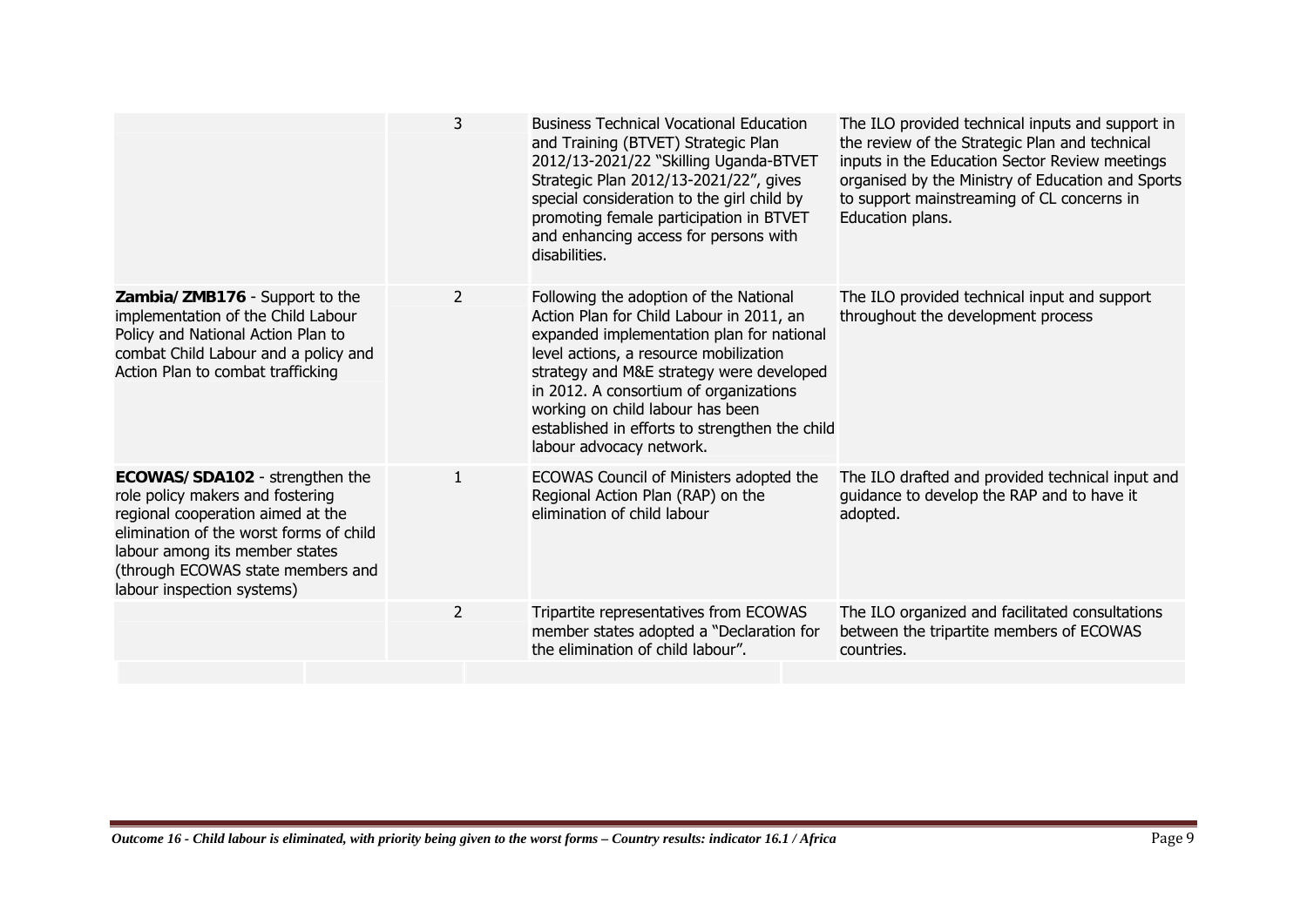| | | | |
|---|---|---|---|
| | 3 | Business Technical Vocational Education and Training (BTVET) Strategic Plan 2012/13-2021/22 "Skilling Uganda-BTVET Strategic Plan 2012/13-2021/22", gives special consideration to the girl child by promoting female participation in BTVET and enhancing access for persons with disabilities. | The ILO provided technical inputs and support in the review of the Strategic Plan and technical inputs in the Education Sector Review meetings organised by the Ministry of Education and Sports to support mainstreaming of CL concerns in Education plans. |
| **Zambia/ZMB176** - Support to the implementation of the Child Labour Policy and National Action Plan to combat Child Labour and a policy and Action Plan to combat trafficking | 2 | Following the adoption of the National Action Plan for Child Labour in 2011, an expanded implementation plan for national level actions, a resource mobilization strategy and M&E strategy were developed in 2012. A consortium of organizations working on child labour has been established in efforts to strengthen the child labour advocacy network. | The ILO provided technical input and support throughout the development process |
| **ECOWAS/SDA102** - strengthen the role policy makers and fostering regional cooperation aimed at the elimination of the worst forms of child labour among its member states (through ECOWAS state members and labour inspection systems) | 1 | ECOWAS Council of Ministers adopted the Regional Action Plan (RAP) on the elimination of child labour | The ILO drafted and provided technical input and guidance to develop the RAP and to have it adopted. |
| | 2 | Tripartite representatives from ECOWAS member states adopted a "Declaration for the elimination of child labour". | The ILO organized and facilitated consultations between the tripartite members of ECOWAS countries. |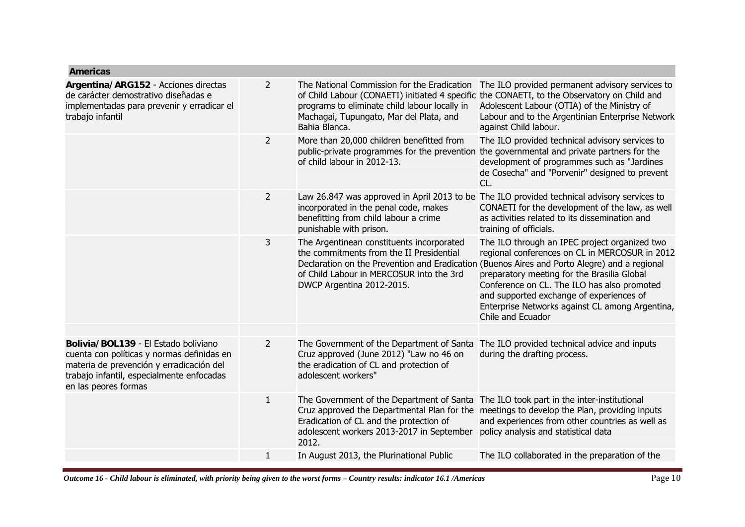| Americas | | | |
|---|---|---|---|
| **Argentina/ARG152** - Acciones directas de carácter demostrativo diseñadas e implementadas para prevenir y erradicar el trabajo infantil | 2 | The National Commission for the Eradication of Child Labour (CONAETI) initiated 4 specific programs to eliminate child labour locally in Machagai, Tupungato, Mar del Plata, and Bahia Blanca. | The ILO provided permanent advisory services to the CONAETI, to the Observatory on Child and Adolescent Labour (OTIA) of the Ministry of Labour and to the Argentinian Enterprise Network against Child labour. |
| | 2 | More than 20,000 children benefitted from public-private programmes for the prevention of child labour in 2012-13. | The ILO provided technical advisory services to the governmental and private partners for the development of programmes such as "Jardines de Cosecha" and "Porvenir" designed to prevent CL. |
| | 2 | Law 26.847 was approved in April 2013 to be incorporated in the penal code, makes benefitting from child labour a crime punishable with prison. | The ILO provided technical advisory services to CONAETI for the development of the law, as well as activities related to its dissemination and training of officials. |
| | 3 | The Argentinean constituents incorporated the commitments from the II Presidential Declaration on the Prevention and Eradication of Child Labour in MERCOSUR into the 3rd DWCP Argentina 2012-2015. | The ILO through an IPEC project organized two regional conferences on CL in MERCOSUR in 2012 (Buenos Aires and Porto Alegre) and a regional preparatory meeting for the Brasilia Global Conference on CL. The ILO has also promoted and supported exchange of experiences of Enterprise Networks against CL among Argentina, Chile and Ecuador |
| | | | |
| **Bolivia/BOL139** - El Estado boliviano cuenta con políticas y normas definidas en materia de prevención y erradicación del trabajo infantil, especialmente enfocadas en las peores formas | 2 | The Government of the Department of Santa Cruz approved (June 2012) "Law no 46 on the eradication of CL and protection of adolescent workers" | The ILO provided technical advice and inputs during the drafting process. |
| | 1 | The Government of the Department of Santa Cruz approved the Departmental Plan for the Eradication of CL and the protection of adolescent workers 2013-2017 in September 2012. | The ILO took part in the inter-institutional meetings to develop the Plan, providing inputs and experiences from other countries as well as policy analysis and statistical data |
| | 1 | In August 2013, the Plurinational Public | The ILO collaborated in the preparation of the |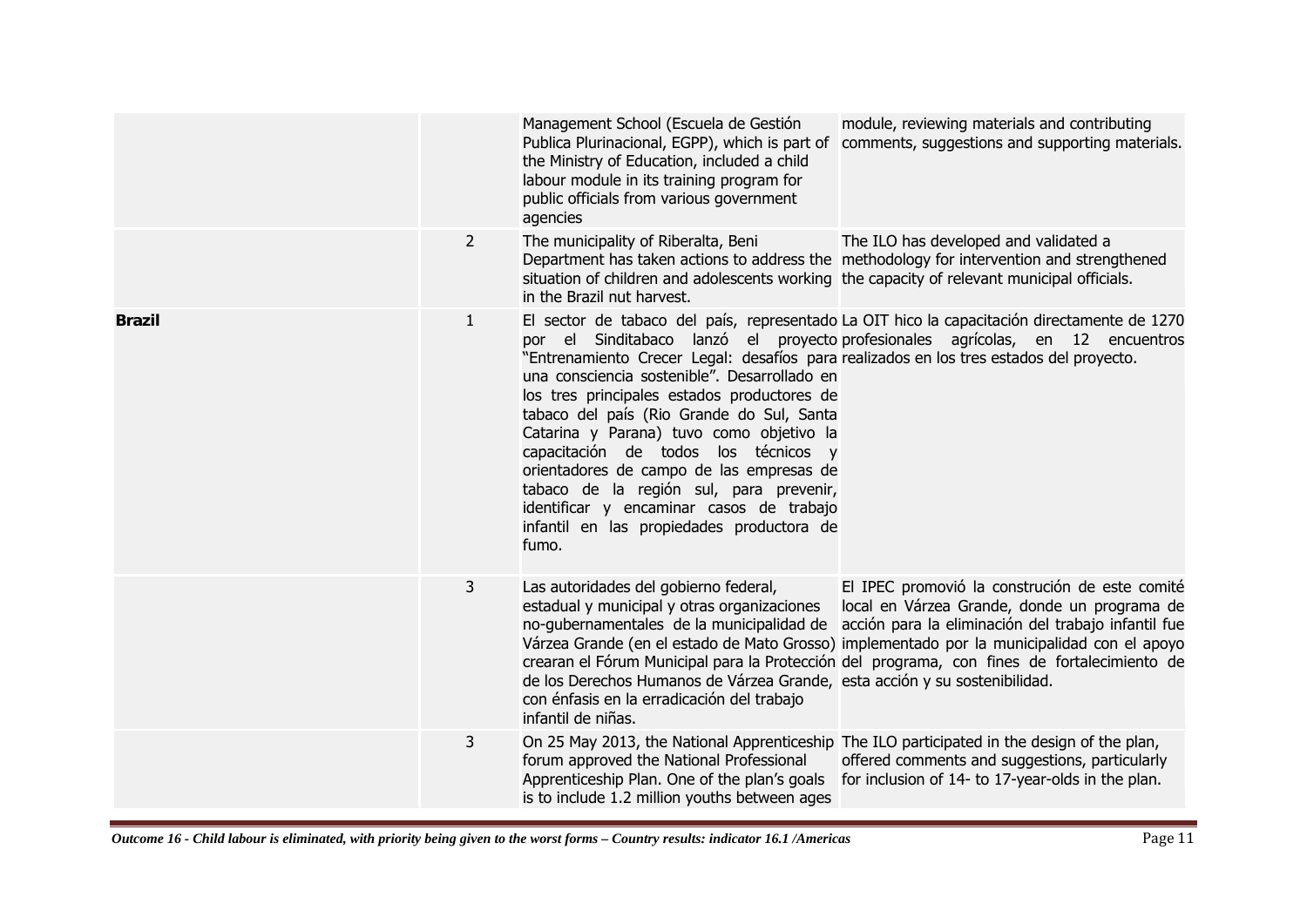| | | | |
|---|---|---|---|
| | | Management School (Escuela de Gestión Publica Plurinacional, EGPP), which is part of the Ministry of Education, included a child labour module in its training program for public officials from various government agencies | module, reviewing materials and contributing comments, suggestions and supporting materials. |
| | 2 | The municipality of Riberalta, Beni Department has taken actions to address the situation of children and adolescents working in the Brazil nut harvest. | The ILO has developed and validated a methodology for intervention and strengthened the capacity of relevant municipal officials. |
| **Brazil** | 1 | El sector de tabaco del país, representado por el Sinditabaco lanzó el proyecto "Entrenamiento Crecer Legal: desafíos para una consciencia sostenible". Desarrollado en los tres principales estados productores de tabaco del país (Rio Grande do Sul, Santa Catarina y Parana) tuvo como objetivo la capacitación de todos los técnicos y orientadores de campo de las empresas de tabaco de la región sul, para prevenir, identificar y encaminar casos de trabajo infantil en las propiedades productora de fumo. | La OIT hico la capacitación directamente de 1270 profesionales agrícolas, en 12 encuentros realizados en los tres estados del proyecto. |
| | 3 | Las autoridades del gobierno federal, estadual y municipal y otras organizaciones no-gubernamentales de la municipalidad de Várzea Grande (en el estado de Mato Grosso) crearan el Fórum Municipal para la Protección de los Derechos Humanos de Várzea Grande, con énfasis en la erradicación del trabajo infantil de niñas. | El IPEC promovió la construción de este comité local en Várzea Grande, donde un programa de acción para la eliminación del trabajo infantil fue implementado por la municipalidad con el apoyo del programa, con fines de fortalecimiento de esta acción y su sostenibilidad. |
| | 3 | On 25 May 2013, the National Apprenticeship forum approved the National Professional Apprenticeship Plan. One of the plan's goals is to include 1.2 million youths between ages | The ILO participated in the design of the plan, offered comments and suggestions, particularly for inclusion of 14- to 17-year-olds in the plan. |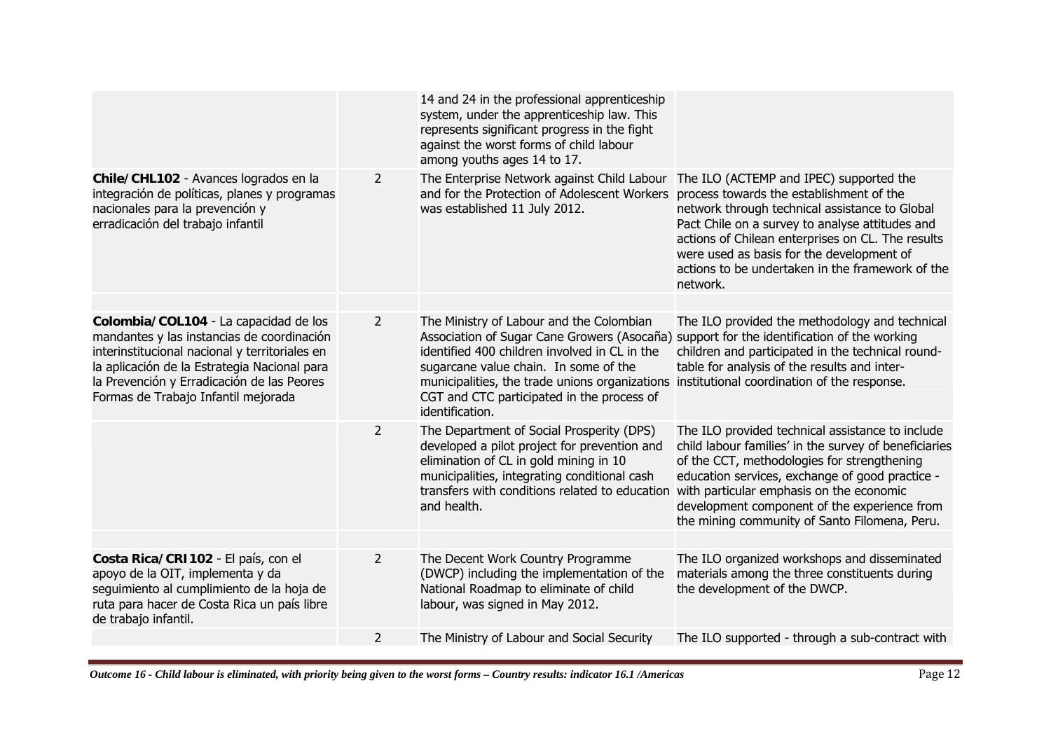| | | | |
|---|---|---|---|
| | | 14 and 24 in the professional apprenticeship system, under the apprenticeship law. This represents significant progress in the fight against the worst forms of child labour among youths ages 14 to 17. | |
| **Chile/CHL102** - Avances logrados en la integración de políticas, planes y programas nacionales para la prevención y erradicación del trabajo infantil | 2 | The Enterprise Network against Child Labour and for the Protection of Adolescent Workers was established 11 July 2012. | The ILO (ACTEMP and IPEC) supported the process towards the establishment of the network through technical assistance to Global Pact Chile on a survey to analyse attitudes and actions of Chilean enterprises on CL. The results were used as basis for the development of actions to be undertaken in the framework of the network. |
| | | | |
| **Colombia/COL104** - La capacidad de los mandantes y las instancias de coordinación interinstitucional nacional y territoriales en la aplicación de la Estrategia Nacional para la Prevención y Erradicación de las Peores Formas de Trabajo Infantil mejorada | 2 | The Ministry of Labour and the Colombian Association of Sugar Cane Growers (Asocaña) identified 400 children involved in CL in the sugarcane value chain. In some of the municipalities, the trade unions organizations CGT and CTC participated in the process of identification. | The ILO provided the methodology and technical support for the identification of the working children and participated in the technical round-table for analysis of the results and inter-institutional coordination of the response. |
| | 2 | The Department of Social Prosperity (DPS) developed a pilot project for prevention and elimination of CL in gold mining in 10 municipalities, integrating conditional cash transfers with conditions related to education and health. | The ILO provided technical assistance to include child labour families' in the survey of beneficiaries of the CCT, methodologies for strengthening education services, exchange of good practice - with particular emphasis on the economic development component of the experience from the mining community of Santo Filomena, Peru. |
| | | | |
| **Costa Rica/CRI102** - El país, con el apoyo de la OIT, implementa y da seguimiento al cumplimiento de la hoja de ruta para hacer de Costa Rica un país libre de trabajo infantil. | 2 | The Decent Work Country Programme (DWCP) including the implementation of the National Roadmap to eliminate of child labour, was signed in May 2012. | The ILO organized workshops and disseminated materials among the three constituents during the development of the DWCP. |
| | 2 | The Ministry of Labour and Social Security | The ILO supported - through a sub-contract with |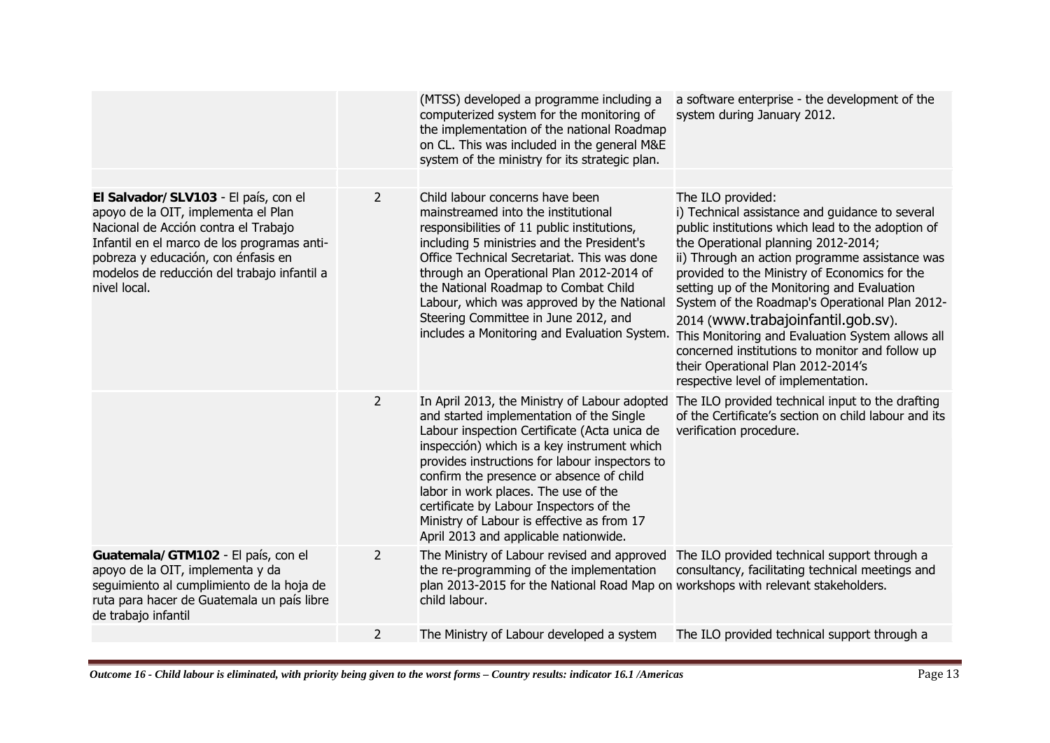| | | | |
|---|---|---|---|
| | | (MTSS) developed a programme including a computerized system for the monitoring of the implementation of the national Roadmap on CL. This was included in the general M&E system of the ministry for its strategic plan. | a software enterprise - the development of the system during January 2012. |
| | | | |
| **El Salvador/SLV103** - El país, con el apoyo de la OIT, implementa el Plan Nacional de Acción contra el Trabajo Infantil en el marco de los programas anti-pobreza y educación, con énfasis en modelos de reducción del trabajo infantil a nivel local. | 2 | Child labour concerns have been mainstreamed into the institutional responsibilities of 11 public institutions, including 5 ministries and the President's Office Technical Secretariat. This was done through an Operational Plan 2012-2014 of the National Roadmap to Combat Child Labour, which was approved by the National Steering Committee in June 2012, and includes a Monitoring and Evaluation System. | The ILO provided:<br>i) Technical assistance and guidance to several public institutions which lead to the adoption of the Operational planning 2012-2014;<br>ii) Through an action programme assistance was provided to the Ministry of Economics for the setting up of the Monitoring and Evaluation System of the Roadmap's Operational Plan 2012-2014 (www.trabajoinfantil.gob.sv). This Monitoring and Evaluation System allows all concerned institutions to monitor and follow up their Operational Plan 2012-2014's respective level of implementation. |
| | 2 | In April 2013, the Ministry of Labour adopted and started implementation of the Single Labour inspection Certificate (Acta unica de inspección) which is a key instrument which provides instructions for labour inspectors to confirm the presence or absence of child labor in work places. The use of the certificate by Labour Inspectors of the Ministry of Labour is effective as from 17 April 2013 and applicable nationwide. | The ILO provided technical input to the drafting of the Certificate's section on child labour and its verification procedure. |
| **Guatemala/GTM102** - El país, con el apoyo de la OIT, implementa y da seguimiento al cumplimiento de la hoja de ruta para hacer de Guatemala un país libre de trabajo infantil | 2 | The Ministry of Labour revised and approved the re-programming of the implementation plan 2013-2015 for the National Road Map on child labour. | The ILO provided technical support through a consultancy, facilitating technical meetings and workshops with relevant stakeholders. |
| | 2 | The Ministry of Labour developed a system | The ILO provided technical support through a |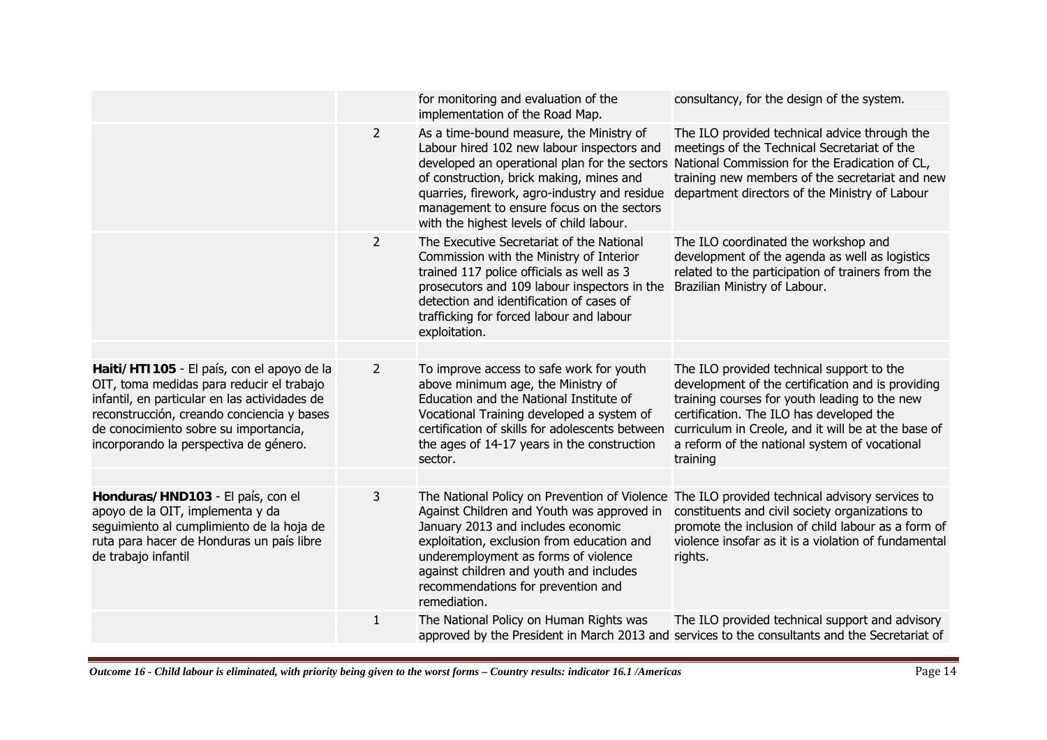| | | | |
|---|---|---|---|
| | | for monitoring and evaluation of the implementation of the Road Map. | consultancy, for the design of the system. |
| | 2 | As a time-bound measure, the Ministry of Labour hired 102 new labour inspectors and developed an operational plan for the sectors of construction, brick making, mines and quarries, firework, agro-industry and residue management to ensure focus on the sectors with the highest levels of child labour. | The ILO provided technical advice through the meetings of the Technical Secretariat of the National Commission for the Eradication of CL, training new members of the secretariat and new department directors of the Ministry of Labour |
| | 2 | The Executive Secretariat of the National Commission with the Ministry of Interior trained 117 police officials as well as 3 prosecutors and 109 labour inspectors in the detection and identification of cases of trafficking for forced labour and labour exploitation. | The ILO coordinated the workshop and development of the agenda as well as logistics related to the participation of trainers from the Brazilian Ministry of Labour. |
| | | | |
| **Haiti/HTI105** - El país, con el apoyo de la OIT, toma medidas para reducir el trabajo infantil, en particular en las actividades de reconstrucción, creando conciencia y bases de conocimiento sobre su importancia, incorporando la perspectiva de género. | 2 | To improve access to safe work for youth above minimum age, the Ministry of Education and the National Institute of Vocational Training developed a system of certification of skills for adolescents between the ages of 14-17 years in the construction sector. | The ILO provided technical support to the development of the certification and is providing training courses for youth leading to the new certification. The ILO has developed the curriculum in Creole, and it will be at the base of a reform of the national system of vocational training |
| | | | |
| **Honduras/HND103** - El país, con el apoyo de la OIT, implementa y da seguimiento al cumplimiento de la hoja de ruta para hacer de Honduras un país libre de trabajo infantil | 3 | The National Policy on Prevention of Violence Against Children and Youth was approved in January 2013 and includes economic exploitation, exclusion from education and underemployment as forms of violence against children and youth and includes recommendations for prevention and remediation. | The ILO provided technical advisory services to constituents and civil society organizations to promote the inclusion of child labour as a form of violence insofar as it is a violation of fundamental rights. |
| | 1 | The National Policy on Human Rights was approved by the President in March 2013 and | The ILO provided technical support and advisory services to the consultants and the Secretariat of |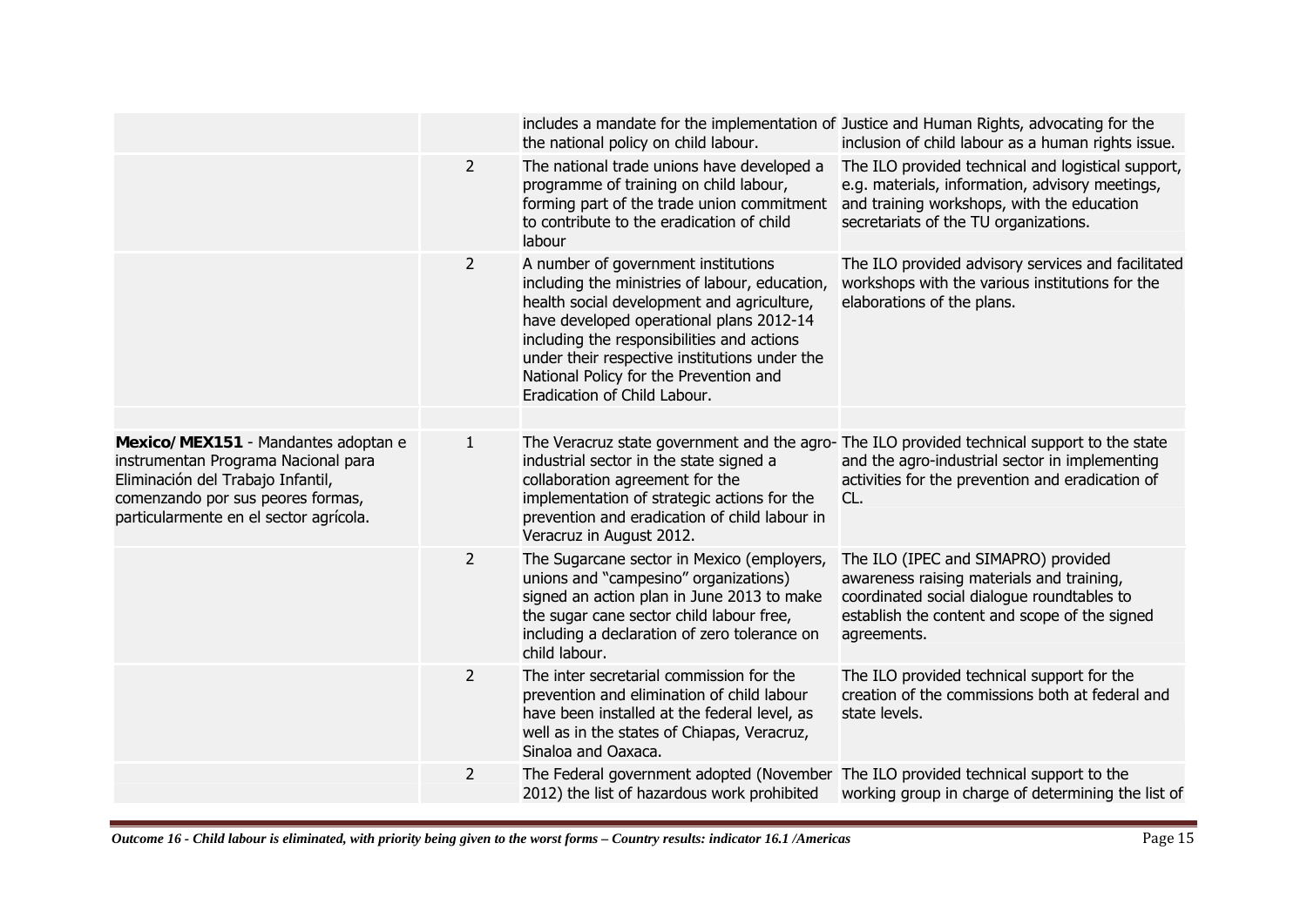| | | | |
|---|---|---|---|
| | | includes a mandate for the implementation of the national policy on child labour. | Justice and Human Rights, advocating for the inclusion of child labour as a human rights issue. |
| | 2 | The national trade unions have developed a programme of training on child labour, forming part of the trade union commitment to contribute to the eradication of child labour | The ILO provided technical and logistical support, e.g. materials, information, advisory meetings, and training workshops, with the education secretariats of the TU organizations. |
| | 2 | A number of government institutions including the ministries of labour, education, health social development and agriculture, have developed operational plans 2012-14 including the responsibilities and actions under their respective institutions under the National Policy for the Prevention and Eradication of Child Labour. | The ILO provided advisory services and facilitated workshops with the various institutions for the elaborations of the plans. |
| | | | |
| **Mexico/MEX151** - Mandantes adoptan e instrumentan Programa Nacional para Eliminación del Trabajo Infantil, comenzando por sus peores formas, particularmente en el sector agrícola. | 1 | The Veracruz state government and the agro-industrial sector in the state signed a collaboration agreement for the implementation of strategic actions for the prevention and eradication of child labour in Veracruz in August 2012. | The ILO provided technical support to the state and the agro-industrial sector in implementing activities for the prevention and eradication of CL. |
| | 2 | The Sugarcane sector in Mexico (employers, unions and "campesino" organizations) signed an action plan in June 2013 to make the sugar cane sector child labour free, including a declaration of zero tolerance on child labour. | The ILO (IPEC and SIMAPRO) provided awareness raising materials and training, coordinated social dialogue roundtables to establish the content and scope of the signed agreements. |
| | 2 | The inter secretarial commission for the prevention and elimination of child labour have been installed at the federal level, as well as in the states of Chiapas, Veracruz, Sinaloa and Oaxaca. | The ILO provided technical support for the creation of the commissions both at federal and state levels. |
| | 2 | The Federal government adopted (November 2012) the list of hazardous work prohibited | The ILO provided technical support to the working group in charge of determining the list of |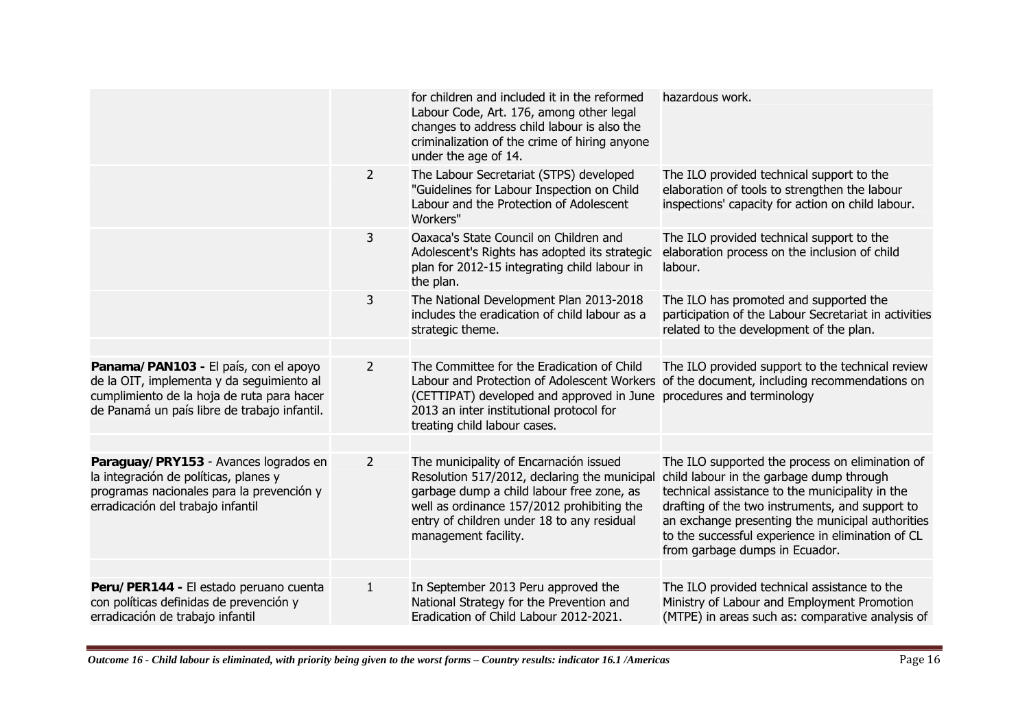| | | | |
|---|---|---|---|
| | | for children and included it in the reformed Labour Code, Art. 176, among other legal changes to address child labour is also the criminalization of the crime of hiring anyone under the age of 14. | hazardous work. |
| | 2 | The Labour Secretariat (STPS) developed "Guidelines for Labour Inspection on Child Labour and the Protection of Adolescent Workers" | The ILO provided technical support to the elaboration of tools to strengthen the labour inspections' capacity for action on child labour. |
| | 3 | Oaxaca's State Council on Children and Adolescent's Rights has adopted its strategic plan for 2012-15 integrating child labour in the plan. | The ILO provided technical support to the elaboration process on the inclusion of child labour. |
| | 3 | The National Development Plan 2013-2018 includes the eradication of child labour as a strategic theme. | The ILO has promoted and supported the participation of the Labour Secretariat in activities related to the development of the plan. |
| | | | |
| **Panama/PAN103 -** El país, con el apoyo de la OIT, implementa y da seguimiento al cumplimiento de la hoja de ruta para hacer de Panamá un país libre de trabajo infantil. | 2 | The Committee for the Eradication of Child Labour and Protection of Adolescent Workers (CETTIPAT) developed and approved in June 2013 an inter institutional protocol for treating child labour cases. | The ILO provided support to the technical review of the document, including recommendations on procedures and terminology |
| | | | |
| **Paraguay/PRY153** - Avances logrados en la integración de políticas, planes y programas nacionales para la prevención y erradicación del trabajo infantil | 2 | The municipality of Encarnación issued Resolution 517/2012, declaring the municipal garbage dump a child labour free zone, as well as ordinance 157/2012 prohibiting the entry of children under 18 to any residual management facility. | The ILO supported the process on elimination of child labour in the garbage dump through technical assistance to the municipality in the drafting of the two instruments, and support to an exchange presenting the municipal authorities to the successful experience in elimination of CL from garbage dumps in Ecuador. |
| | | | |
| **Peru/PER144 -** El estado peruano cuenta con políticas definidas de prevención y erradicación de trabajo infantil | 1 | In September 2013 Peru approved the National Strategy for the Prevention and Eradication of Child Labour 2012-2021. | The ILO provided technical assistance to the Ministry of Labour and Employment Promotion (MTPE) in areas such as: comparative analysis of |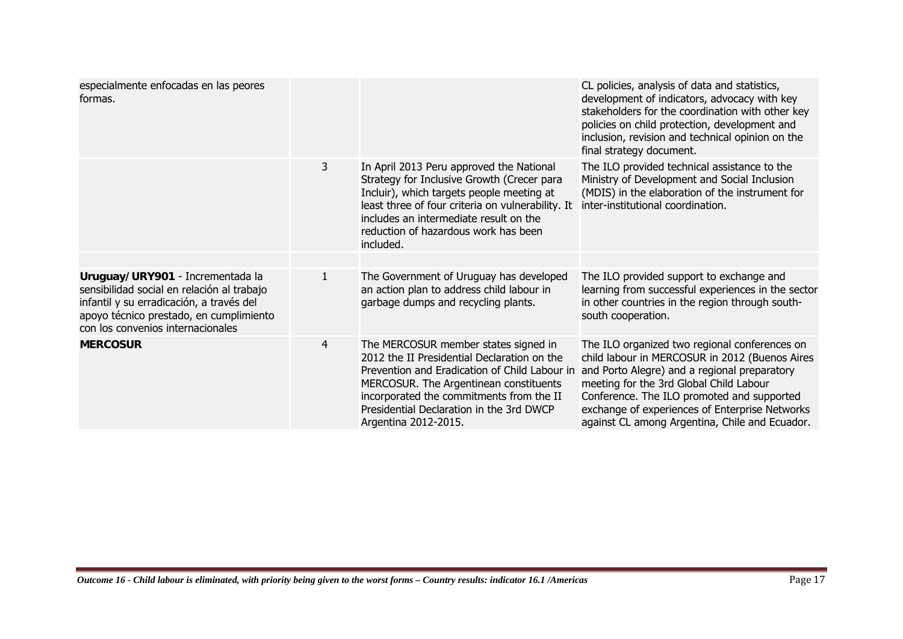| | | | |
|---|---|---|---|
| especialmente enfocadas en las peores formas. | | | CL policies, analysis of data and statistics, development of indicators, advocacy with key stakeholders for the coordination with other key policies on child protection, development and inclusion, revision and technical opinion on the final strategy document. |
| | 3 | In April 2013 Peru approved the National Strategy for Inclusive Growth (Crecer para Incluir), which targets people meeting at least three of four criteria on vulnerability. It includes an intermediate result on the reduction of hazardous work has been included. | The ILO provided technical assistance to the Ministry of Development and Social Inclusion (MDIS) in the elaboration of the instrument for inter-institutional coordination. |
| | | | |
| **Uruguay/URY901** - Incrementada la sensibilidad social en relación al trabajo infantil y su erradicación, a través del apoyo técnico prestado, en cumplimiento con los convenios internacionales | 1 | The Government of Uruguay has developed an action plan to address child labour in garbage dumps and recycling plants. | The ILO provided support to exchange and learning from successful experiences in the sector in other countries in the region through south-south cooperation. |
| **MERCOSUR** | 4 | The MERCOSUR member states signed in 2012 the II Presidential Declaration on the Prevention and Eradication of Child Labour in MERCOSUR. The Argentinean constituents incorporated the commitments from the II Presidential Declaration in the 3rd DWCP Argentina 2012-2015. | The ILO organized two regional conferences on child labour in MERCOSUR in 2012 (Buenos Aires and Porto Alegre) and a regional preparatory meeting for the 3rd Global Child Labour Conference. The ILO promoted and supported exchange of experiences of Enterprise Networks against CL among Argentina, Chile and Ecuador. |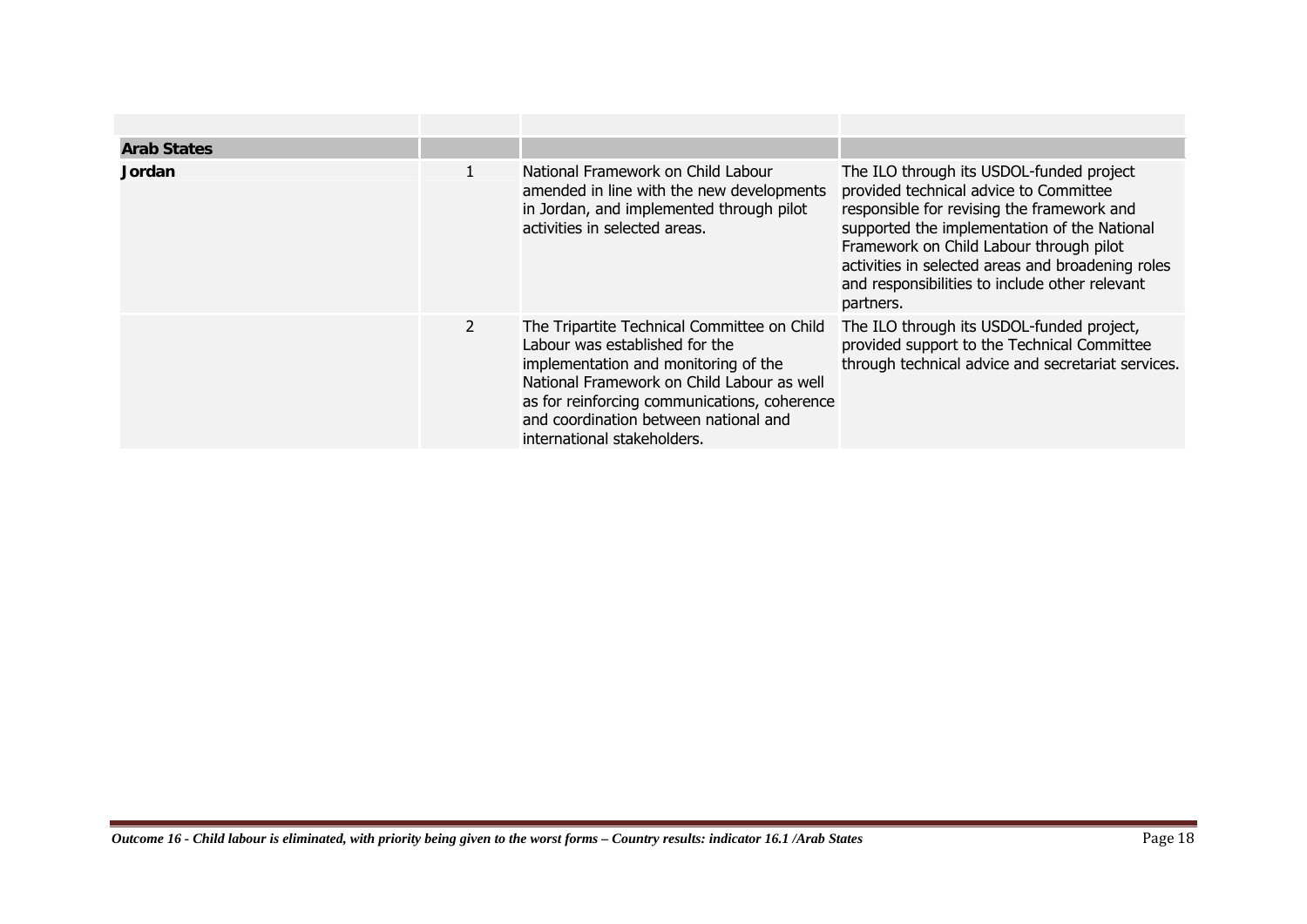| | | | |
|---|---|---|---|
| **Arab States** | | | |
| **Jordan** | 1 | National Framework on Child Labour amended in line with the new developments in Jordan, and implemented through pilot activities in selected areas. | The ILO through its USDOL-funded project provided technical advice to Committee responsible for revising the framework and supported the implementation of the National Framework on Child Labour through pilot activities in selected areas and broadening roles and responsibilities to include other relevant partners. |
| | 2 | The Tripartite Technical Committee on Child Labour was established for the implementation and monitoring of the National Framework on Child Labour as well as for reinforcing communications, coherence and coordination between national and international stakeholders. | The ILO through its USDOL-funded project, provided support to the Technical Committee through technical advice and secretariat services. |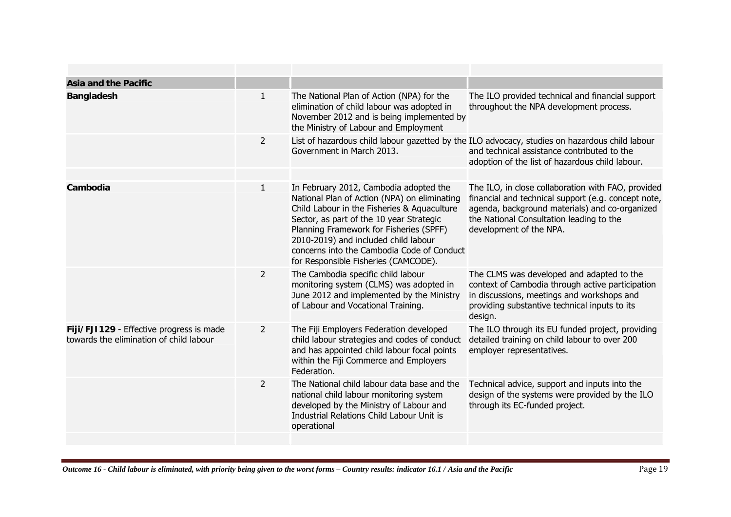| | | | |
|---|---|---|---|
| **Asia and the Pacific** | | | |
| **Bangladesh** | 1 | The National Plan of Action (NPA) for the elimination of child labour was adopted in November 2012 and is being implemented by the Ministry of Labour and Employment | The ILO provided technical and financial support throughout the NPA development process. |
| | 2 | List of hazardous child labour gazetted by the Government in March 2013. | ILO advocacy, studies on hazardous child labour and technical assistance contributed to the adoption of the list of hazardous child labour. |
| | | | |
| **Cambodia** | 1 | In February 2012, Cambodia adopted the National Plan of Action (NPA) on eliminating Child Labour in the Fisheries & Aquaculture Sector, as part of the 10 year Strategic Planning Framework for Fisheries (SPFF) 2010-2019) and included child labour concerns into the Cambodia Code of Conduct for Responsible Fisheries (CAMCODE). | The ILO, in close collaboration with FAO, provided financial and technical support (e.g. concept note, agenda, background materials) and co-organized the National Consultation leading to the development of the NPA. |
| | 2 | The Cambodia specific child labour monitoring system (CLMS) was adopted in June 2012 and implemented by the Ministry of Labour and Vocational Training. | The CLMS was developed and adapted to the context of Cambodia through active participation in discussions, meetings and workshops and providing substantive technical inputs to its design. |
| **Fiji/FJI129** - Effective progress is made towards the elimination of child labour | 2 | The Fiji Employers Federation developed child labour strategies and codes of conduct and has appointed child labour focal points within the Fiji Commerce and Employers Federation. | The ILO through its EU funded project, providing detailed training on child labour to over 200 employer representatives. |
| | 2 | The National child labour data base and the national child labour monitoring system developed by the Ministry of Labour and Industrial Relations Child Labour Unit is operational | Technical advice, support and inputs into the design of the systems were provided by the ILO through its EC-funded project. |
| | | | |

*Outcome 16 - Child labour is eliminated, with priority being given to the worst forms – Country results: indicator 16.1 / Asia and the Pacific*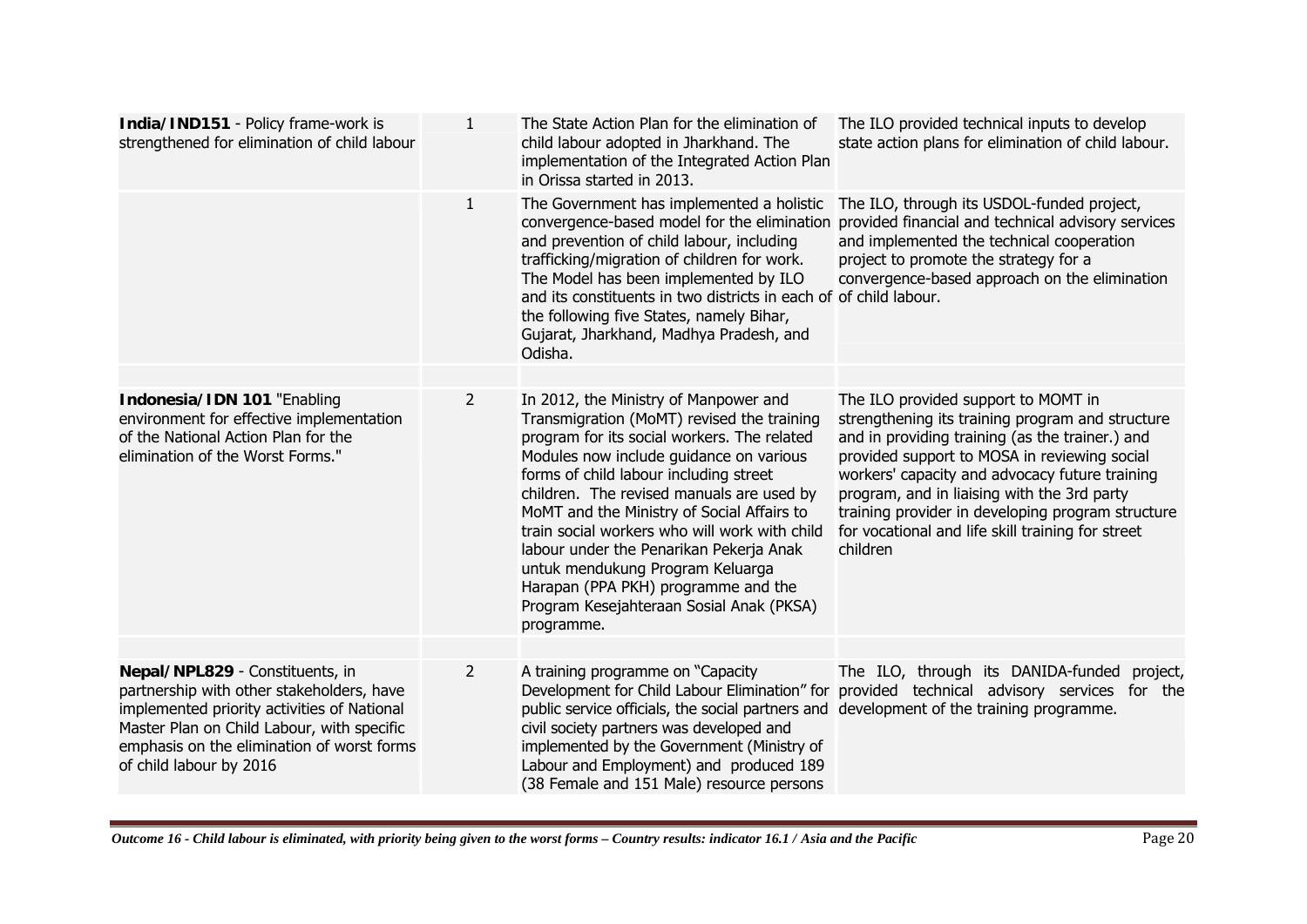| | | | |
|---|---|---|---|
| **India/IND151** - Policy frame-work is strengthened for elimination of child labour | 1 | The State Action Plan for the elimination of child labour adopted in Jharkhand. The implementation of the Integrated Action Plan in Orissa started in 2013. | The ILO provided technical inputs to develop state action plans for elimination of child labour. |
| | 1 | The Government has implemented a holistic convergence-based model for the elimination and prevention of child labour, including trafficking/migration of children for work. The Model has been implemented by ILO and its constituents in two districts in each of the following five States, namely Bihar, Gujarat, Jharkhand, Madhya Pradesh, and Odisha. | The ILO, through its USDOL-funded project, provided financial and technical advisory services and implemented the technical cooperation project to promote the strategy for a convergence-based approach on the elimination of child labour. |
| | | | |
| **Indonesia/IDN 101** "Enabling environment for effective implementation of the National Action Plan for the elimination of the Worst Forms." | 2 | In 2012, the Ministry of Manpower and Transmigration (MoMT) revised the training program for its social workers. The related Modules now include guidance on various forms of child labour including street children. The revised manuals are used by MoMT and the Ministry of Social Affairs to train social workers who will work with child labour under the Penarikan Pekerja Anak untuk mendukung Program Keluarga Harapan (PPA PKH) programme and the Program Kesejahteraan Sosial Anak (PKSA) programme. | The ILO provided support to MOMT in strengthening its training program and structure and in providing training (as the trainer.) and provided support to MOSA in reviewing social workers' capacity and advocacy future training program, and in liaising with the 3rd party training provider in developing program structure for vocational and life skill training for street children |
| | | | |
| **Nepal/NPL829** - Constituents, in partnership with other stakeholders, have implemented priority activities of National Master Plan on Child Labour, with specific emphasis on the elimination of worst forms of child labour by 2016 | 2 | A training programme on "Capacity Development for Child Labour Elimination" for public service officials, the social partners and civil society partners was developed and implemented by the Government (Ministry of Labour and Employment) and produced 189 (38 Female and 151 Male) resource persons | The ILO, through its DANIDA-funded project, provided technical advisory services for the development of the training programme. |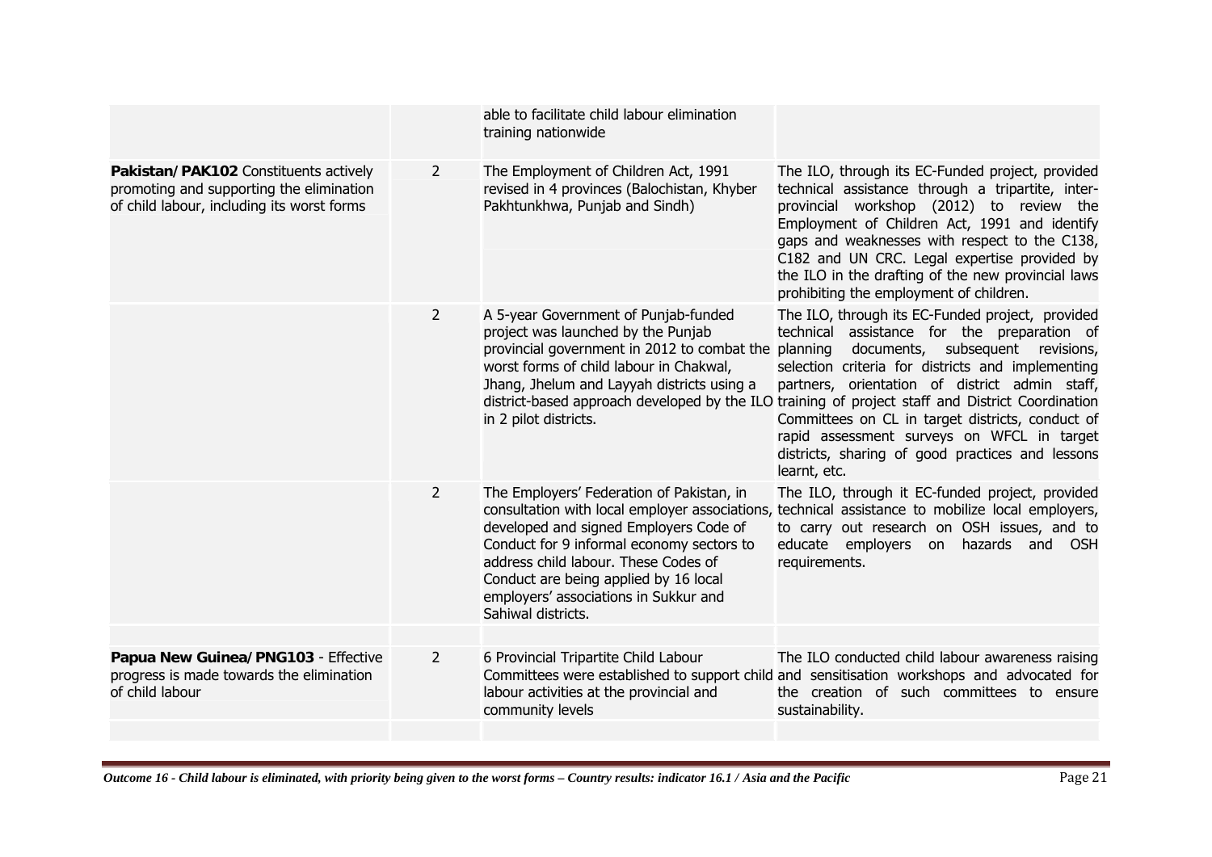| | | | |
|---|---|---|---|
| | | able to facilitate child labour elimination training nationwide | |
| **Pakistan/PAK102** Constituents actively promoting and supporting the elimination of child labour, including its worst forms | 2 | The Employment of Children Act, 1991 revised in 4 provinces (Balochistan, Khyber Pakhtunkhwa, Punjab and Sindh) | The ILO, through its EC-Funded project, provided technical assistance through a tripartite, inter-provincial workshop (2012) to review the Employment of Children Act, 1991 and identify gaps and weaknesses with respect to the C138, C182 and UN CRC. Legal expertise provided by the ILO in the drafting of the new provincial laws prohibiting the employment of children. |
| | 2 | A 5-year Government of Punjab-funded project was launched by the Punjab provincial government in 2012 to combat the worst forms of child labour in Chakwal, Jhang, Jhelum and Layyah districts using a district-based approach developed by the ILO in 2 pilot districts. | The ILO, through its EC-Funded project, provided technical assistance for the preparation of planning documents, subsequent revisions, selection criteria for districts and implementing partners, orientation of district admin staff, training of project staff and District Coordination Committees on CL in target districts, conduct of rapid assessment surveys on WFCL in target districts, sharing of good practices and lessons learnt, etc. |
| | 2 | The Employers' Federation of Pakistan, in consultation with local employer associations, developed and signed Employers Code of Conduct for 9 informal economy sectors to address child labour. These Codes of Conduct are being applied by 16 local employers' associations in Sukkur and Sahiwal districts. | The ILO, through it EC-funded project, provided technical assistance to mobilize local employers, to carry out research on OSH issues, and to educate employers on hazards and OSH requirements. |
| | | | |
| **Papua New Guinea/PNG103** - Effective progress is made towards the elimination of child labour | 2 | 6 Provincial Tripartite Child Labour Committees were established to support child labour activities at the provincial and community levels | The ILO conducted child labour awareness raising and sensitisation workshops and advocated for the creation of such committees to ensure sustainability. |
| | | | |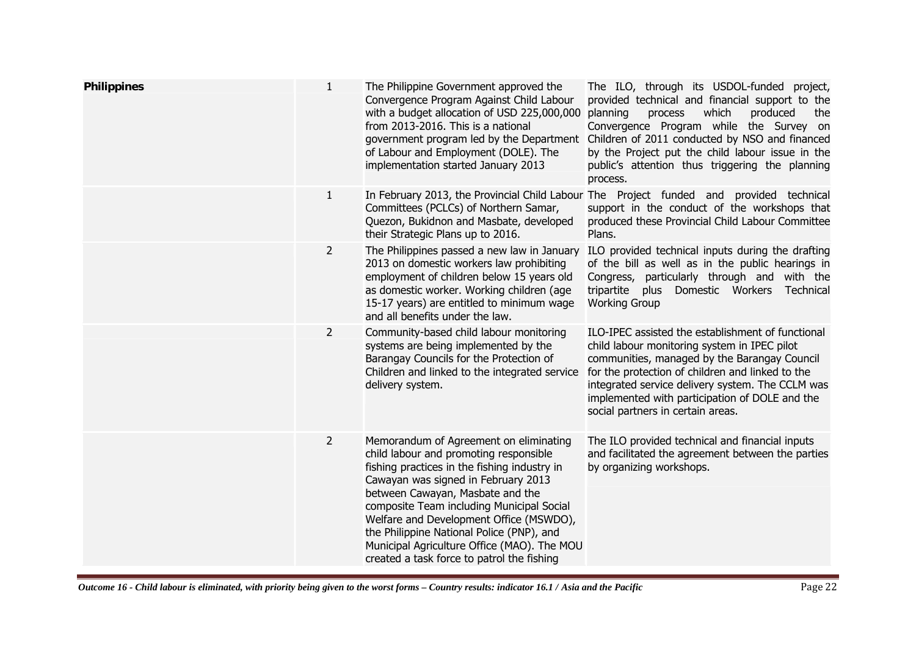| | | | |
|---|---|---|---|
| **Philippines** | 1 | The Philippine Government approved the Convergence Program Against Child Labour with a budget allocation of USD 225,000,000 from 2013-2016. This is a national government program led by the Department of Labour and Employment (DOLE). The implementation started January 2013 | The ILO, through its USDOL-funded project, provided technical and financial support to the planning process which produced the Convergence Program while the Survey on Children of 2011 conducted by NSO and financed by the Project put the child labour issue in the public's attention thus triggering the planning process. |
| | 1 | In February 2013, the Provincial Child Labour Committees (PCLCs) of Northern Samar, Quezon, Bukidnon and Masbate, developed their Strategic Plans up to 2016. | The Project funded and provided technical support in the conduct of the workshops that produced these Provincial Child Labour Committee Plans. |
| | 2 | The Philippines passed a new law in January 2013 on domestic workers law prohibiting employment of children below 15 years old as domestic worker. Working children (age 15-17 years) are entitled to minimum wage and all benefits under the law. | ILO provided technical inputs during the drafting of the bill as well as in the public hearings in Congress, particularly through and with the tripartite plus Domestic Workers Technical Working Group |
| | 2 | Community-based child labour monitoring systems are being implemented by the Barangay Councils for the Protection of Children and linked to the integrated service delivery system. | ILO-IPEC assisted the establishment of functional child labour monitoring system in IPEC pilot communities, managed by the Barangay Council for the protection of children and linked to the integrated service delivery system. The CCLM was implemented with participation of DOLE and the social partners in certain areas. |
| | 2 | Memorandum of Agreement on eliminating child labour and promoting responsible fishing practices in the fishing industry in Cawayan was signed in February 2013 between Cawayan, Masbate and the composite Team including Municipal Social Welfare and Development Office (MSWDO), the Philippine National Police (PNP), and Municipal Agriculture Office (MAO). The MOU created a task force to patrol the fishing | The ILO provided technical and financial inputs and facilitated the agreement between the parties by organizing workshops. |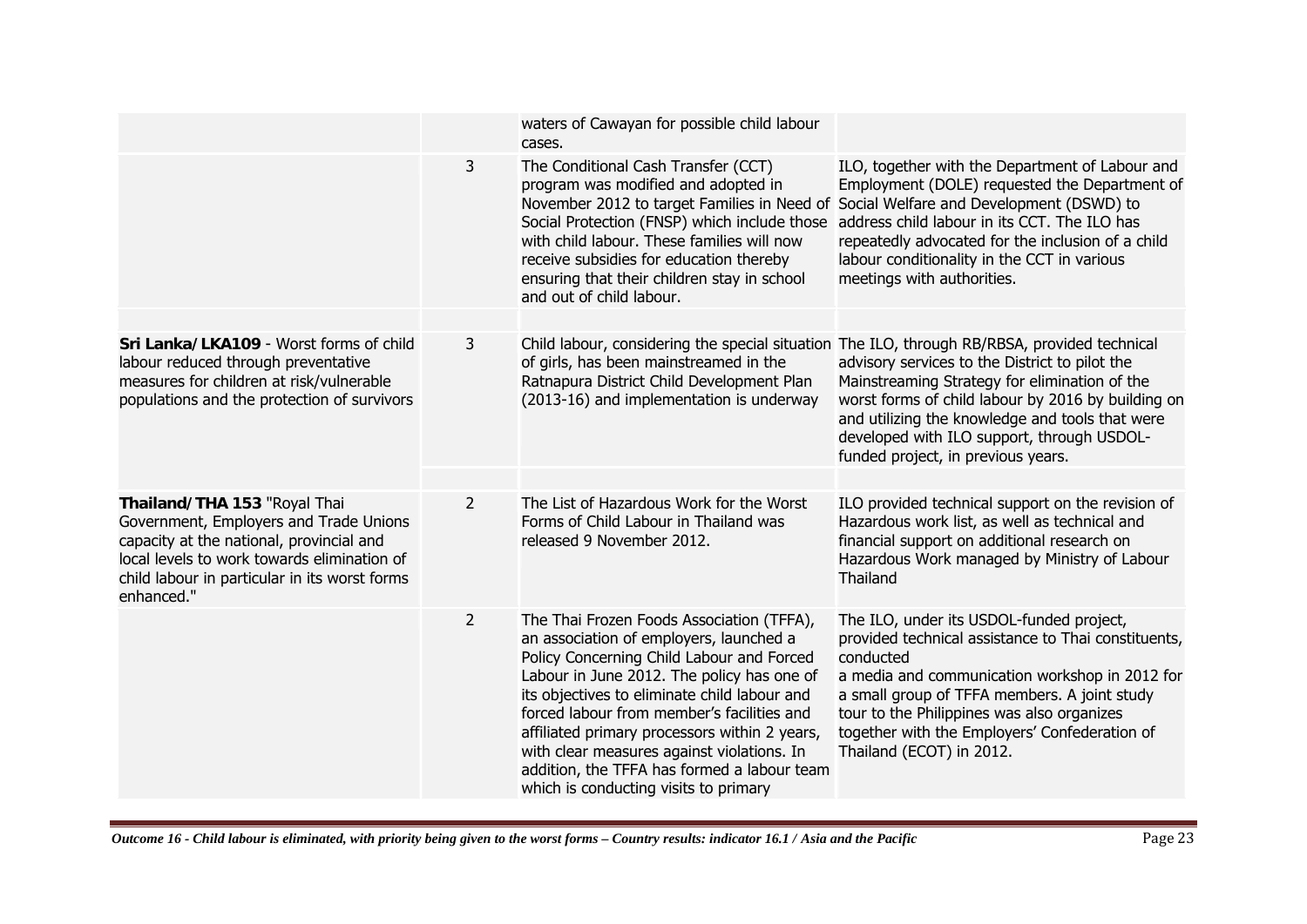| | | | |
|---|---|---|---|
| | | waters of Cawayan for possible child labour cases. | |
| | 3 | The Conditional Cash Transfer (CCT) program was modified and adopted in November 2012 to target Families in Need of Social Protection (FNSP) which include those with child labour. These families will now receive subsidies for education thereby ensuring that their children stay in school and out of child labour. | ILO, together with the Department of Labour and Employment (DOLE) requested the Department of Social Welfare and Development (DSWD) to address child labour in its CCT. The ILO has repeatedly advocated for the inclusion of a child labour conditionality in the CCT in various meetings with authorities. |
| | | | |
| **Sri Lanka/LKA109** - Worst forms of child labour reduced through preventative measures for children at risk/vulnerable populations and the protection of survivors | 3 | Child labour, considering the special situation of girls, has been mainstreamed in the Ratnapura District Child Development Plan (2013-16) and implementation is underway | The ILO, through RB/RBSA, provided technical advisory services to the District to pilot the Mainstreaming Strategy for elimination of the worst forms of child labour by 2016 by building on and utilizing the knowledge and tools that were developed with ILO support, through USDOL-funded project, in previous years. |
| | | | |
| **Thailand/THA 153** "Royal Thai Government, Employers and Trade Unions capacity at the national, provincial and local levels to work towards elimination of child labour in particular in its worst forms enhanced." | 2 | The List of Hazardous Work for the Worst Forms of Child Labour in Thailand was released 9 November 2012. | ILO provided technical support on the revision of Hazardous work list, as well as technical and financial support on additional research on Hazardous Work managed by Ministry of Labour Thailand |
| | 2 | The Thai Frozen Foods Association (TFFA), an association of employers, launched a Policy Concerning Child Labour and Forced Labour in June 2012. The policy has one of its objectives to eliminate child labour and forced labour from member's facilities and affiliated primary processors within 2 years, with clear measures against violations. In addition, the TFFA has formed a labour team which is conducting visits to primary | The ILO, under its USDOL-funded project, provided technical assistance to Thai constituents, conducted a media and communication workshop in 2012 for a small group of TFFA members. A joint study tour to the Philippines was also organizes together with the Employers' Confederation of Thailand (ECOT) in 2012. |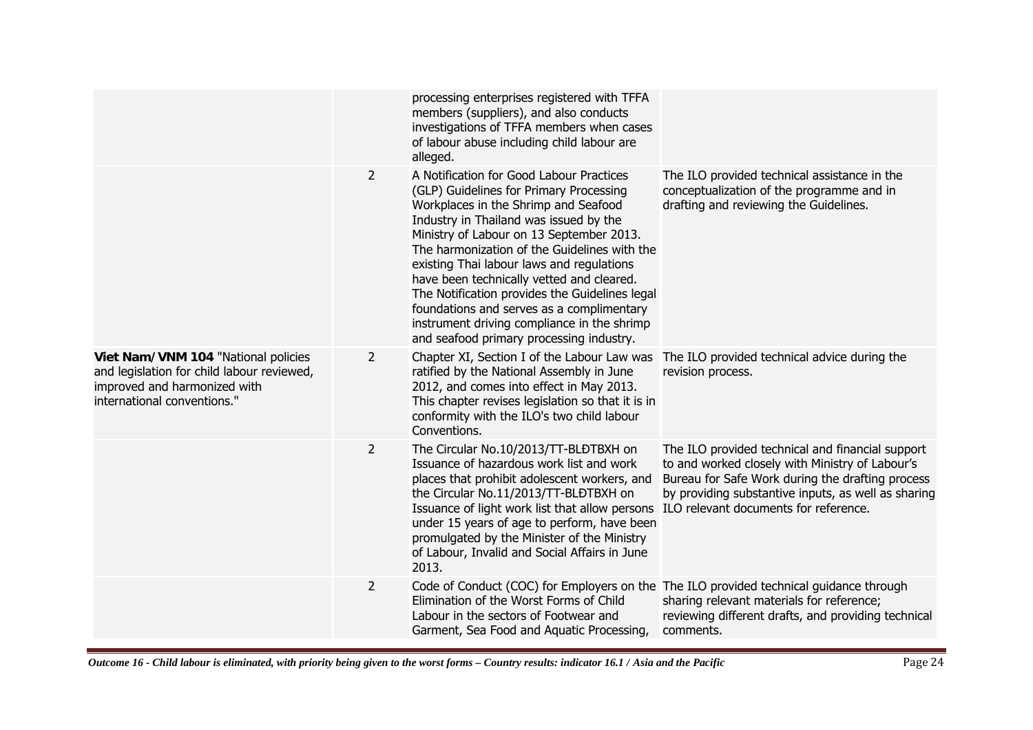| | | | |
|---|---|---|---|
| | | processing enterprises registered with TFFA members (suppliers), and also conducts investigations of TFFA members when cases of labour abuse including child labour are alleged. | |
| | 2 | A Notification for Good Labour Practices (GLP) Guidelines for Primary Processing Workplaces in the Shrimp and Seafood Industry in Thailand was issued by the Ministry of Labour on 13 September 2013. The harmonization of the Guidelines with the existing Thai labour laws and regulations have been technically vetted and cleared. The Notification provides the Guidelines legal foundations and serves as a complimentary instrument driving compliance in the shrimp and seafood primary processing industry. | The ILO provided technical assistance in the conceptualization of the programme and in drafting and reviewing the Guidelines. |
| **Viet Nam/VNM 104** "National policies and legislation for child labour reviewed, improved and harmonized with international conventions." | 2 | Chapter XI, Section I of the Labour Law was ratified by the National Assembly in June 2012, and comes into effect in May 2013. This chapter revises legislation so that it is in conformity with the ILO's two child labour Conventions. | The ILO provided technical advice during the revision process. |
| | 2 | The Circular No.10/2013/TT-BLĐTBXH on Issuance of hazardous work list and work places that prohibit adolescent workers, and the Circular No.11/2013/TT-BLĐTBXH on Issuance of light work list that allow persons under 15 years of age to perform, have been promulgated by the Minister of the Ministry of Labour, Invalid and Social Affairs in June 2013. | The ILO provided technical and financial support to and worked closely with Ministry of Labour's Bureau for Safe Work during the drafting process by providing substantive inputs, as well as sharing ILO relevant documents for reference. |
| | 2 | Code of Conduct (COC) for Employers on the Elimination of the Worst Forms of Child Labour in the sectors of Footwear and Garment, Sea Food and Aquatic Processing, | The ILO provided technical guidance through sharing relevant materials for reference; reviewing different drafts, and providing technical comments. |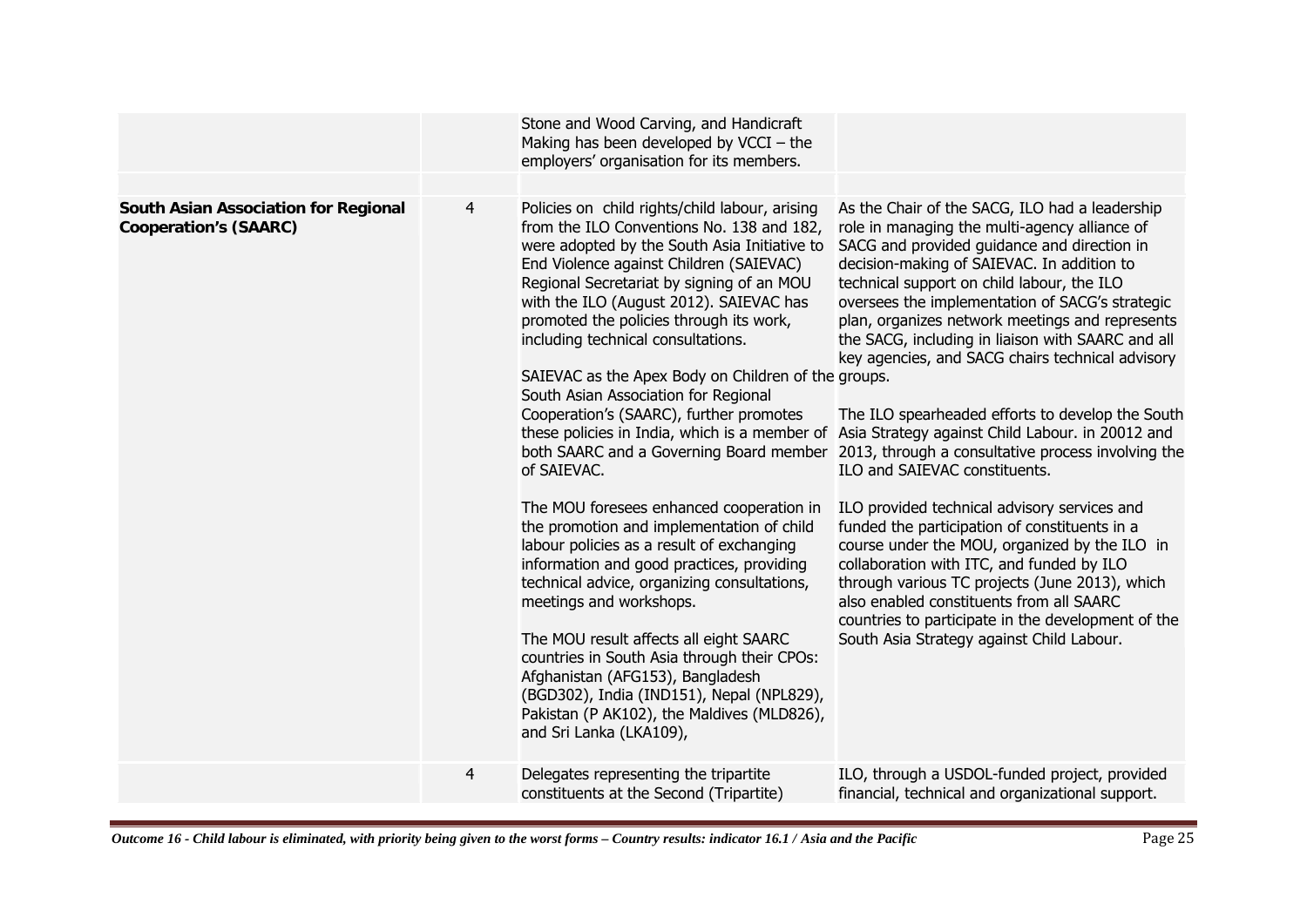| | | | |
|---|---|---|---|
| | | Stone and Wood Carving, and Handicraft Making has been developed by VCCI – the employers' organisation for its members. | |
| | | | |
| **South Asian Association for Regional Cooperation's (SAARC)** | 4 | Policies on child rights/child labour, arising from the ILO Conventions No. 138 and 182, were adopted by the South Asia Initiative to End Violence against Children (SAIEVAC) Regional Secretariat by signing of an MOU with the ILO (August 2012). SAIEVAC has promoted the policies through its work, including technical consultations.<br><br>SAIEVAC as the Apex Body on Children of the South Asian Association for Regional Cooperation's (SAARC), further promotes these policies in India, which is a member of both SAARC and a Governing Board member of SAIEVAC.<br><br>The MOU foresees enhanced cooperation in the promotion and implementation of child labour policies as a result of exchanging information and good practices, providing technical advice, organizing consultations, meetings and workshops.<br><br>The MOU result affects all eight SAARC countries in South Asia through their CPOs: Afghanistan (AFG153), Bangladesh (BGD302), India (IND151), Nepal (NPL829), Pakistan (P AK102), the Maldives (MLD826), and Sri Lanka (LKA109), | As the Chair of the SACG, ILO had a leadership role in managing the multi-agency alliance of SACG and provided guidance and direction in decision-making of SAIEVAC. In addition to technical support on child labour, the ILO oversees the implementation of SACG's strategic plan, organizes network meetings and represents the SACG, including in liaison with SAARC and all key agencies, and SACG chairs technical advisory groups.<br><br>The ILO spearheaded efforts to develop the South Asia Strategy against Child Labour. in 20012 and 2013, through a consultative process involving the ILO and SAIEVAC constituents.<br><br>ILO provided technical advisory services and funded the participation of constituents in a course under the MOU, organized by the ILO in collaboration with ITC, and funded by ILO through various TC projects (June 2013), which also enabled constituents from all SAARC countries to participate in the development of the South Asia Strategy against Child Labour. |
| | 4 | Delegates representing the tripartite constituents at the Second (Tripartite) | ILO, through a USDOL-funded project, provided financial, technical and organizational support. |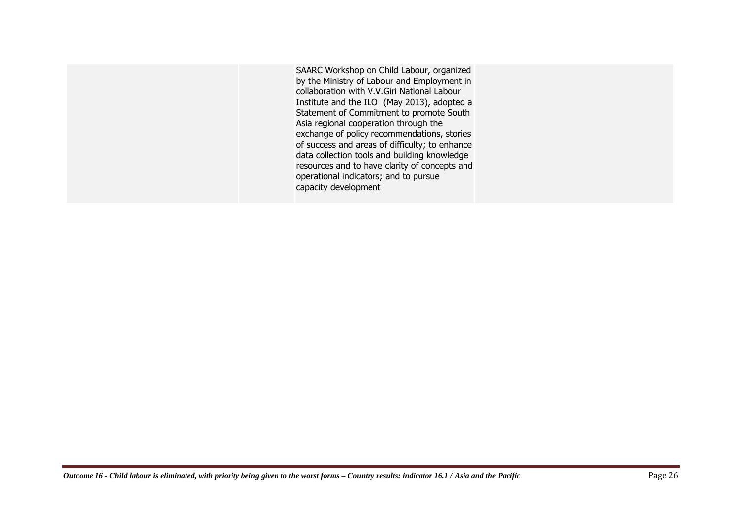| | | | |
|---|---|---|---|
| | | SAARC Workshop on Child Labour, organized by the Ministry of Labour and Employment in collaboration with V.V.Giri National Labour Institute and the ILO (May 2013), adopted a Statement of Commitment to promote South Asia regional cooperation through the exchange of policy recommendations, stories of success and areas of difficulty; to enhance data collection tools and building knowledge resources and to have clarity of concepts and operational indicators; and to pursue capacity development | |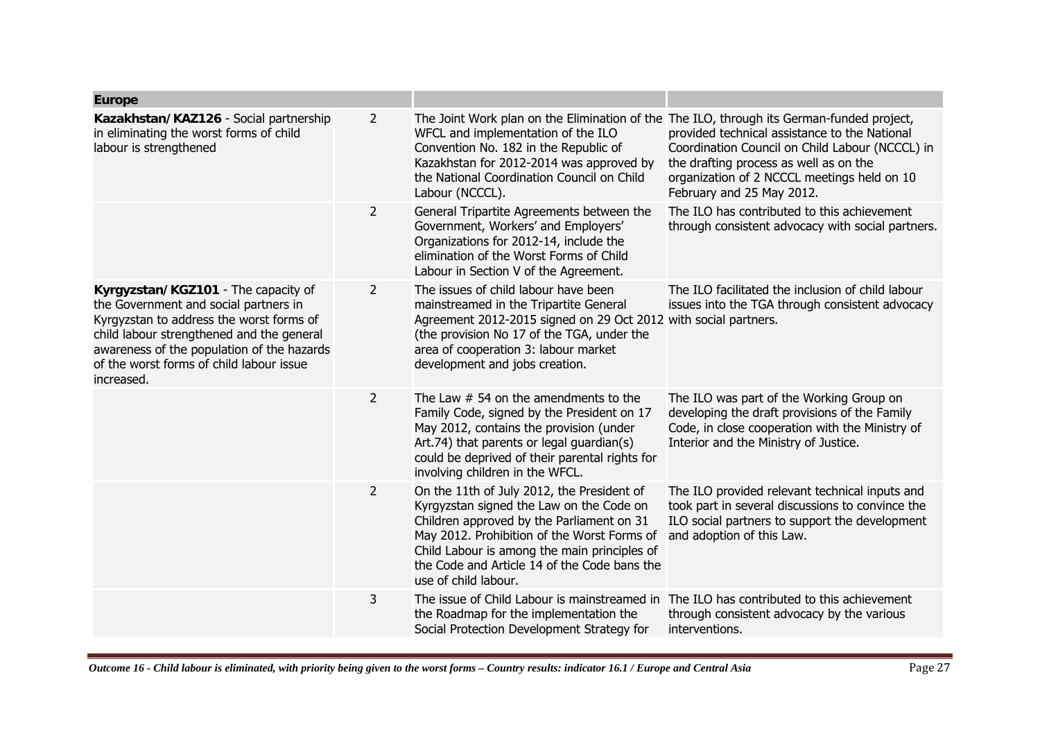| Europe | | | |
|---|---|---|---|
| **Kazakhstan/KAZ126** - Social partnership in eliminating the worst forms of child labour is strengthened | 2 | The Joint Work plan on the Elimination of the WFCL and implementation of the ILO Convention No. 182 in the Republic of Kazakhstan for 2012-2014 was approved by the National Coordination Council on Child Labour (NCCCL). | The ILO, through its German-funded project, provided technical assistance to the National Coordination Council on Child Labour (NCCCL) in the drafting process as well as on the organization of 2 NCCCL meetings held on 10 February and 25 May 2012. |
| | 2 | General Tripartite Agreements between the Government, Workers' and Employers' Organizations for 2012-14, include the elimination of the Worst Forms of Child Labour in Section V of the Agreement. | The ILO has contributed to this achievement through consistent advocacy with social partners. |
| **Kyrgyzstan/KGZ101** - The capacity of the Government and social partners in Kyrgyzstan to address the worst forms of child labour strengthened and the general awareness of the population of the hazards of the worst forms of child labour issue increased. | 2 | The issues of child labour have been mainstreamed in the Tripartite General Agreement 2012-2015 signed on 29 Oct 2012 (the provision No 17 of the TGA, under the area of cooperation 3: labour market development and jobs creation. | The ILO facilitated the inclusion of child labour issues into the TGA through consistent advocacy with social partners. |
| | 2 | The Law # 54 on the amendments to the Family Code, signed by the President on 17 May 2012, contains the provision (under Art.74) that parents or legal guardian(s) could be deprived of their parental rights for involving children in the WFCL. | The ILO was part of the Working Group on developing the draft provisions of the Family Code, in close cooperation with the Ministry of Interior and the Ministry of Justice. |
| | 2 | On the 11th of July 2012, the President of Kyrgyzstan signed the Law on the Code on Children approved by the Parliament on 31 May 2012. Prohibition of the Worst Forms of Child Labour is among the main principles of the Code and Article 14 of the Code bans the use of child labour. | The ILO provided relevant technical inputs and took part in several discussions to convince the ILO social partners to support the development and adoption of this Law. |
| | 3 | The issue of Child Labour is mainstreamed in the Roadmap for the implementation the Social Protection Development Strategy for | The ILO has contributed to this achievement through consistent advocacy by the various interventions. |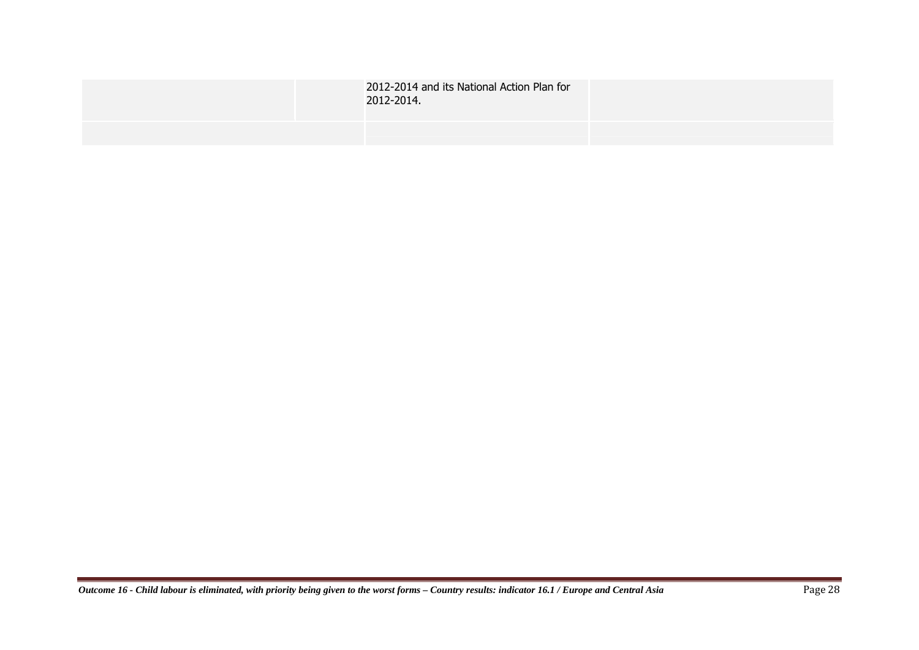| | | | |
|---|---|---|---|
| | | 2012-2014 and its National Action Plan for 2012-2014. | |
| | | | |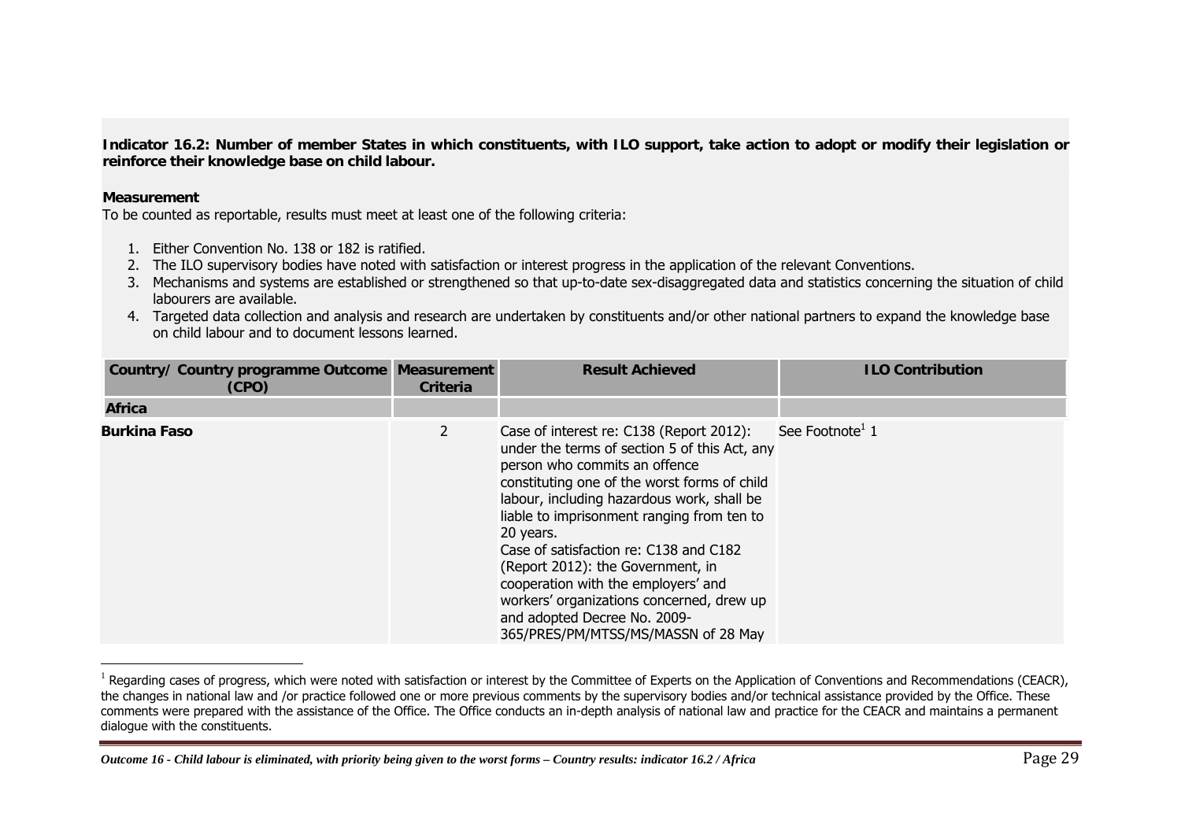**Indicator 16.2: Number of member States in which constituents, with ILO support, take action to adopt or modify their legislation or reinforce their knowledge base on child labour.**

**Measurement**

To be counted as reportable, results must meet at least one of the following criteria:

1. Either Convention No. 138 or 182 is ratified.
2. The ILO supervisory bodies have noted with satisfaction or interest progress in the application of the relevant Conventions.
3. Mechanisms and systems are established or strengthened so that up-to-date sex-disaggregated data and statistics concerning the situation of child labourers are available.
4. Targeted data collection and analysis and research are undertaken by constituents and/or other national partners to expand the knowledge base on child labour and to document lessons learned.

| Country/ Country programme Outcome (CPO) | Measurement Criteria | Result Achieved | ILO Contribution |
|---|---|---|---|
| **Africa** | | | |
| **Burkina Faso** | 2 | Case of interest re: C138 (Report 2012): under the terms of section 5 of this Act, any person who commits an offence constituting one of the worst forms of child labour, including hazardous work, shall be liable to imprisonment ranging from ten to 20 years.<br>Case of satisfaction re: C138 and C182 (Report 2012): the Government, in cooperation with the employers' and workers' organizations concerned, drew up and adopted Decree No. 2009-365/PRES/PM/MTSS/MS/MASSN of 28 May | See Footnote[1] 1 |

[1] Regarding cases of progress, which were noted with satisfaction or interest by the Committee of Experts on the Application of Conventions and Recommendations (CEACR), the changes in national law and /or practice followed one or more previous comments by the supervisory bodies and/or technical assistance provided by the Office. These comments were prepared with the assistance of the Office. The Office conducts an in-depth analysis of national law and practice for the CEACR and maintains a permanent dialogue with the constituents.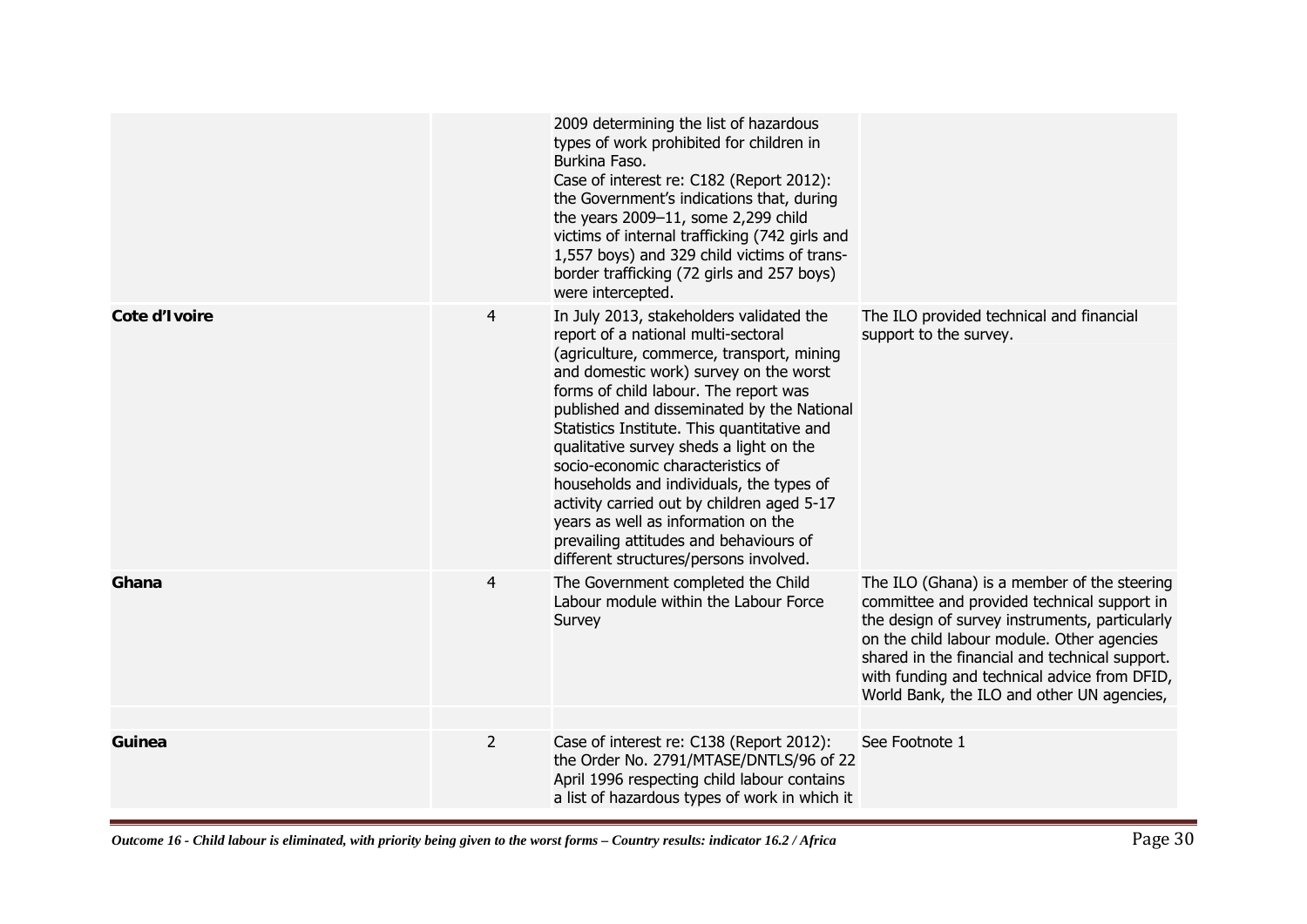| | | | |
|---|---|---|---|
| | | 2009 determining the list of hazardous types of work prohibited for children in Burkina Faso. Case of interest re: C182 (Report 2012): the Government's indications that, during the years 2009–11, some 2,299 child victims of internal trafficking (742 girls and 1,557 boys) and 329 child victims of trans-border trafficking (72 girls and 257 boys) were intercepted. | |
| **Cote d'Ivoire** | 4 | In July 2013, stakeholders validated the report of a national multi-sectoral (agriculture, commerce, transport, mining and domestic work) survey on the worst forms of child labour. The report was published and disseminated by the National Statistics Institute. This quantitative and qualitative survey sheds a light on the socio-economic characteristics of households and individuals, the types of activity carried out by children aged 5-17 years as well as information on the prevailing attitudes and behaviours of different structures/persons involved. | The ILO provided technical and financial support to the survey. |
| **Ghana** | 4 | The Government completed the Child Labour module within the Labour Force Survey | The ILO (Ghana) is a member of the steering committee and provided technical support in the design of survey instruments, particularly on the child labour module. Other agencies shared in the financial and technical support. with funding and technical advice from DFID, World Bank, the ILO and other UN agencies, |
| | | | |
| **Guinea** | 2 | Case of interest re: C138 (Report 2012): the Order No. 2791/MTASE/DNTLS/96 of 22 April 1996 respecting child labour contains a list of hazardous types of work in which it | See Footnote 1 |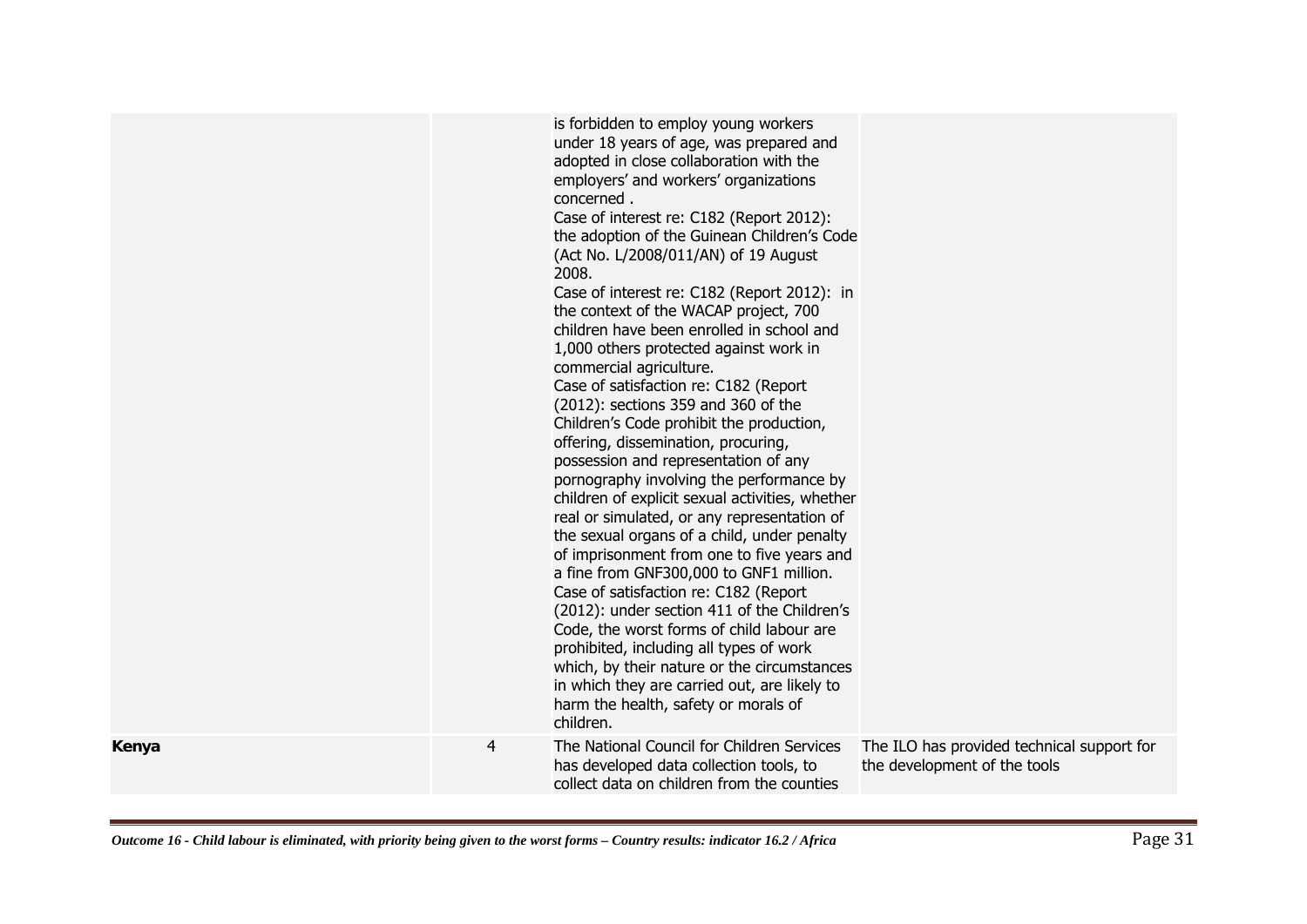| | | | |
|---|---|---|---|
| | | is forbidden to employ young workers under 18 years of age, was prepared and adopted in close collaboration with the employers' and workers' organizations concerned .<br>Case of interest re: C182 (Report 2012): the adoption of the Guinean Children's Code (Act No. L/2008/011/AN) of 19 August 2008.<br>Case of interest re: C182 (Report 2012): in the context of the WACAP project, 700 children have been enrolled in school and 1,000 others protected against work in commercial agriculture.<br>Case of satisfaction re: C182 (Report (2012): sections 359 and 360 of the Children's Code prohibit the production, offering, dissemination, procuring, possession and representation of any pornography involving the performance by children of explicit sexual activities, whether real or simulated, or any representation of the sexual organs of a child, under penalty of imprisonment from one to five years and a fine from GNF300,000 to GNF1 million.<br>Case of satisfaction re: C182 (Report (2012): under section 411 of the Children's Code, the worst forms of child labour are prohibited, including all types of work which, by their nature or the circumstances in which they are carried out, are likely to harm the health, safety or morals of children. | |
| **Kenya** | 4 | The National Council for Children Services has developed data collection tools, to collect data on children from the counties | The ILO has provided technical support for the development of the tools |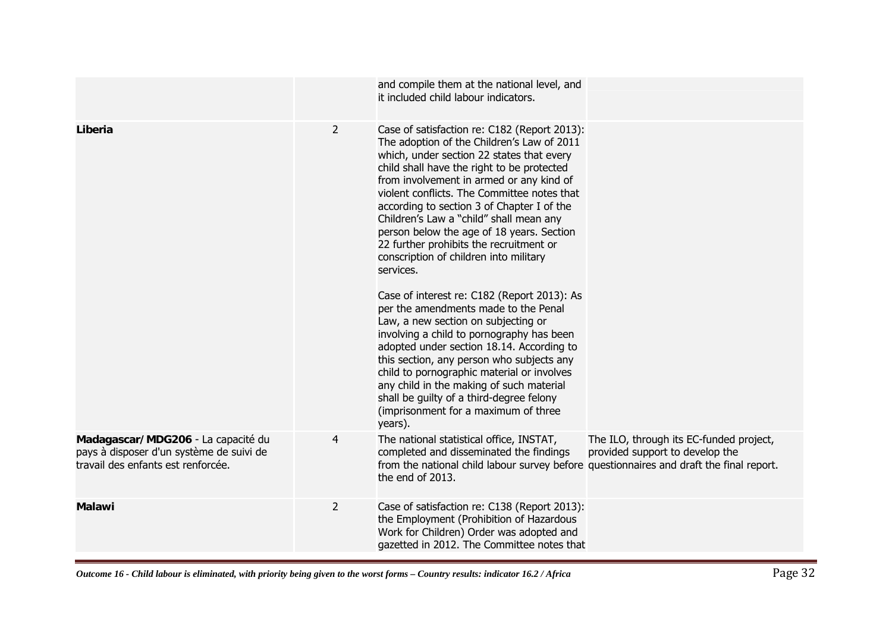| | | | |
|---|---|---|---|
| | | and compile them at the national level, and it included child labour indicators. | |
| **Liberia** | 2 | Case of satisfaction re: C182 (Report 2013): The adoption of the Children's Law of 2011 which, under section 22 states that every child shall have the right to be protected from involvement in armed or any kind of violent conflicts. The Committee notes that according to section 3 of Chapter I of the Children's Law a "child" shall mean any person below the age of 18 years. Section 22 further prohibits the recruitment or conscription of children into military services.<br><br>Case of interest re: C182 (Report 2013): As per the amendments made to the Penal Law, a new section on subjecting or involving a child to pornography has been adopted under section 18.14. According to this section, any person who subjects any child to pornographic material or involves any child in the making of such material shall be guilty of a third-degree felony (imprisonment for a maximum of three years). | |
| **Madagascar/ MDG206** - La capacité du pays à disposer d'un système de suivi de travail des enfants est renforcée. | 4 | The national statistical office, INSTAT, completed and disseminated the findings from the national child labour survey before the end of 2013. | The ILO, through its EC-funded project, provided support to develop the questionnaires and draft the final report. |
| **Malawi** | 2 | Case of satisfaction re: C138 (Report 2013): the Employment (Prohibition of Hazardous Work for Children) Order was adopted and gazetted in 2012. The Committee notes that | |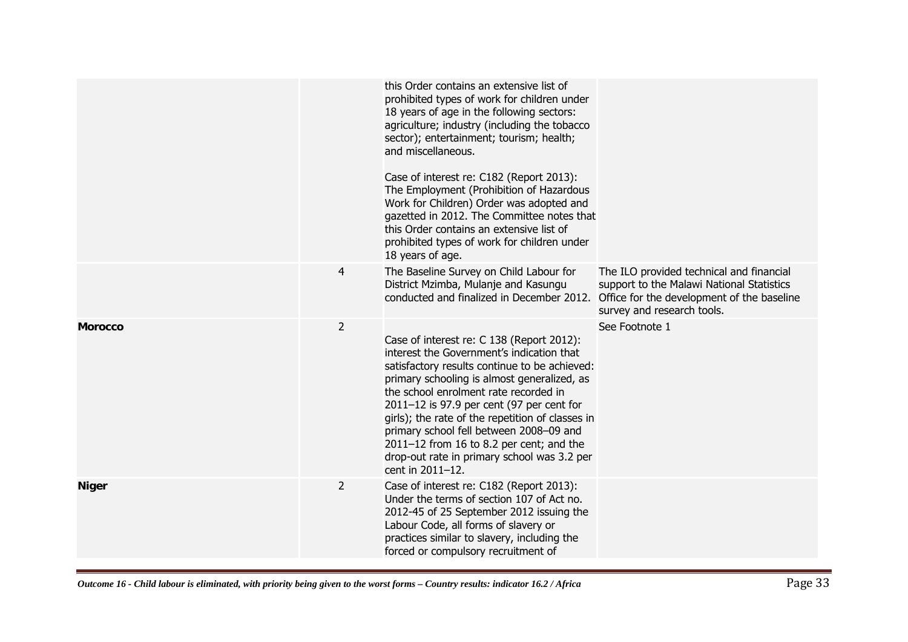| | | | |
|---|---|---|---|
| | | this Order contains an extensive list of prohibited types of work for children under 18 years of age in the following sectors: agriculture; industry (including the tobacco sector); entertainment; tourism; health; and miscellaneous.<br><br>Case of interest re: C182 (Report 2013): The Employment (Prohibition of Hazardous Work for Children) Order was adopted and gazetted in 2012. The Committee notes that this Order contains an extensive list of prohibited types of work for children under 18 years of age. | |
| | 4 | The Baseline Survey on Child Labour for District Mzimba, Mulanje and Kasungu conducted and finalized in December 2012. | The ILO provided technical and financial support to the Malawi National Statistics Office for the development of the baseline survey and research tools. |
| **Morocco** | 2 | Case of interest re: C 138 (Report 2012): interest the Government's indication that satisfactory results continue to be achieved: primary schooling is almost generalized, as the school enrolment rate recorded in 2011–12 is 97.9 per cent (97 per cent for girls); the rate of the repetition of classes in primary school fell between 2008–09 and 2011–12 from 16 to 8.2 per cent; and the drop-out rate in primary school was 3.2 per cent in 2011–12. | See Footnote 1 |
| **Niger** | 2 | Case of interest re: C182 (Report 2013): Under the terms of section 107 of Act no. 2012-45 of 25 September 2012 issuing the Labour Code, all forms of slavery or practices similar to slavery, including the forced or compulsory recruitment of | |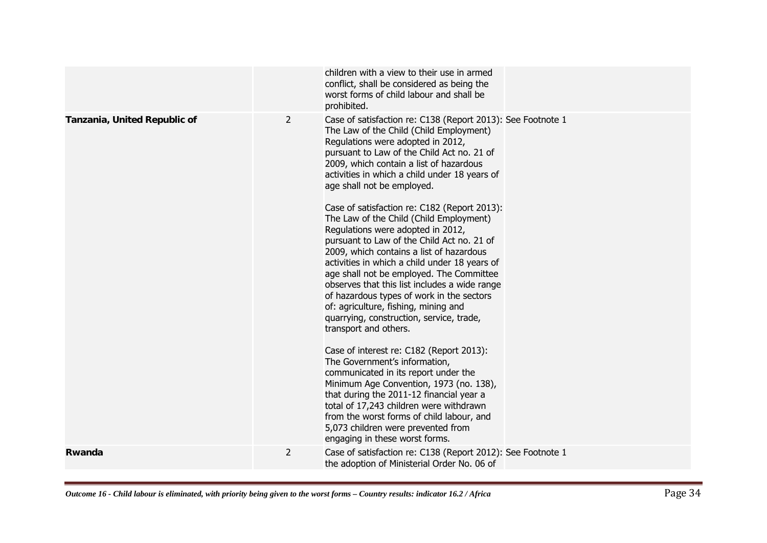| | | | |
|---|---|---|---|
| | | children with a view to their use in armed conflict, shall be considered as being the worst forms of child labour and shall be prohibited. | |
| **Tanzania, United Republic of** | 2 | Case of satisfaction re: C138 (Report 2013): The Law of the Child (Child Employment) Regulations were adopted in 2012, pursuant to Law of the Child Act no. 21 of 2009, which contain a list of hazardous activities in which a child under 18 years of age shall not be employed.<br><br>Case of satisfaction re: C182 (Report 2013): The Law of the Child (Child Employment) Regulations were adopted in 2012, pursuant to Law of the Child Act no. 21 of 2009, which contains a list of hazardous activities in which a child under 18 years of age shall not be employed. The Committee observes that this list includes a wide range of hazardous types of work in the sectors of: agriculture, fishing, mining and quarrying, construction, service, trade, transport and others.<br><br>Case of interest re: C182 (Report 2013): The Government's information, communicated in its report under the Minimum Age Convention, 1973 (no. 138), that during the 2011-12 financial year a total of 17,243 children were withdrawn from the worst forms of child labour, and 5,073 children were prevented from engaging in these worst forms. | See Footnote 1 |
| **Rwanda** | 2 | Case of satisfaction re: C138 (Report 2012): the adoption of Ministerial Order No. 06 of | See Footnote 1 |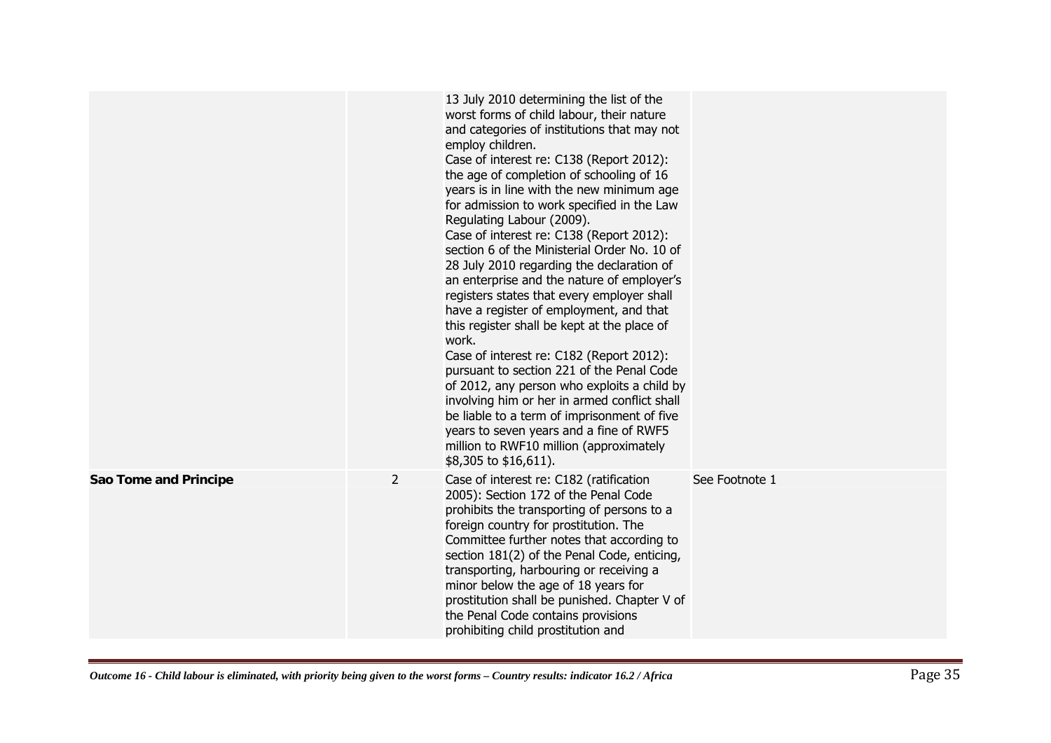| | | | |
|---|---|---|---|
| | | 13 July 2010 determining the list of the worst forms of child labour, their nature and categories of institutions that may not employ children.<br>Case of interest re: C138 (Report 2012): the age of completion of schooling of 16 years is in line with the new minimum age for admission to work specified in the Law Regulating Labour (2009).<br>Case of interest re: C138 (Report 2012): section 6 of the Ministerial Order No. 10 of 28 July 2010 regarding the declaration of an enterprise and the nature of employer's registers states that every employer shall have a register of employment, and that this register shall be kept at the place of work.<br>Case of interest re: C182 (Report 2012): pursuant to section 221 of the Penal Code of 2012, any person who exploits a child by involving him or her in armed conflict shall be liable to a term of imprisonment of five years to seven years and a fine of RWF5 million to RWF10 million (approximately $8,305 to $16,611). | |
| **Sao Tome and Principe** | 2 | Case of interest re: C182 (ratification 2005): Section 172 of the Penal Code prohibits the transporting of persons to a foreign country for prostitution. The Committee further notes that according to section 181(2) of the Penal Code, enticing, transporting, harbouring or receiving a minor below the age of 18 years for prostitution shall be punished. Chapter V of the Penal Code contains provisions prohibiting child prostitution and | See Footnote 1 |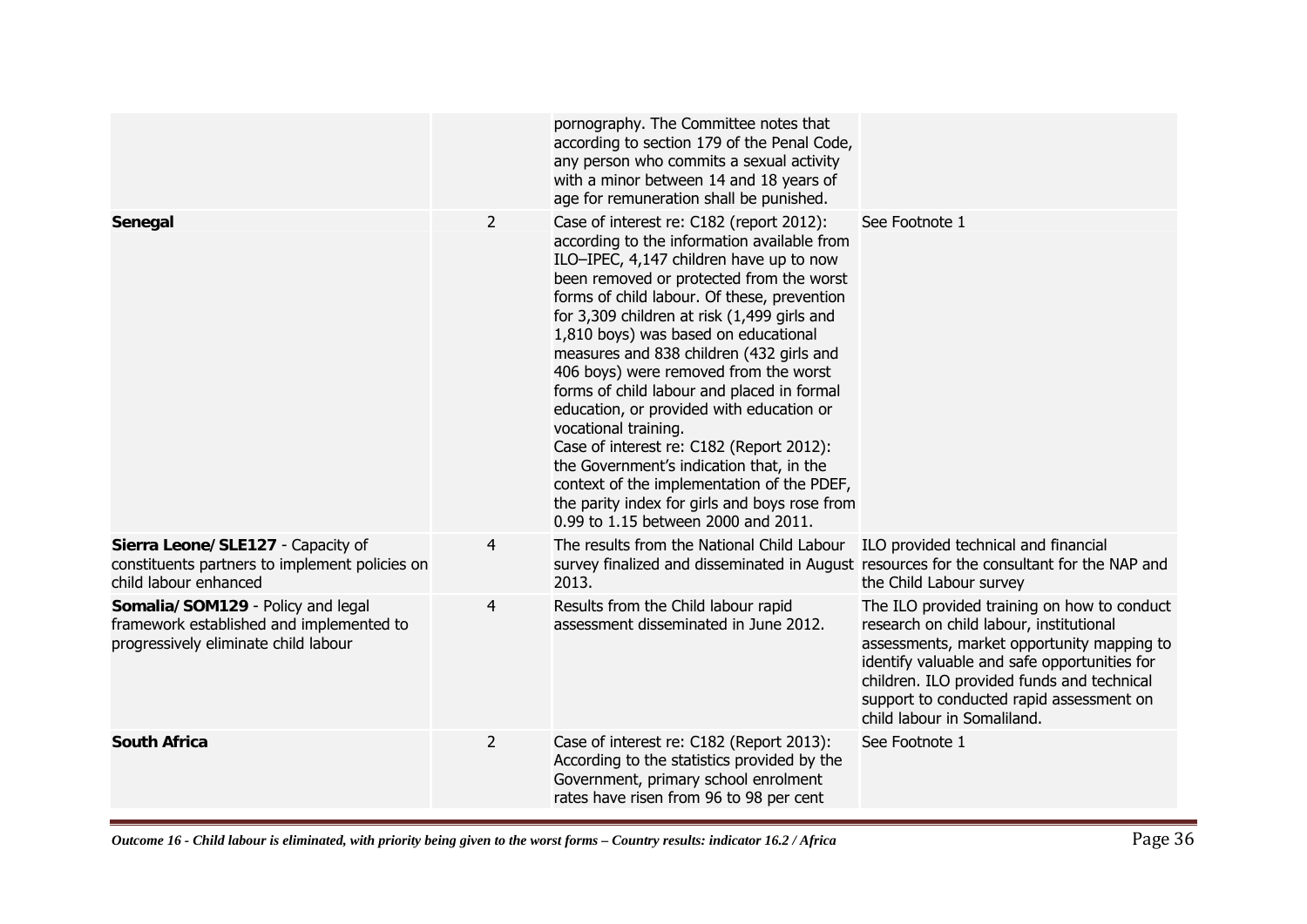| | | | |
|---|---|---|---|
| | | pornography. The Committee notes that according to section 179 of the Penal Code, any person who commits a sexual activity with a minor between 14 and 18 years of age for remuneration shall be punished. | |
| **Senegal** | 2 | Case of interest re: C182 (report 2012): according to the information available from ILO–IPEC, 4,147 children have up to now been removed or protected from the worst forms of child labour. Of these, prevention for 3,309 children at risk (1,499 girls and 1,810 boys) was based on educational measures and 838 children (432 girls and 406 boys) were removed from the worst forms of child labour and placed in formal education, or provided with education or vocational training.<br>Case of interest re: C182 (Report 2012): the Government's indication that, in the context of the implementation of the PDEF, the parity index for girls and boys rose from 0.99 to 1.15 between 2000 and 2011. | See Footnote 1 |
| **Sierra Leone/SLE127** - Capacity of constituents partners to implement policies on child labour enhanced | 4 | The results from the National Child Labour survey finalized and disseminated in August 2013. | ILO provided technical and financial resources for the consultant for the NAP and the Child Labour survey |
| **Somalia/SOM129** - Policy and legal framework established and implemented to progressively eliminate child labour | 4 | Results from the Child labour rapid assessment disseminated in June 2012. | The ILO provided training on how to conduct research on child labour, institutional assessments, market opportunity mapping to identify valuable and safe opportunities for children. ILO provided funds and technical support to conducted rapid assessment on child labour in Somaliland. |
| **South Africa** | 2 | Case of interest re: C182 (Report 2013): According to the statistics provided by the Government, primary school enrolment rates have risen from 96 to 98 per cent | See Footnote 1 |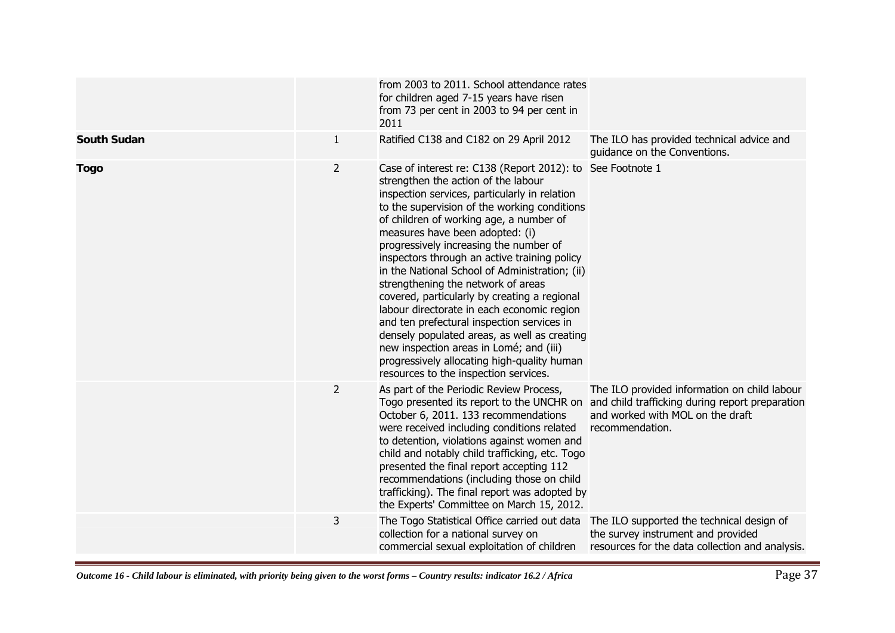| | | | |
|---|---|---|---|
| | | from 2003 to 2011. School attendance rates for children aged 7-15 years have risen from 73 per cent in 2003 to 94 per cent in 2011 | |
| **South Sudan** | 1 | Ratified C138 and C182 on 29 April 2012 | The ILO has provided technical advice and guidance on the Conventions. |
| **Togo** | 2 | Case of interest re: C138 (Report 2012): to strengthen the action of the labour inspection services, particularly in relation to the supervision of the working conditions of children of working age, a number of measures have been adopted: (i) progressively increasing the number of inspectors through an active training policy in the National School of Administration; (ii) strengthening the network of areas covered, particularly by creating a regional labour directorate in each economic region and ten prefectural inspection services in densely populated areas, as well as creating new inspection areas in Lomé; and (iii) progressively allocating high-quality human resources to the inspection services. | See Footnote 1 |
| | 2 | As part of the Periodic Review Process, Togo presented its report to the UNCHR on October 6, 2011. 133 recommendations were received including conditions related to detention, violations against women and child and notably child trafficking, etc. Togo presented the final report accepting 112 recommendations (including those on child trafficking). The final report was adopted by the Experts' Committee on March 15, 2012. | The ILO provided information on child labour and child trafficking during report preparation and worked with MOL on the draft recommendation. |
| | 3 | The Togo Statistical Office carried out data collection for a national survey on commercial sexual exploitation of children | The ILO supported the technical design of the survey instrument and provided resources for the data collection and analysis. |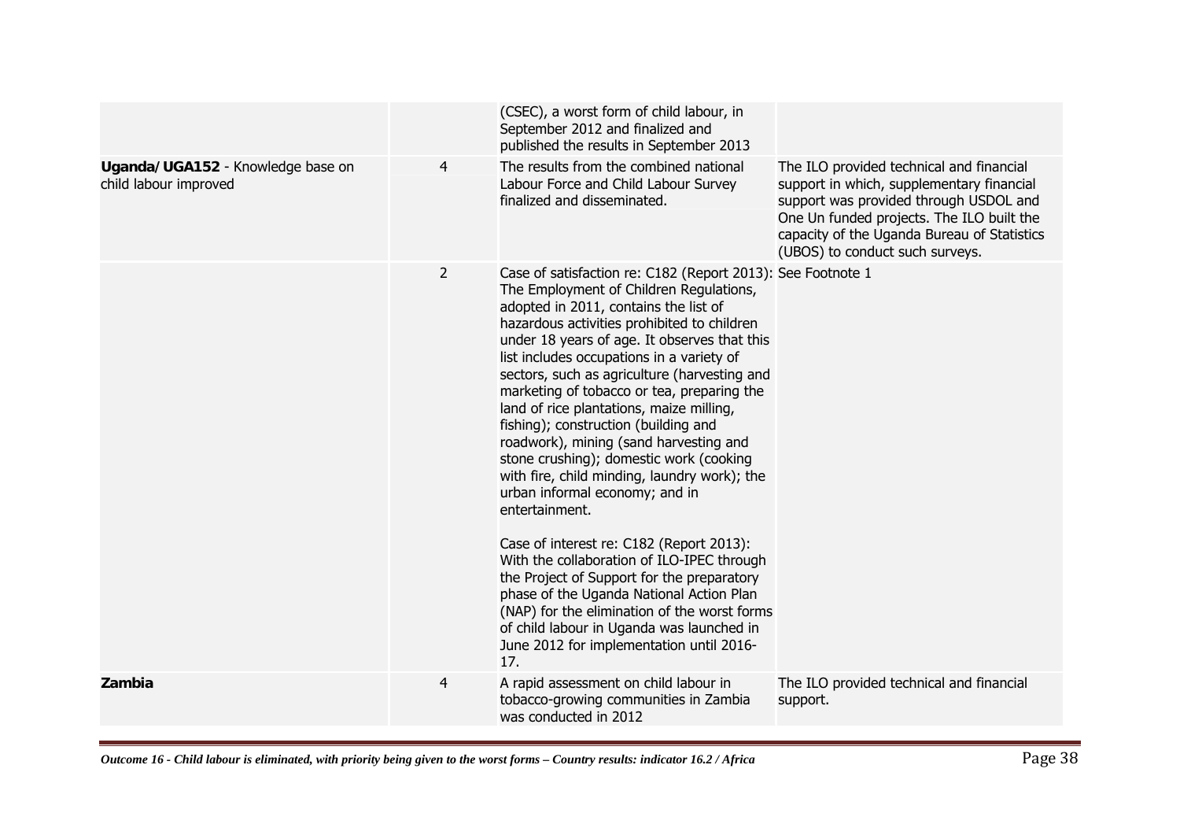| | | | |
|---|---|---|---|
| | | (CSEC), a worst form of child labour, in September 2012 and finalized and published the results in September 2013 | |
| **Uganda/UGA152** - Knowledge base on child labour improved | 4 | The results from the combined national Labour Force and Child Labour Survey finalized and disseminated. | The ILO provided technical and financial support in which, supplementary financial support was provided through USDOL and One Un funded projects. The ILO built the capacity of the Uganda Bureau of Statistics (UBOS) to conduct such surveys. |
| | 2 | Case of satisfaction re: C182 (Report 2013): The Employment of Children Regulations, adopted in 2011, contains the list of hazardous activities prohibited to children under 18 years of age. It observes that this list includes occupations in a variety of sectors, such as agriculture (harvesting and marketing of tobacco or tea, preparing the land of rice plantations, maize milling, fishing); construction (building and roadwork), mining (sand harvesting and stone crushing); domestic work (cooking with fire, child minding, laundry work); the urban informal economy; and in entertainment.<br><br>Case of interest re: C182 (Report 2013): With the collaboration of ILO-IPEC through the Project of Support for the preparatory phase of the Uganda National Action Plan (NAP) for the elimination of the worst forms of child labour in Uganda was launched in June 2012 for implementation until 2016-17. | See Footnote 1 |
| **Zambia** | 4 | A rapid assessment on child labour in tobacco-growing communities in Zambia was conducted in 2012 | The ILO provided technical and financial support. |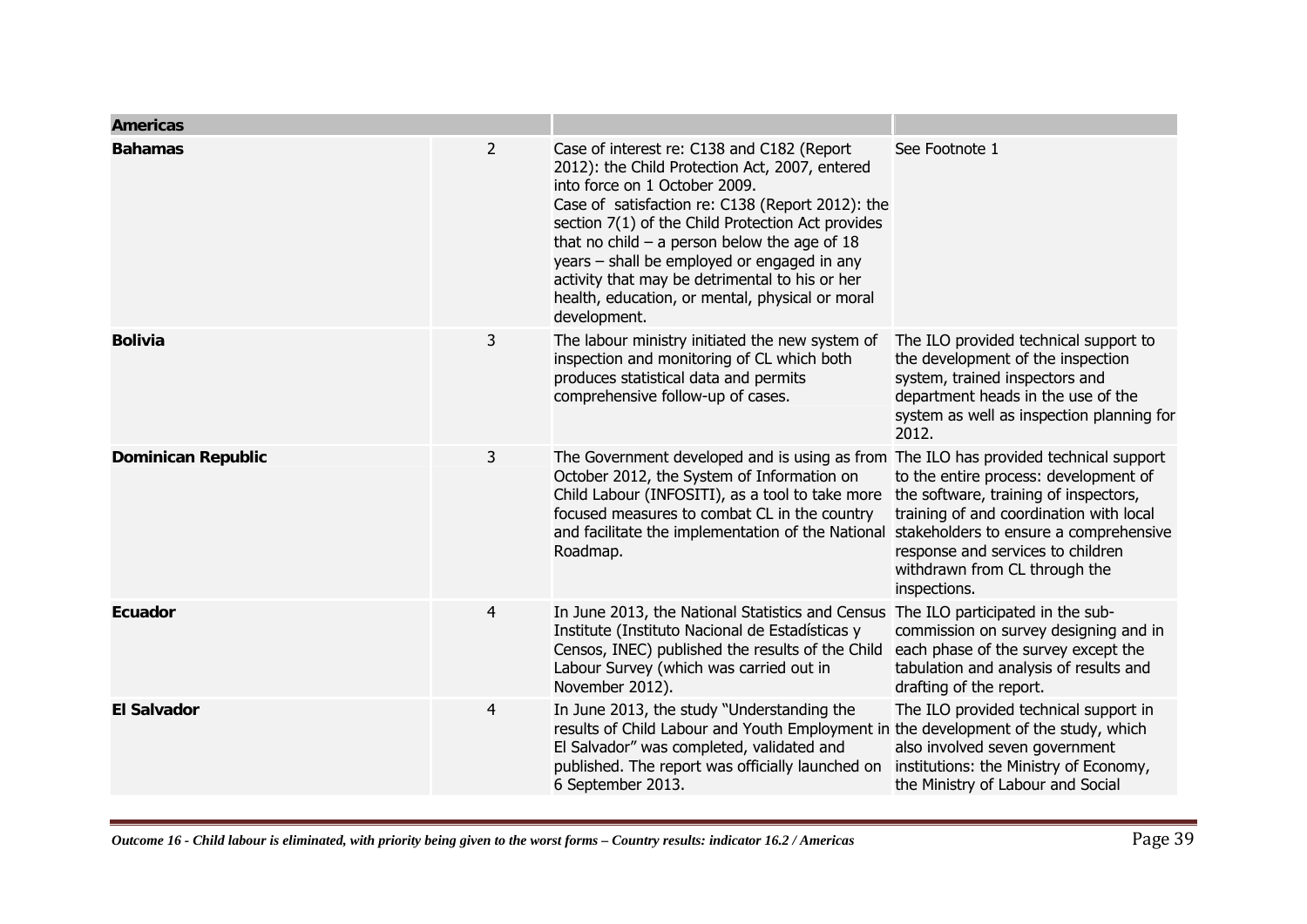| Americas | | | |
| --- | --- | --- | --- |
| **Bahamas** | 2 | Case of interest re: C138 and C182 (Report 2012): the Child Protection Act, 2007, entered into force on 1 October 2009.<br>Case of satisfaction re: C138 (Report 2012): the section 7(1) of the Child Protection Act provides that no child – a person below the age of 18 years – shall be employed or engaged in any activity that may be detrimental to his or her health, education, or mental, physical or moral development. | See Footnote 1 |
| **Bolivia** | 3 | The labour ministry initiated the new system of inspection and monitoring of CL which both produces statistical data and permits comprehensive follow-up of cases. | The ILO provided technical support to the development of the inspection system, trained inspectors and department heads in the use of the system as well as inspection planning for 2012. |
| **Dominican Republic** | 3 | The Government developed and is using as from October 2012, the System of Information on Child Labour (INFOSITI), as a tool to take more focused measures to combat CL in the country and facilitate the implementation of the National Roadmap. | The ILO has provided technical support to the entire process: development of the software, training of inspectors, training of and coordination with local stakeholders to ensure a comprehensive response and services to children withdrawn from CL through the inspections. |
| **Ecuador** | 4 | In June 2013, the National Statistics and Census Institute (Instituto Nacional de Estadísticas y Censos, INEC) published the results of the Child Labour Survey (which was carried out in November 2012). | The ILO participated in the sub-commission on survey designing and in each phase of the survey except the tabulation and analysis of results and drafting of the report. |
| **El Salvador** | 4 | In June 2013, the study "Understanding the results of Child Labour and Youth Employment in El Salvador" was completed, validated and published. The report was officially launched on 6 September 2013. | The ILO provided technical support in the development of the study, which also involved seven government institutions: the Ministry of Economy, the Ministry of Labour and Social |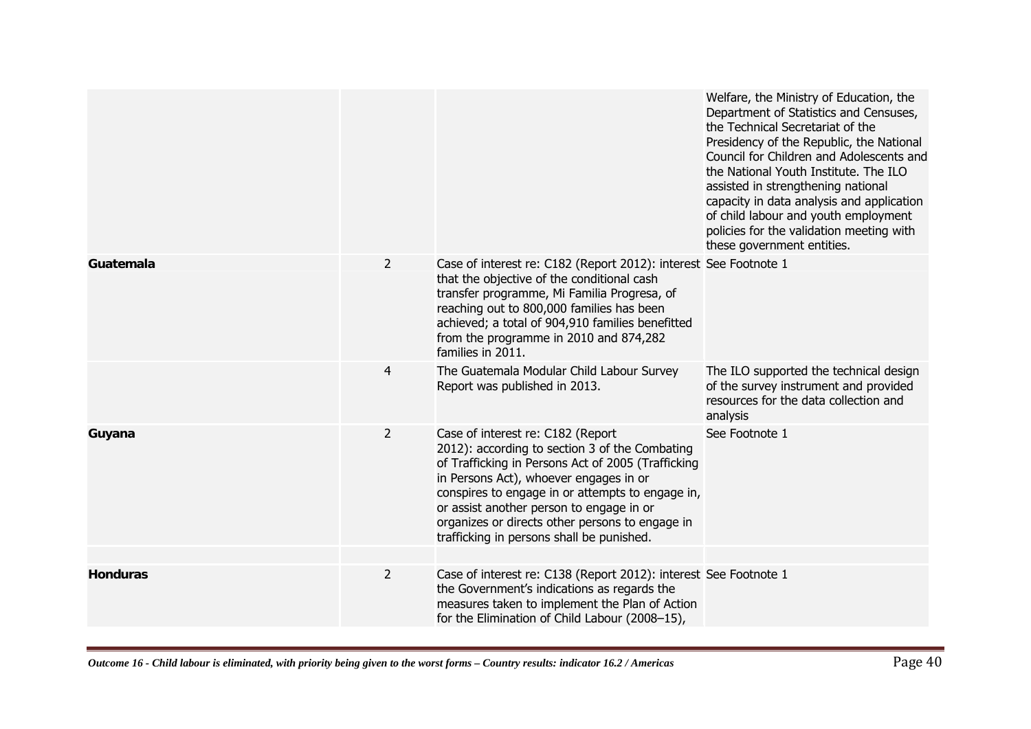| | | | |
|---|---|---|---|
| | | | Welfare, the Ministry of Education, the Department of Statistics and Censuses, the Technical Secretariat of the Presidency of the Republic, the National Council for Children and Adolescents and the National Youth Institute. The ILO assisted in strengthening national capacity in data analysis and application of child labour and youth employment policies for the validation meeting with these government entities. |
| **Guatemala** | 2 | Case of interest re: C182 (Report 2012): interest that the objective of the conditional cash transfer programme, Mi Familia Progresa, of reaching out to 800,000 families has been achieved; a total of 904,910 families benefitted from the programme in 2010 and 874,282 families in 2011. | See Footnote 1 |
| | 4 | The Guatemala Modular Child Labour Survey Report was published in 2013. | The ILO supported the technical design of the survey instrument and provided resources for the data collection and analysis |
| **Guyana** | 2 | Case of interest re: C182 (Report 2012): according to section 3 of the Combating of Trafficking in Persons Act of 2005 (Trafficking in Persons Act), whoever engages in or conspires to engage in or attempts to engage in, or assist another person to engage in or organizes or directs other persons to engage in trafficking in persons shall be punished. | See Footnote 1 |
| | | | |
| **Honduras** | 2 | Case of interest re: C138 (Report 2012): interest the Government's indications as regards the measures taken to implement the Plan of Action for the Elimination of Child Labour (2008–15), | See Footnote 1 |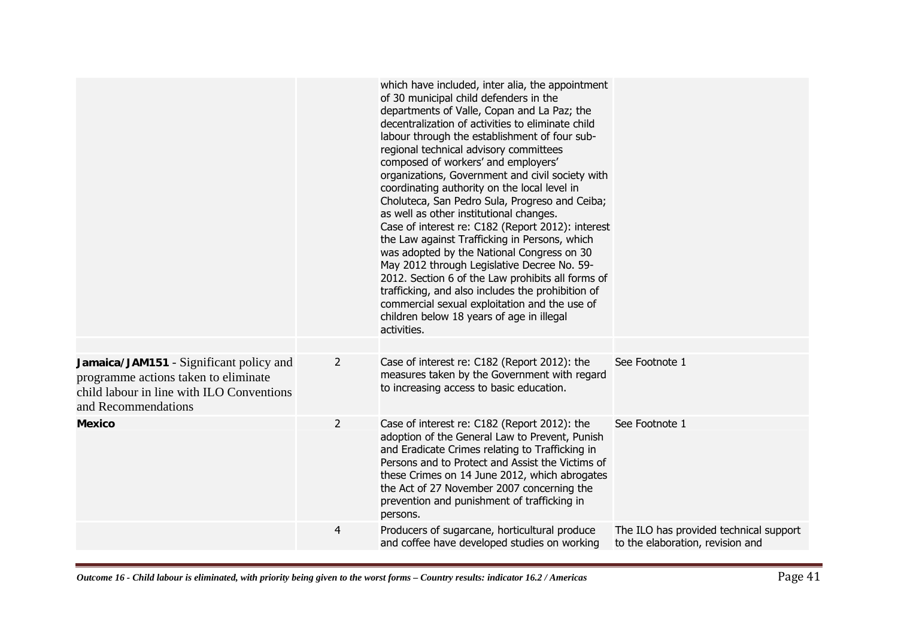| | | | |
|---|---|---|---|
| | | which have included, inter alia, the appointment of 30 municipal child defenders in the departments of Valle, Copan and La Paz; the decentralization of activities to eliminate child labour through the establishment of four sub-regional technical advisory committees composed of workers' and employers' organizations, Government and civil society with coordinating authority on the local level in Choluteca, San Pedro Sula, Progreso and Ceiba; as well as other institutional changes.<br>Case of interest re: C182 (Report 2012): interest the Law against Trafficking in Persons, which was adopted by the National Congress on 30 May 2012 through Legislative Decree No. 59-2012. Section 6 of the Law prohibits all forms of trafficking, and also includes the prohibition of commercial sexual exploitation and the use of children below 18 years of age in illegal activities. | |
| | | | |
| **Jamaica/JAM151** - Significant policy and programme actions taken to eliminate child labour in line with ILO Conventions and Recommendations | 2 | Case of interest re: C182 (Report 2012): the measures taken by the Government with regard to increasing access to basic education. | See Footnote 1 |
| **Mexico** | 2 | Case of interest re: C182 (Report 2012): the adoption of the General Law to Prevent, Punish and Eradicate Crimes relating to Trafficking in Persons and to Protect and Assist the Victims of these Crimes on 14 June 2012, which abrogates the Act of 27 November 2007 concerning the prevention and punishment of trafficking in persons. | See Footnote 1 |
| | 4 | Producers of sugarcane, horticultural produce and coffee have developed studies on working | The ILO has provided technical support to the elaboration, revision and |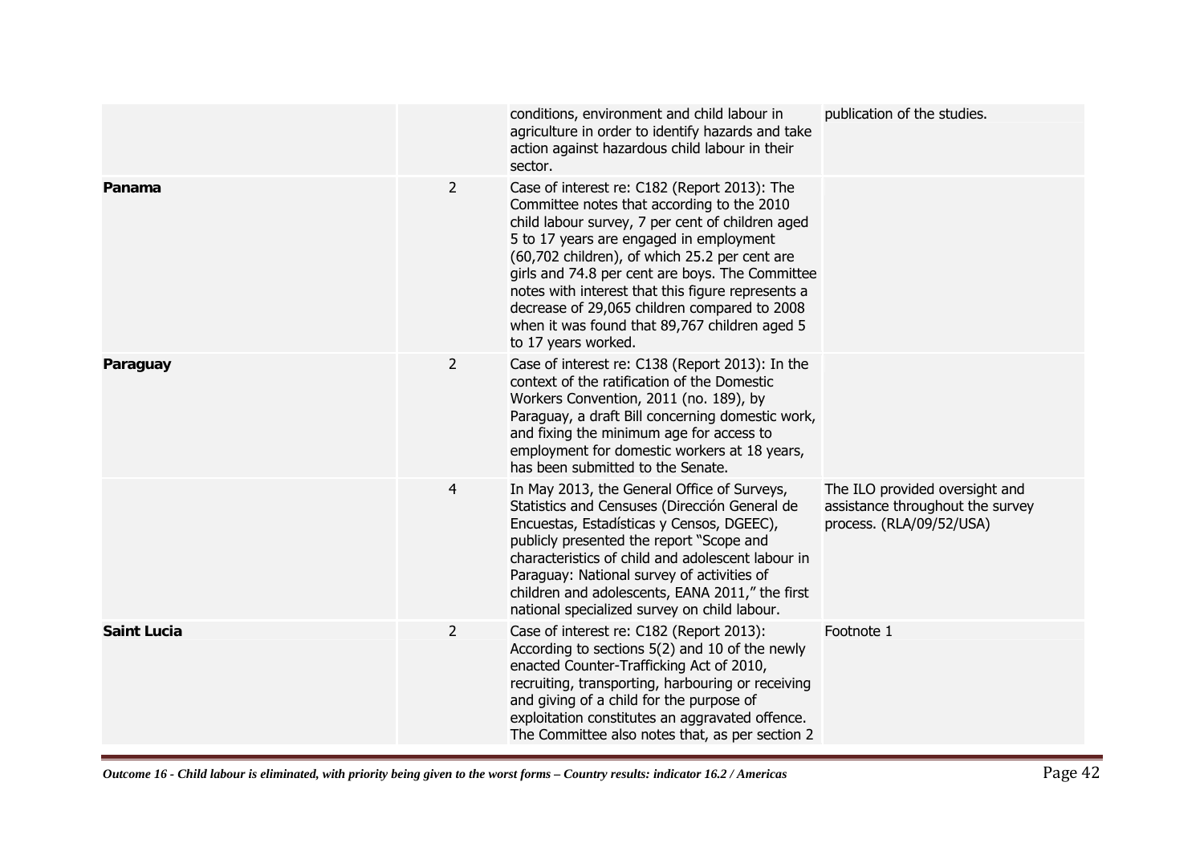| | | | |
|---|---|---|---|
| | | conditions, environment and child labour in agriculture in order to identify hazards and take action against hazardous child labour in their sector. | publication of the studies. |
| **Panama** | 2 | Case of interest re: C182 (Report 2013): The Committee notes that according to the 2010 child labour survey, 7 per cent of children aged 5 to 17 years are engaged in employment (60,702 children), of which 25.2 per cent are girls and 74.8 per cent are boys. The Committee notes with interest that this figure represents a decrease of 29,065 children compared to 2008 when it was found that 89,767 children aged 5 to 17 years worked. | |
| **Paraguay** | 2 | Case of interest re: C138 (Report 2013): In the context of the ratification of the Domestic Workers Convention, 2011 (no. 189), by Paraguay, a draft Bill concerning domestic work, and fixing the minimum age for access to employment for domestic workers at 18 years, has been submitted to the Senate. | |
| | 4 | In May 2013, the General Office of Surveys, Statistics and Censuses (Dirección General de Encuestas, Estadísticas y Censos, DGEEC), publicly presented the report "Scope and characteristics of child and adolescent labour in Paraguay: National survey of activities of children and adolescents, EANA 2011," the first national specialized survey on child labour. | The ILO provided oversight and assistance throughout the survey process. (RLA/09/52/USA) |
| **Saint Lucia** | 2 | Case of interest re: C182 (Report 2013): According to sections 5(2) and 10 of the newly enacted Counter-Trafficking Act of 2010, recruiting, transporting, harbouring or receiving and giving of a child for the purpose of exploitation constitutes an aggravated offence. The Committee also notes that, as per section 2 | Footnote 1 |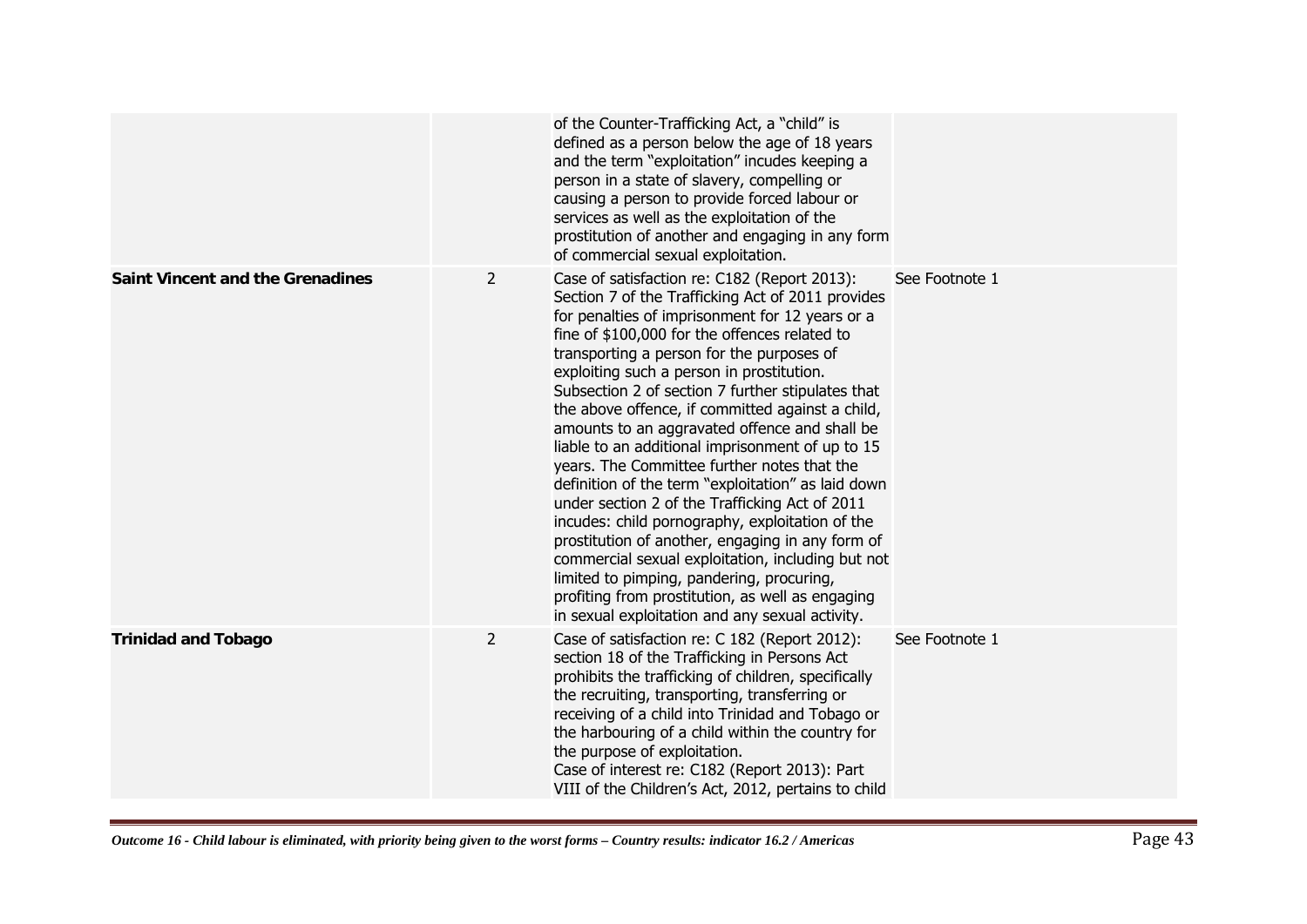| | | | |
|---|---|---|---|
| | | of the Counter-Trafficking Act, a "child" is defined as a person below the age of 18 years and the term "exploitation" incudes keeping a person in a state of slavery, compelling or causing a person to provide forced labour or services as well as the exploitation of the prostitution of another and engaging in any form of commercial sexual exploitation. | |
| **Saint Vincent and the Grenadines** | 2 | Case of satisfaction re: C182 (Report 2013): Section 7 of the Trafficking Act of 2011 provides for penalties of imprisonment for 12 years or a fine of $100,000 for the offences related to transporting a person for the purposes of exploiting such a person in prostitution. Subsection 2 of section 7 further stipulates that the above offence, if committed against a child, amounts to an aggravated offence and shall be liable to an additional imprisonment of up to 15 years. The Committee further notes that the definition of the term "exploitation" as laid down under section 2 of the Trafficking Act of 2011 incudes: child pornography, exploitation of the prostitution of another, engaging in any form of commercial sexual exploitation, including but not limited to pimping, pandering, procuring, profiting from prostitution, as well as engaging in sexual exploitation and any sexual activity. | See Footnote 1 |
| **Trinidad and Tobago** | 2 | Case of satisfaction re: C 182 (Report 2012): section 18 of the Trafficking in Persons Act prohibits the trafficking of children, specifically the recruiting, transporting, transferring or receiving of a child into Trinidad and Tobago or the harbouring of a child within the country for the purpose of exploitation.<br>Case of interest re: C182 (Report 2013): Part VIII of the Children's Act, 2012, pertains to child | See Footnote 1 |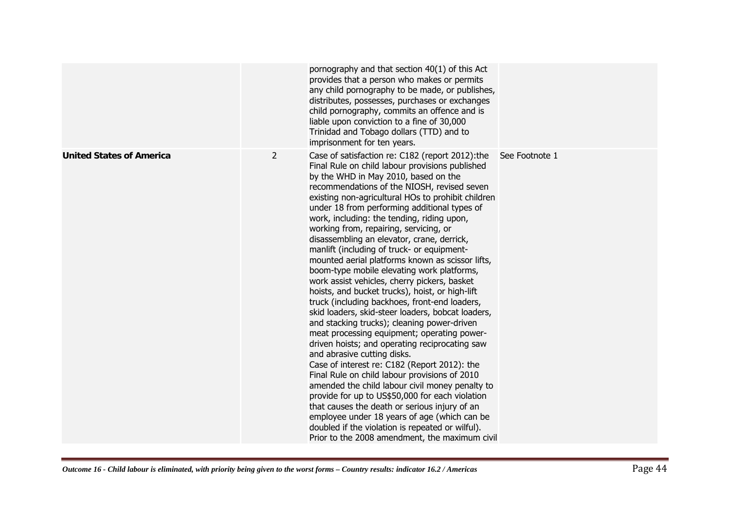| | | | |
|---|---|---|---|
| | | pornography and that section 40(1) of this Act provides that a person who makes or permits any child pornography to be made, or publishes, distributes, possesses, purchases or exchanges child pornography, commits an offence and is liable upon conviction to a fine of 30,000 Trinidad and Tobago dollars (TTD) and to imprisonment for ten years. | |
| **United States of America** | 2 | Case of satisfaction re: C182 (report 2012):the Final Rule on child labour provisions published by the WHD in May 2010, based on the recommendations of the NIOSH, revised seven existing non-agricultural HOs to prohibit children under 18 from performing additional types of work, including: the tending, riding upon, working from, repairing, servicing, or disassembling an elevator, crane, derrick, manlift (including of truck- or equipment-mounted aerial platforms known as scissor lifts, boom-type mobile elevating work platforms, work assist vehicles, cherry pickers, basket hoists, and bucket trucks), hoist, or high-lift truck (including backhoes, front-end loaders, skid loaders, skid-steer loaders, bobcat loaders, and stacking trucks); cleaning power-driven meat processing equipment; operating power-driven hoists; and operating reciprocating saw and abrasive cutting disks.<br>Case of interest re: C182 (Report 2012): the Final Rule on child labour provisions of 2010 amended the child labour civil money penalty to provide for up to US$50,000 for each violation that causes the death or serious injury of an employee under 18 years of age (which can be doubled if the violation is repeated or wilful). Prior to the 2008 amendment, the maximum civil | See Footnote 1 |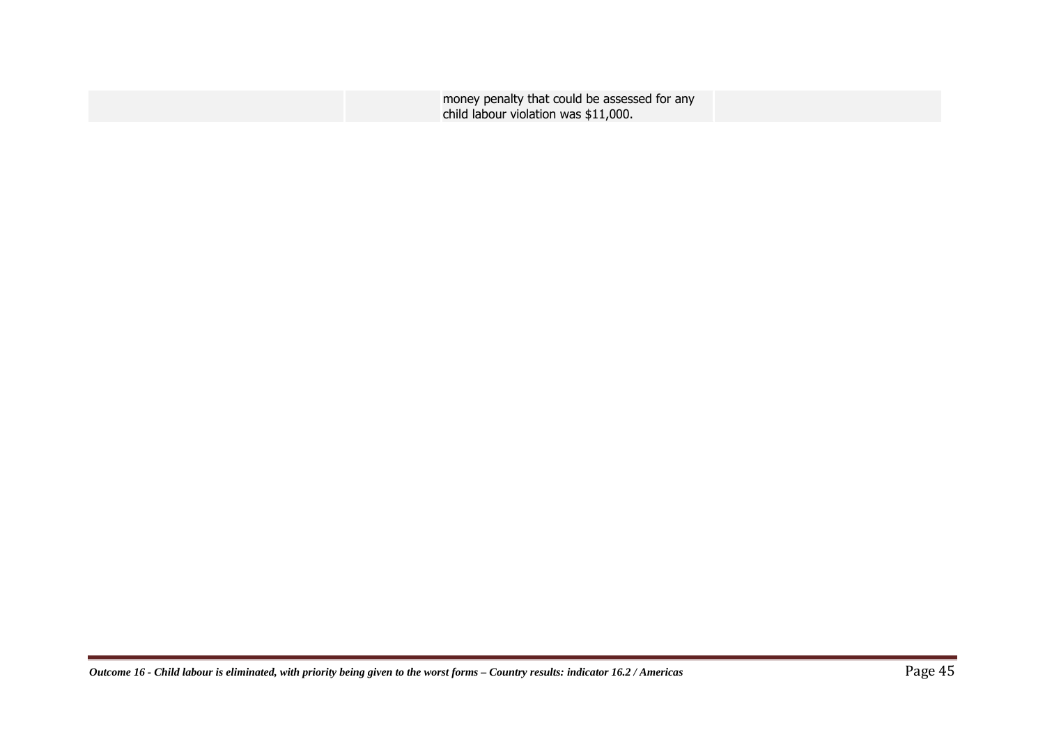|  |  | money penalty that could be assessed for any child labour violation was $11,000. |  |
|---|---|---|---|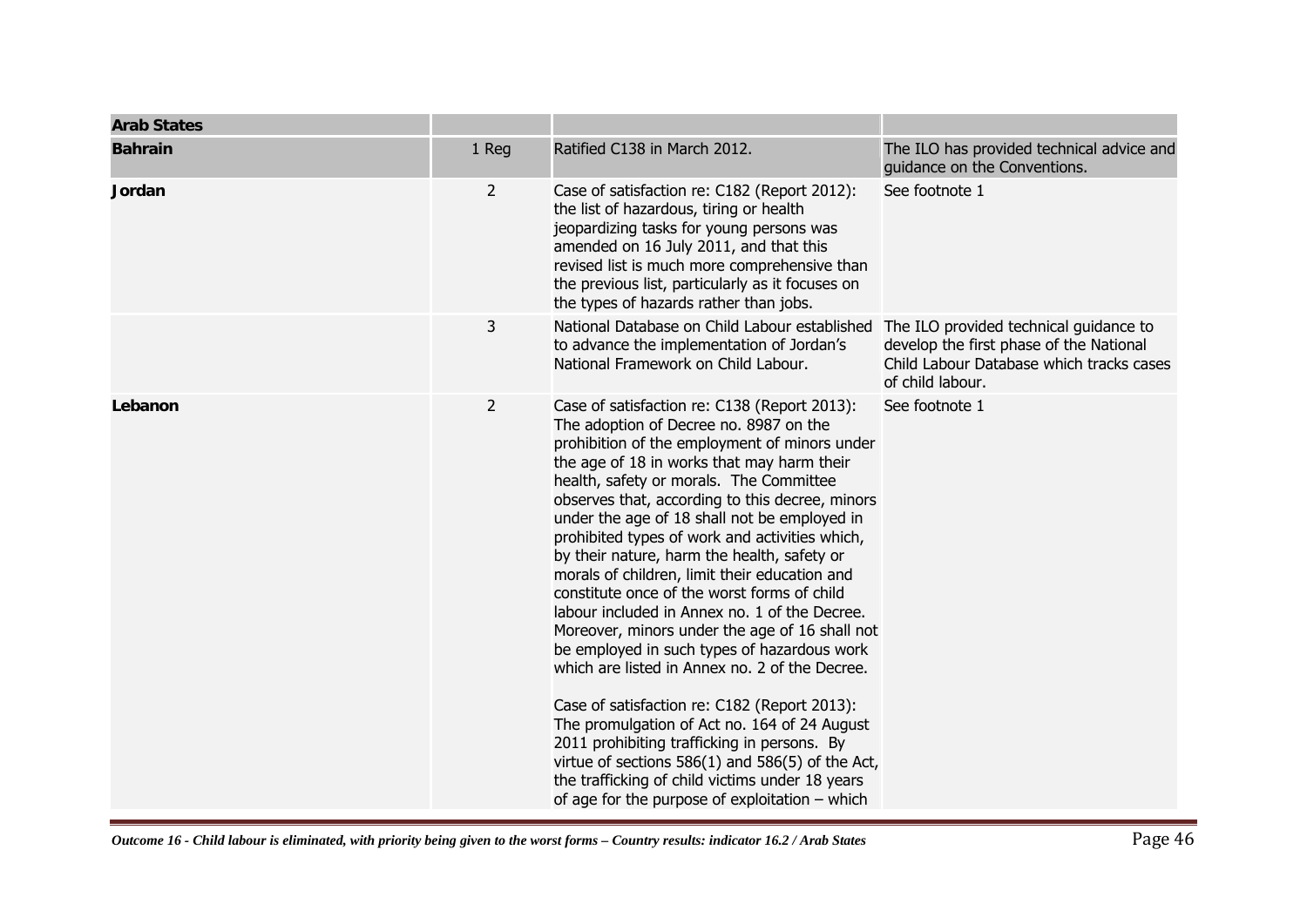| Arab States | | | |
|---|---|---|---|
| **Bahrain** | 1 Reg | Ratified C138 in March 2012. | The ILO has provided technical advice and guidance on the Conventions. |
| **Jordan** | 2 | Case of satisfaction re: C182 (Report 2012): the list of hazardous, tiring or health jeopardizing tasks for young persons was amended on 16 July 2011, and that this revised list is much more comprehensive than the previous list, particularly as it focuses on the types of hazards rather than jobs. | See footnote 1 |
| | 3 | National Database on Child Labour established to advance the implementation of Jordan's National Framework on Child Labour. | The ILO provided technical guidance to develop the first phase of the National Child Labour Database which tracks cases of child labour. |
| **Lebanon** | 2 | Case of satisfaction re: C138 (Report 2013): The adoption of Decree no. 8987 on the prohibition of the employment of minors under the age of 18 in works that may harm their health, safety or morals. The Committee observes that, according to this decree, minors under the age of 18 shall not be employed in prohibited types of work and activities which, by their nature, harm the health, safety or morals of children, limit their education and constitute once of the worst forms of child labour included in Annex no. 1 of the Decree. Moreover, minors under the age of 16 shall not be employed in such types of hazardous work which are listed in Annex no. 2 of the Decree.<br><br>Case of satisfaction re: C182 (Report 2013): The promulgation of Act no. 164 of 24 August 2011 prohibiting trafficking in persons. By virtue of sections 586(1) and 586(5) of the Act, the trafficking of child victims under 18 years of age for the purpose of exploitation – which | See footnote 1 |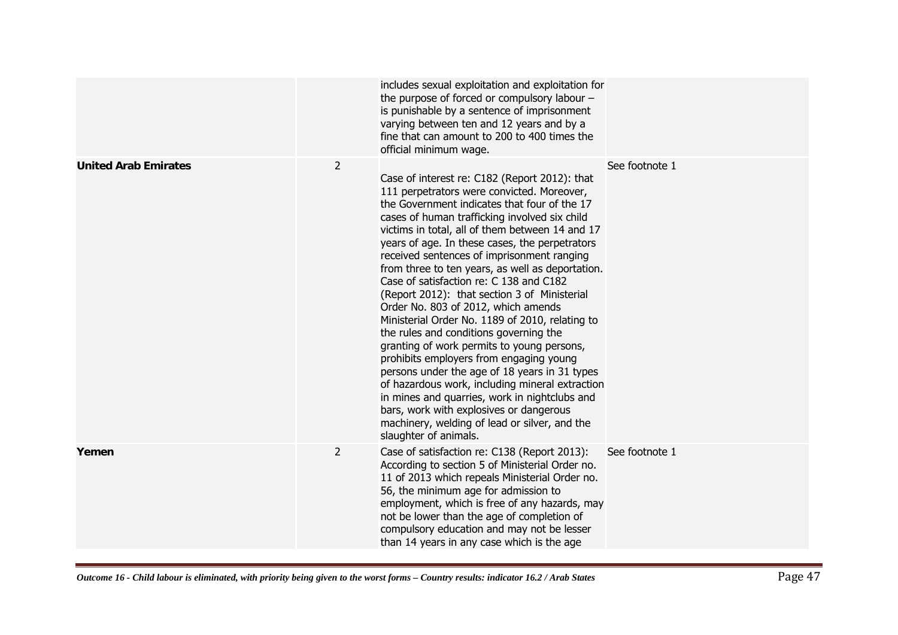| | | | |
|---|---|---|---|
| | | includes sexual exploitation and exploitation for the purpose of forced or compulsory labour – is punishable by a sentence of imprisonment varying between ten and 12 years and by a fine that can amount to 200 to 400 times the official minimum wage. | |
| **United Arab Emirates** | 2 | Case of interest re: C182 (Report 2012): that 111 perpetrators were convicted. Moreover, the Government indicates that four of the 17 cases of human trafficking involved six child victims in total, all of them between 14 and 17 years of age. In these cases, the perpetrators received sentences of imprisonment ranging from three to ten years, as well as deportation. Case of satisfaction re: C 138 and C182 (Report 2012): that section 3 of Ministerial Order No. 803 of 2012, which amends Ministerial Order No. 1189 of 2010, relating to the rules and conditions governing the granting of work permits to young persons, prohibits employers from engaging young persons under the age of 18 years in 31 types of hazardous work, including mineral extraction in mines and quarries, work in nightclubs and bars, work with explosives or dangerous machinery, welding of lead or silver, and the slaughter of animals. | See footnote 1 |
| **Yemen** | 2 | Case of satisfaction re: C138 (Report 2013): According to section 5 of Ministerial Order no. 11 of 2013 which repeals Ministerial Order no. 56, the minimum age for admission to employment, which is free of any hazards, may not be lower than the age of completion of compulsory education and may not be lesser than 14 years in any case which is the age | See footnote 1 |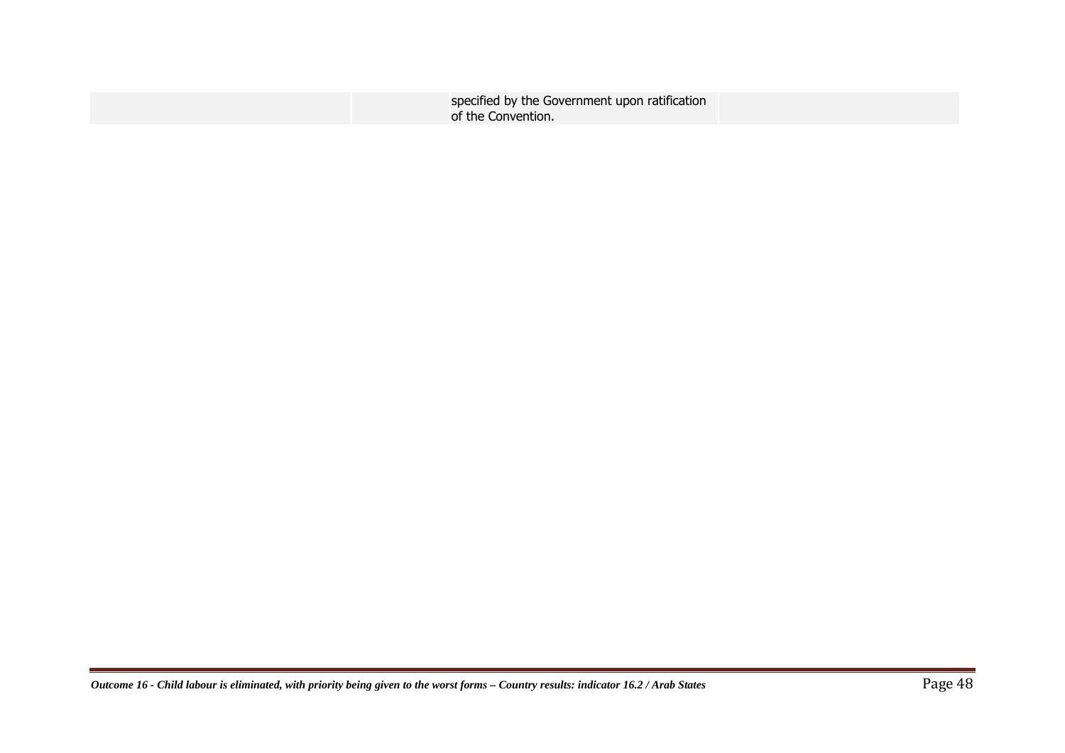|  |  | specified by the Government upon ratification of the Convention. |  |
|---|---|---|---|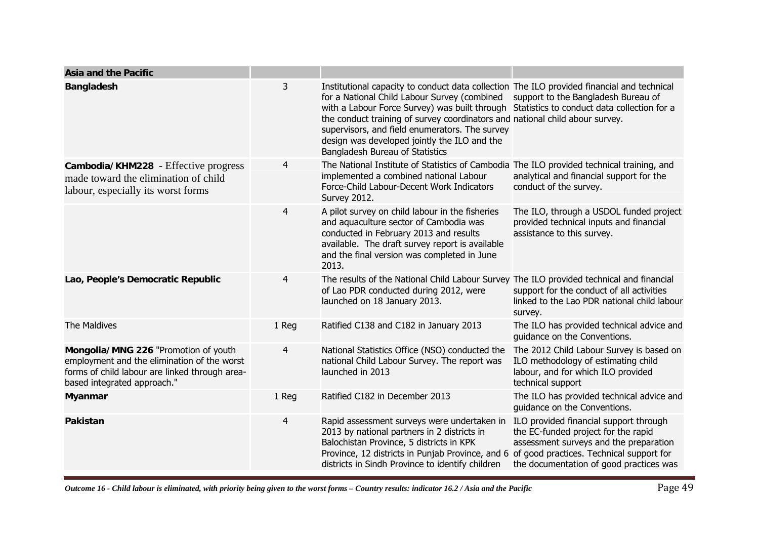| **Asia and the Pacific** | | | |
|---|---|---|---|
| **Bangladesh** | 3 | Institutional capacity to conduct data collection for a National Child Labour Survey (combined with a Labour Force Survey) was built through the conduct training of survey coordinators and supervisors, and field enumerators. The survey design was developed jointly the ILO and the Bangladesh Bureau of Statistics | The ILO provided financial and technical support to the Bangladesh Bureau of Statistics to conduct data collection for a national child abour survey. |
| **Cambodia/KHM228** - Effective progress made toward the elimination of child labour, especially its worst forms | 4 | The National Institute of Statistics of Cambodia implemented a combined national Labour Force-Child Labour-Decent Work Indicators Survey 2012. | The ILO provided technical training, and analytical and financial support for the conduct of the survey. |
| | 4 | A pilot survey on child labour in the fisheries and aquaculture sector of Cambodia was conducted in February 2013 and results available. The draft survey report is available and the final version was completed in June 2013. | The ILO, through a USDOL funded project provided technical inputs and financial assistance to this survey. |
| **Lao, People's Democratic Republic** | 4 | The results of the National Child Labour Survey of Lao PDR conducted during 2012, were launched on 18 January 2013. | The ILO provided technical and financial support for the conduct of all activities linked to the Lao PDR national child labour survey. |
| The Maldives | 1 Reg | Ratified C138 and C182 in January 2013 | The ILO has provided technical advice and guidance on the Conventions. |
| **Mongolia/MNG 226** "Promotion of youth employment and the elimination of the worst forms of child labour are linked through area-based integrated approach." | 4 | National Statistics Office (NSO) conducted the national Child Labour Survey. The report was launched in 2013 | The 2012 Child Labour Survey is based on ILO methodology of estimating child labour, and for which ILO provided technical support |
| **Myanmar** | 1 Reg | Ratified C182 in December 2013 | The ILO has provided technical advice and guidance on the Conventions. |
| **Pakistan** | 4 | Rapid assessment surveys were undertaken in 2013 by national partners in 2 districts in Balochistan Province, 5 districts in KPK Province, 12 districts in Punjab Province, and 6 districts in Sindh Province to identify children | ILO provided financial support through the EC-funded project for the rapid assessment surveys and the preparation of good practices. Technical support for the documentation of good practices was |

*Outcome 16 - Child labour is eliminated, with priority being given to the worst forms – Country results: indicator 16.2 / Asia and the Pacific*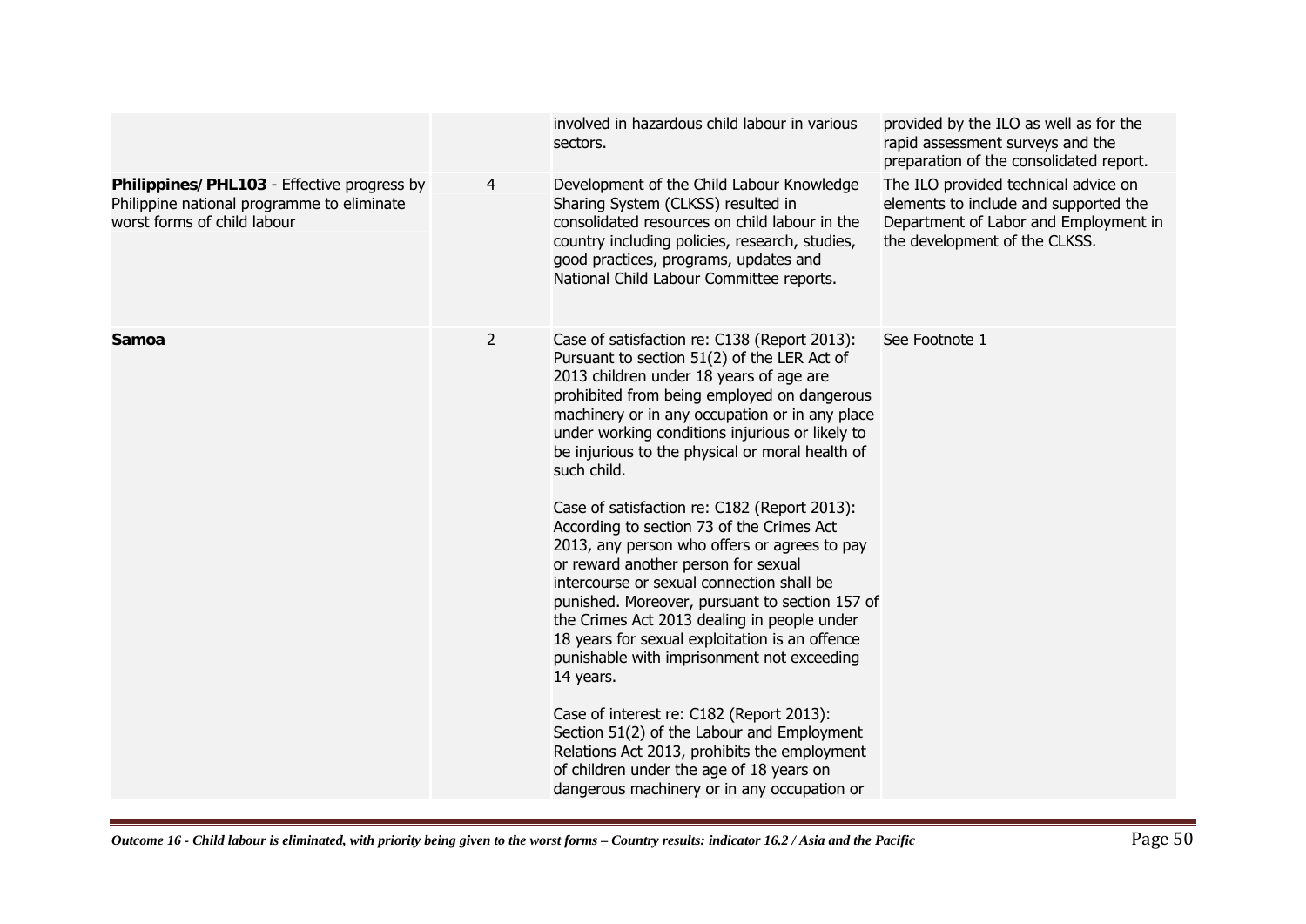| | | | |
|---|---|---|---|
| | | involved in hazardous child labour in various sectors. | provided by the ILO as well as for the rapid assessment surveys and the preparation of the consolidated report. |
| **Philippines/PHL103** - Effective progress by Philippine national programme to eliminate worst forms of child labour | 4 | Development of the Child Labour Knowledge Sharing System (CLKSS) resulted in consolidated resources on child labour in the country including policies, research, studies, good practices, programs, updates and National Child Labour Committee reports. | The ILO provided technical advice on elements to include and supported the Department of Labor and Employment in the development of the CLKSS. |
| **Samoa** | 2 | Case of satisfaction re: C138 (Report 2013): Pursuant to section 51(2) of the LER Act of 2013 children under 18 years of age are prohibited from being employed on dangerous machinery or in any occupation or in any place under working conditions injurious or likely to be injurious to the physical or moral health of such child.<br><br>Case of satisfaction re: C182 (Report 2013): According to section 73 of the Crimes Act 2013, any person who offers or agrees to pay or reward another person for sexual intercourse or sexual connection shall be punished. Moreover, pursuant to section 157 of the Crimes Act 2013 dealing in people under 18 years for sexual exploitation is an offence punishable with imprisonment not exceeding 14 years.<br><br>Case of interest re: C182 (Report 2013): Section 51(2) of the Labour and Employment Relations Act 2013, prohibits the employment of children under the age of 18 years on dangerous machinery or in any occupation or | See Footnote 1 |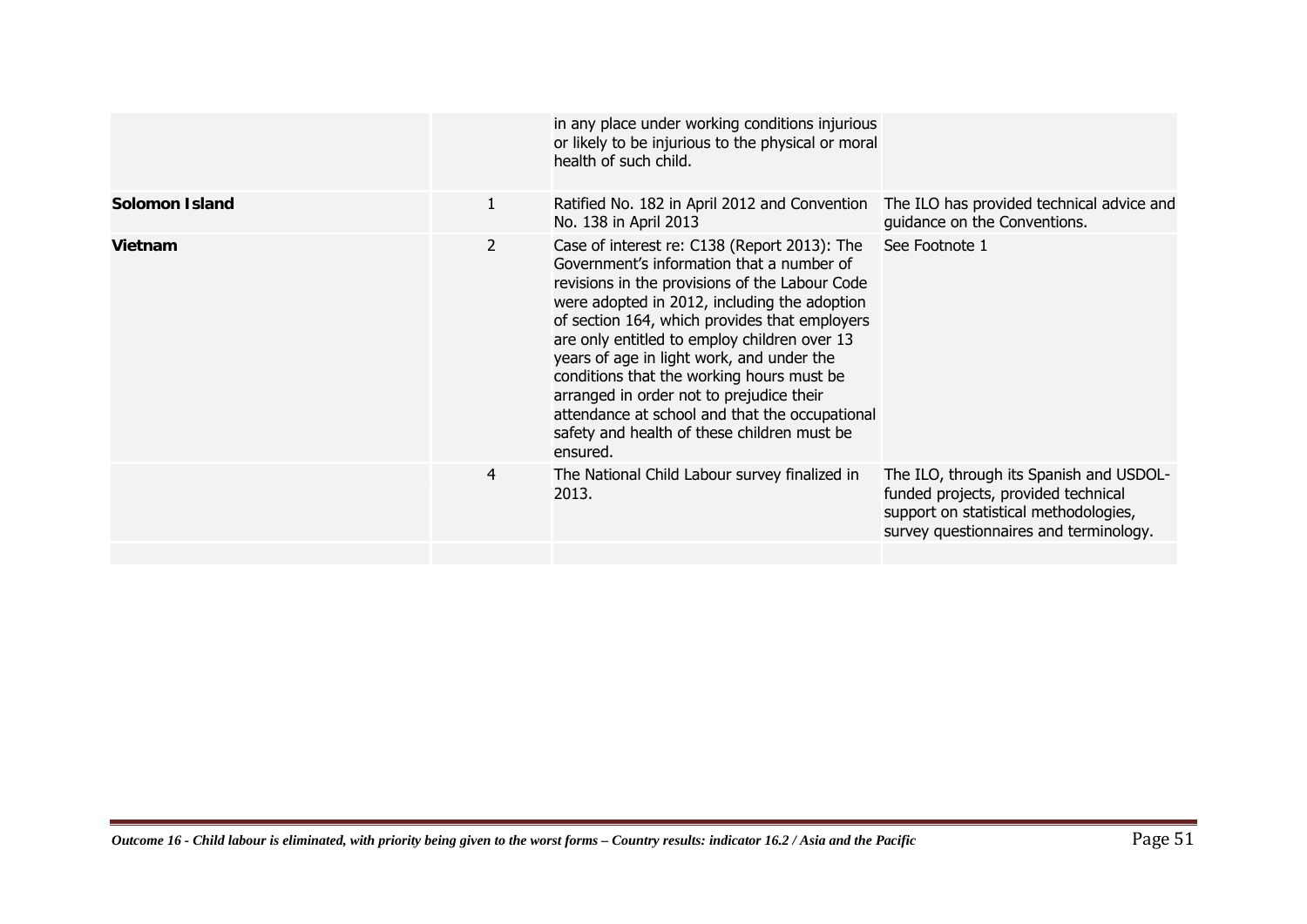| | | | |
|---|---|---|---|
| | | in any place under working conditions injurious or likely to be injurious to the physical or moral health of such child. | |
| **Solomon Island** | 1 | Ratified No. 182 in April 2012 and Convention No. 138 in April 2013 | The ILO has provided technical advice and guidance on the Conventions. |
| **Vietnam** | 2 | Case of interest re: C138 (Report 2013): The Government's information that a number of revisions in the provisions of the Labour Code were adopted in 2012, including the adoption of section 164, which provides that employers are only entitled to employ children over 13 years of age in light work, and under the conditions that the working hours must be arranged in order not to prejudice their attendance at school and that the occupational safety and health of these children must be ensured. | See Footnote 1 |
| | 4 | The National Child Labour survey finalized in 2013. | The ILO, through its Spanish and USDOL-funded projects, provided technical support on statistical methodologies, survey questionnaires and terminology. |
| | | | |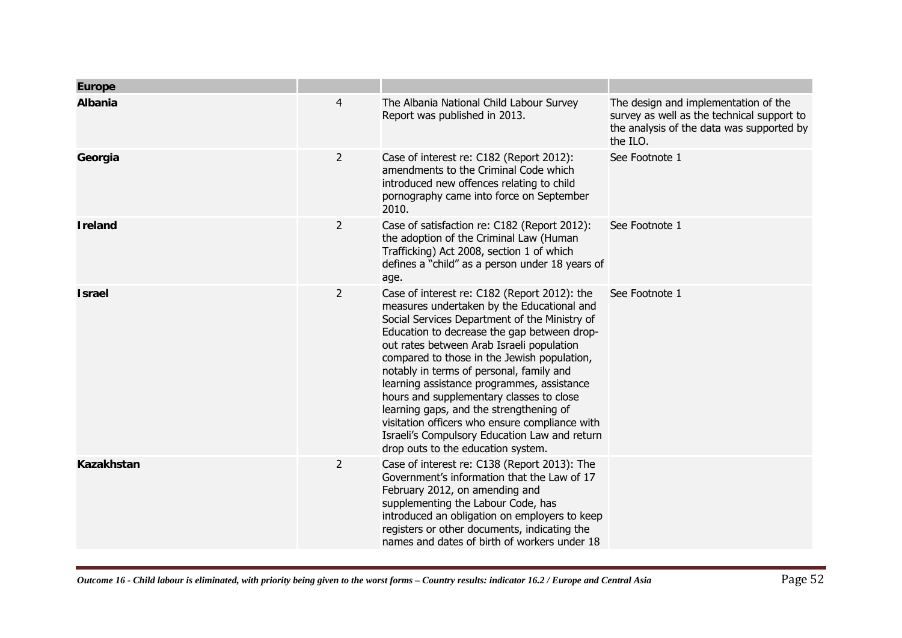| **Europe** | | | |
|---|---|---|---|
| **Albania** | 4 | The Albania National Child Labour Survey Report was published in 2013. | The design and implementation of the survey as well as the technical support to the analysis of the data was supported by the ILO. |
| **Georgia** | 2 | Case of interest re: C182 (Report 2012): amendments to the Criminal Code which introduced new offences relating to child pornography came into force on September 2010. | See Footnote 1 |
| **Ireland** | 2 | Case of satisfaction re: C182 (Report 2012): the adoption of the Criminal Law (Human Trafficking) Act 2008, section 1 of which defines a "child" as a person under 18 years of age. | See Footnote 1 |
| **Israel** | 2 | Case of interest re: C182 (Report 2012): the measures undertaken by the Educational and Social Services Department of the Ministry of Education to decrease the gap between drop-out rates between Arab Israeli population compared to those in the Jewish population, notably in terms of personal, family and learning assistance programmes, assistance hours and supplementary classes to close learning gaps, and the strengthening of visitation officers who ensure compliance with Israeli's Compulsory Education Law and return drop outs to the education system. | See Footnote 1 |
| **Kazakhstan** | 2 | Case of interest re: C138 (Report 2013): The Government's information that the Law of 17 February 2012, on amending and supplementing the Labour Code, has introduced an obligation on employers to keep registers or other documents, indicating the names and dates of birth of workers under 18 | |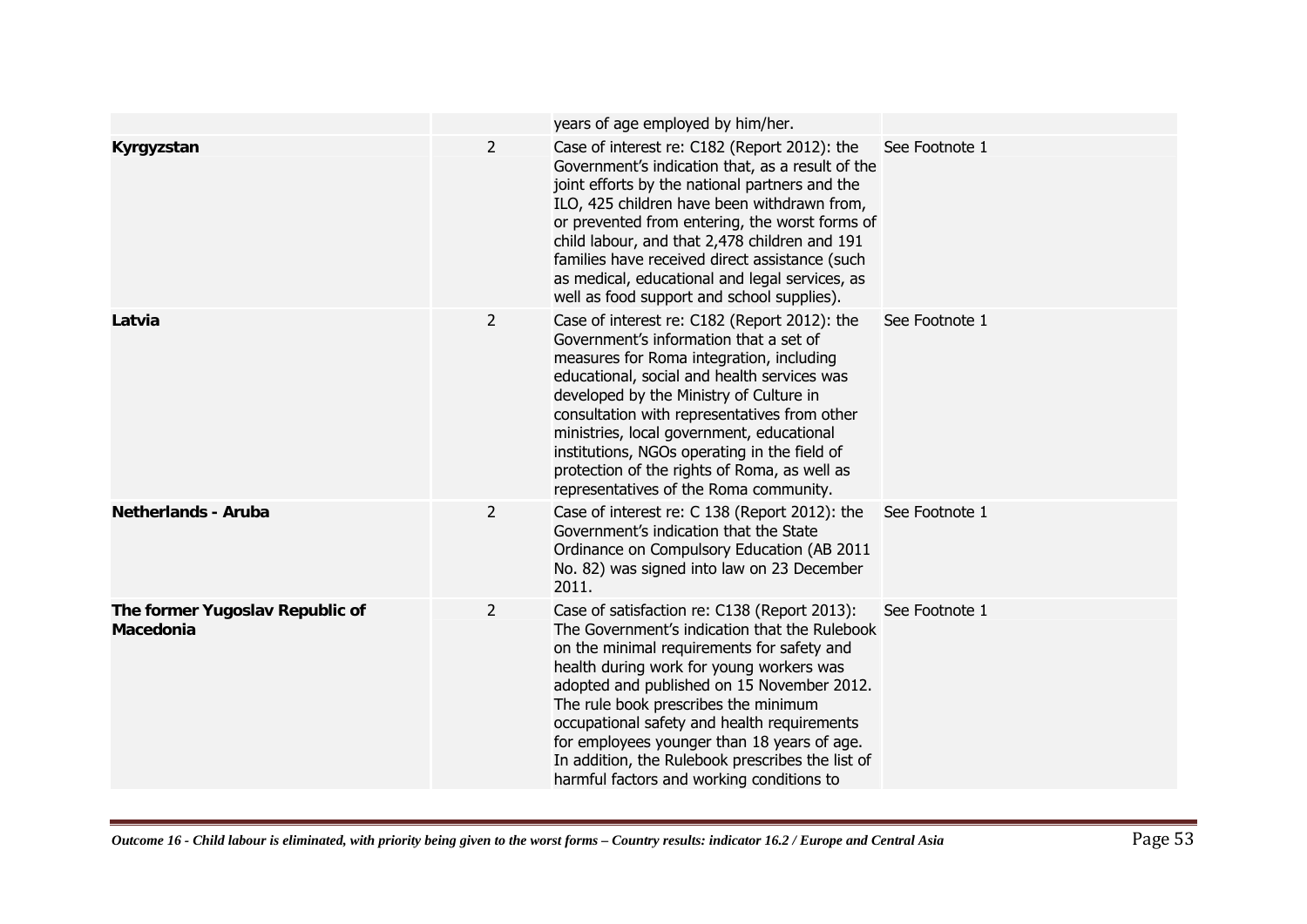| | | | |
|---|---|---|---|
| | | years of age employed by him/her. | |
| **Kyrgyzstan** | 2 | Case of interest re: C182 (Report 2012): the Government's indication that, as a result of the joint efforts by the national partners and the ILO, 425 children have been withdrawn from, or prevented from entering, the worst forms of child labour, and that 2,478 children and 191 families have received direct assistance (such as medical, educational and legal services, as well as food support and school supplies). | See Footnote 1 |
| **Latvia** | 2 | Case of interest re: C182 (Report 2012): the Government's information that a set of measures for Roma integration, including educational, social and health services was developed by the Ministry of Culture in consultation with representatives from other ministries, local government, educational institutions, NGOs operating in the field of protection of the rights of Roma, as well as representatives of the Roma community. | See Footnote 1 |
| **Netherlands - Aruba** | 2 | Case of interest re: C 138 (Report 2012): the Government's indication that the State Ordinance on Compulsory Education (AB 2011 No. 82) was signed into law on 23 December 2011. | See Footnote 1 |
| **The former Yugoslav Republic of Macedonia** | 2 | Case of satisfaction re: C138 (Report 2013): The Government's indication that the Rulebook on the minimal requirements for safety and health during work for young workers was adopted and published on 15 November 2012. The rule book prescribes the minimum occupational safety and health requirements for employees younger than 18 years of age. In addition, the Rulebook prescribes the list of harmful factors and working conditions to | See Footnote 1 |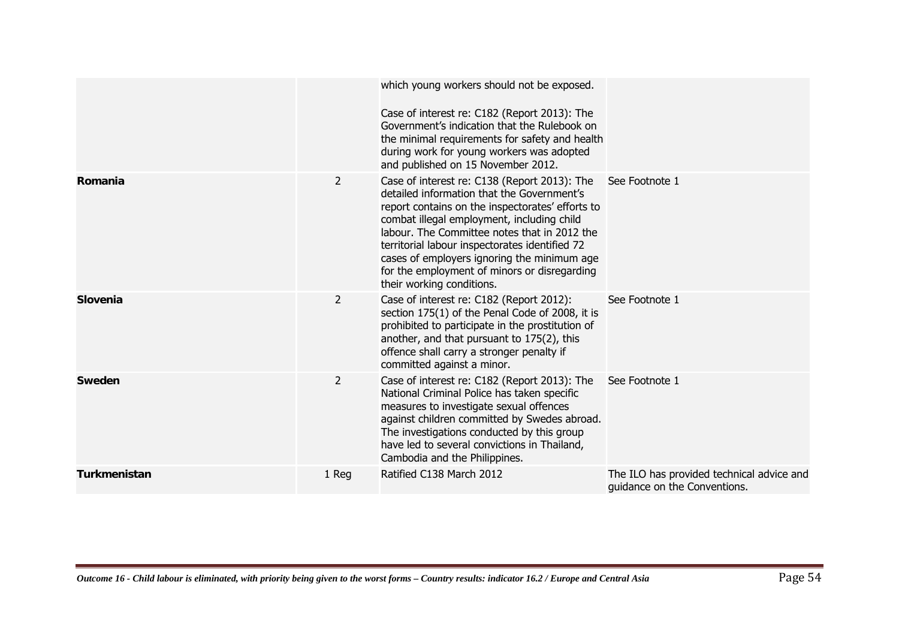| | | | |
|---|---|---|---|
| | | which young workers should not be exposed.<br><br>Case of interest re: C182 (Report 2013): The Government's indication that the Rulebook on the minimal requirements for safety and health during work for young workers was adopted and published on 15 November 2012. | |
| **Romania** | 2 | Case of interest re: C138 (Report 2013): The detailed information that the Government's report contains on the inspectorates' efforts to combat illegal employment, including child labour. The Committee notes that in 2012 the territorial labour inspectorates identified 72 cases of employers ignoring the minimum age for the employment of minors or disregarding their working conditions. | See Footnote 1 |
| **Slovenia** | 2 | Case of interest re: C182 (Report 2012): section 175(1) of the Penal Code of 2008, it is prohibited to participate in the prostitution of another, and that pursuant to 175(2), this offence shall carry a stronger penalty if committed against a minor. | See Footnote 1 |
| **Sweden** | 2 | Case of interest re: C182 (Report 2013): The National Criminal Police has taken specific measures to investigate sexual offences against children committed by Swedes abroad. The investigations conducted by this group have led to several convictions in Thailand, Cambodia and the Philippines. | See Footnote 1 |
| **Turkmenistan** | 1 Reg | Ratified C138 March 2012 | The ILO has provided technical advice and guidance on the Conventions. |